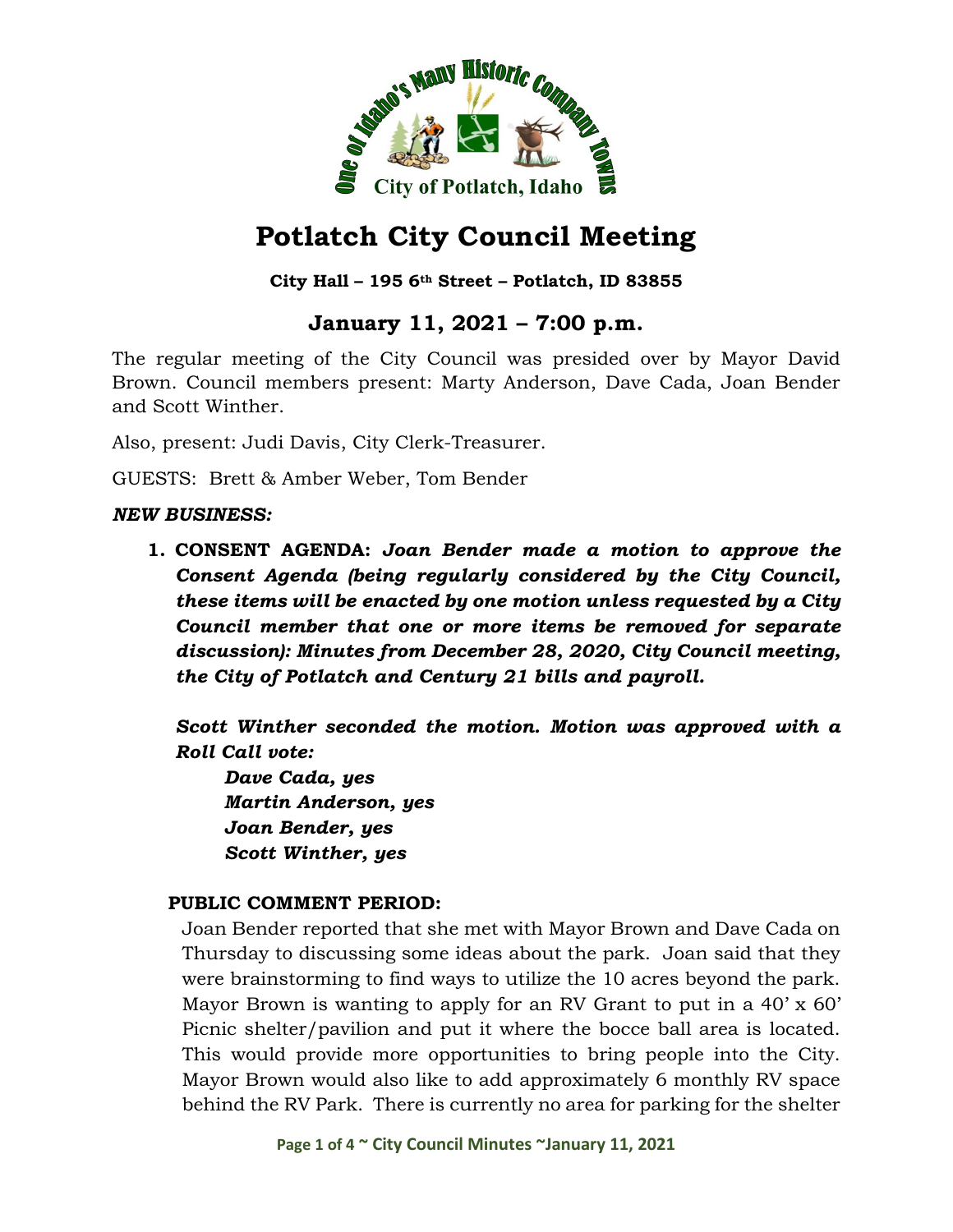# Potlatch City Council Meeting

**City Hall – 195 6th Street – Potlatch, ID 83855**

## January 11, 2021 – 7:00 p.m.

The regular meeting of the City Council was presided over by Mayor David Brown. Council members present: Marty Anderson, Dave Cada, Joan Bender and Scott Winther.

Also, present: Judi Davis, City Clerk-Treasurer.

GUESTS: Brett & Amber Weber, Tom Bender

***NEW BUSINESS:***

1. **CONSENT AGENDA:** ***Joan Bender made a motion to approve the Consent Agenda (being regularly considered by the City Council, these items will be enacted by one motion unless requested by a City Council member that one or more items be removed for separate discussion): Minutes from December 28, 2020, City Council meeting, the City of Potlatch and Century 21 bills and payroll.***

   ***Scott Winther seconded the motion. Motion was approved with a Roll Call vote:***

   ***Dave Cada, yes***
   ***Martin Anderson, yes***
   ***Joan Bender, yes***
   ***Scott Winther, yes***

**PUBLIC COMMENT PERIOD:**

Joan Bender reported that she met with Mayor Brown and Dave Cada on Thursday to discussing some ideas about the park. Joan said that they were brainstorming to find ways to utilize the 10 acres beyond the park. Mayor Brown is wanting to apply for an RV Grant to put in a 40' x 60' Picnic shelter/pavilion and put it where the bocce ball area is located. This would provide more opportunities to bring people into the City. Mayor Brown would also like to add approximately 6 monthly RV space behind the RV Park. There is currently no area for parking for the shelter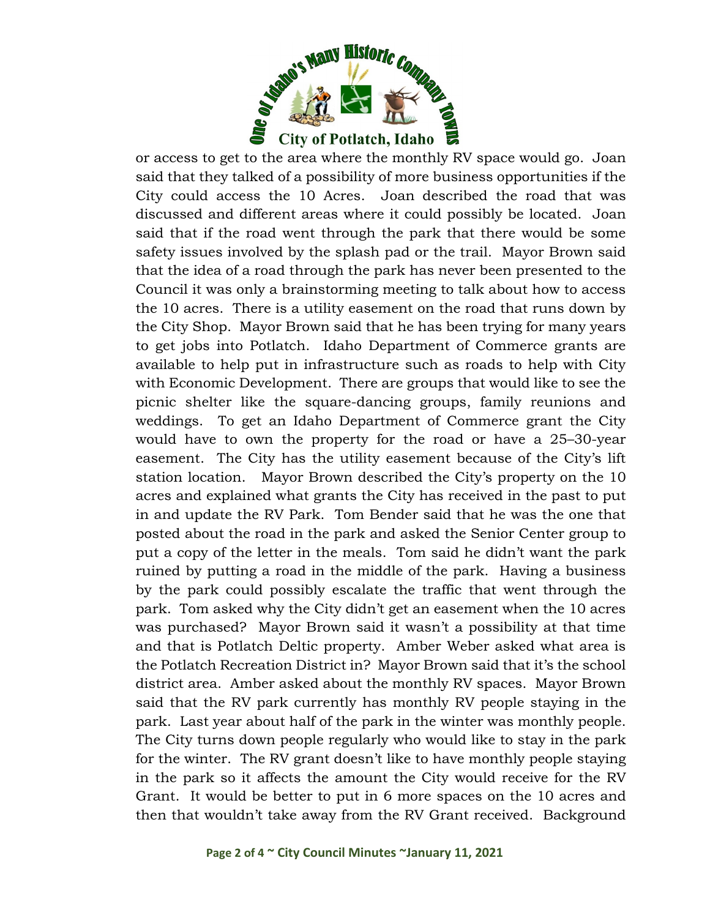or access to get to the area where the monthly RV space would go. Joan said that they talked of a possibility of more business opportunities if the City could access the 10 Acres. Joan described the road that was discussed and different areas where it could possibly be located. Joan said that if the road went through the park that there would be some safety issues involved by the splash pad or the trail. Mayor Brown said that the idea of a road through the park has never been presented to the Council it was only a brainstorming meeting to talk about how to access the 10 acres. There is a utility easement on the road that runs down by the City Shop. Mayor Brown said that he has been trying for many years to get jobs into Potlatch. Idaho Department of Commerce grants are available to help put in infrastructure such as roads to help with City with Economic Development. There are groups that would like to see the picnic shelter like the square-dancing groups, family reunions and weddings. To get an Idaho Department of Commerce grant the City would have to own the property for the road or have a 25–30-year easement. The City has the utility easement because of the City's lift station location. Mayor Brown described the City's property on the 10 acres and explained what grants the City has received in the past to put in and update the RV Park. Tom Bender said that he was the one that posted about the road in the park and asked the Senior Center group to put a copy of the letter in the meals. Tom said he didn't want the park ruined by putting a road in the middle of the park. Having a business by the park could possibly escalate the traffic that went through the park. Tom asked why the City didn't get an easement when the 10 acres was purchased? Mayor Brown said it wasn't a possibility at that time and that is Potlatch Deltic property. Amber Weber asked what area is the Potlatch Recreation District in? Mayor Brown said that it's the school district area. Amber asked about the monthly RV spaces. Mayor Brown said that the RV park currently has monthly RV people staying in the park. Last year about half of the park in the winter was monthly people. The City turns down people regularly who would like to stay in the park for the winter. The RV grant doesn't like to have monthly people staying in the park so it affects the amount the City would receive for the RV Grant. It would be better to put in 6 more spaces on the 10 acres and then that wouldn't take away from the RV Grant received. Background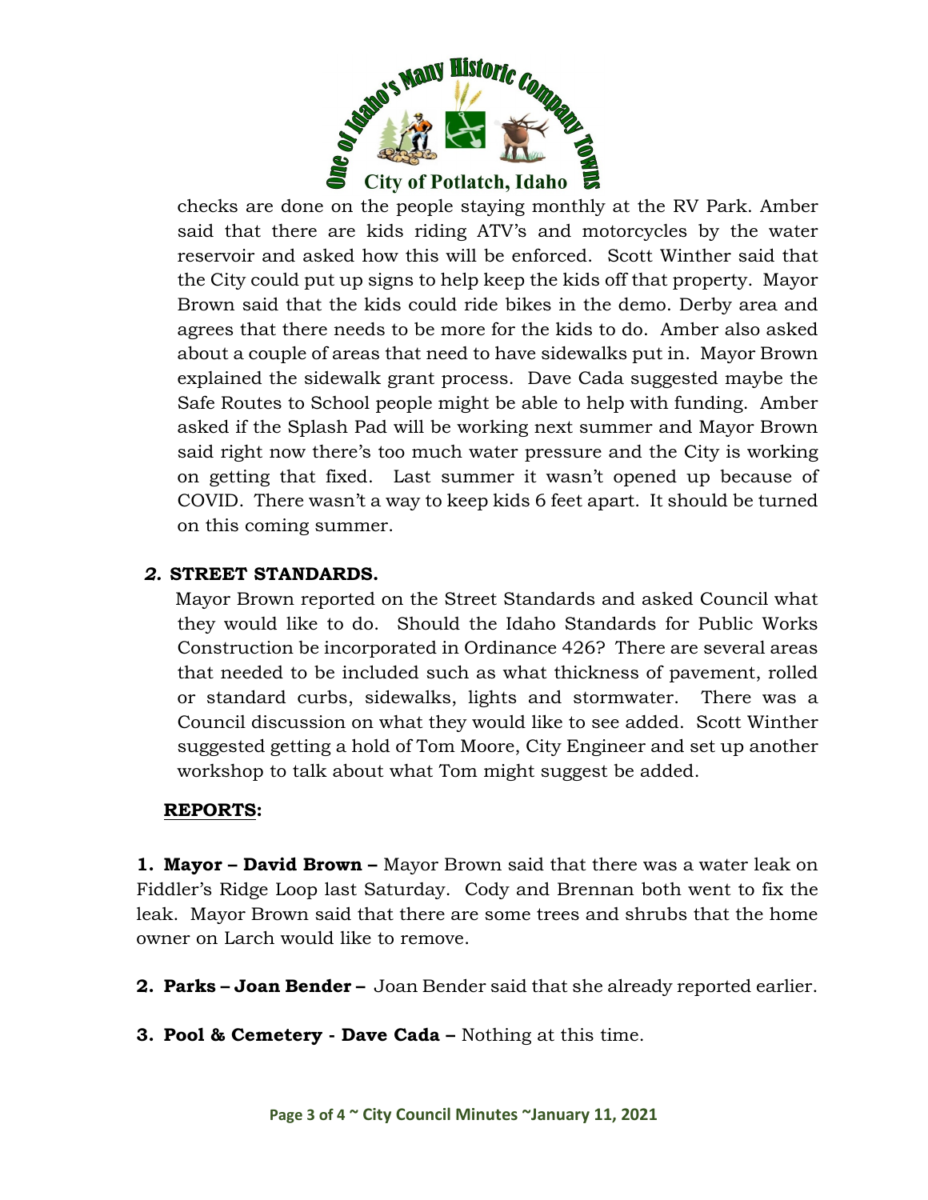checks are done on the people staying monthly at the RV Park. Amber said that there are kids riding ATV's and motorcycles by the water reservoir and asked how this will be enforced. Scott Winther said that the City could put up signs to help keep the kids off that property. Mayor Brown said that the kids could ride bikes in the demo. Derby area and agrees that there needs to be more for the kids to do. Amber also asked about a couple of areas that need to have sidewalks put in. Mayor Brown explained the sidewalk grant process. Dave Cada suggested maybe the Safe Routes to School people might be able to help with funding. Amber asked if the Splash Pad will be working next summer and Mayor Brown said right now there's too much water pressure and the City is working on getting that fixed. Last summer it wasn't opened up because of COVID. There wasn't a way to keep kids 6 feet apart. It should be turned on this coming summer.

*2.* **STREET STANDARDS.**

Mayor Brown reported on the Street Standards and asked Council what they would like to do. Should the Idaho Standards for Public Works Construction be incorporated in Ordinance 426? There are several areas that needed to be included such as what thickness of pavement, rolled or standard curbs, sidewalks, lights and stormwater. There was a Council discussion on what they would like to see added. Scott Winther suggested getting a hold of Tom Moore, City Engineer and set up another workshop to talk about what Tom might suggest be added.

**REPORTS:**

**1. Mayor – David Brown –** Mayor Brown said that there was a water leak on Fiddler's Ridge Loop last Saturday. Cody and Brennan both went to fix the leak. Mayor Brown said that there are some trees and shrubs that the home owner on Larch would like to remove.

**2. Parks – Joan Bender –** Joan Bender said that she already reported earlier.

**3. Pool & Cemetery - Dave Cada –** Nothing at this time.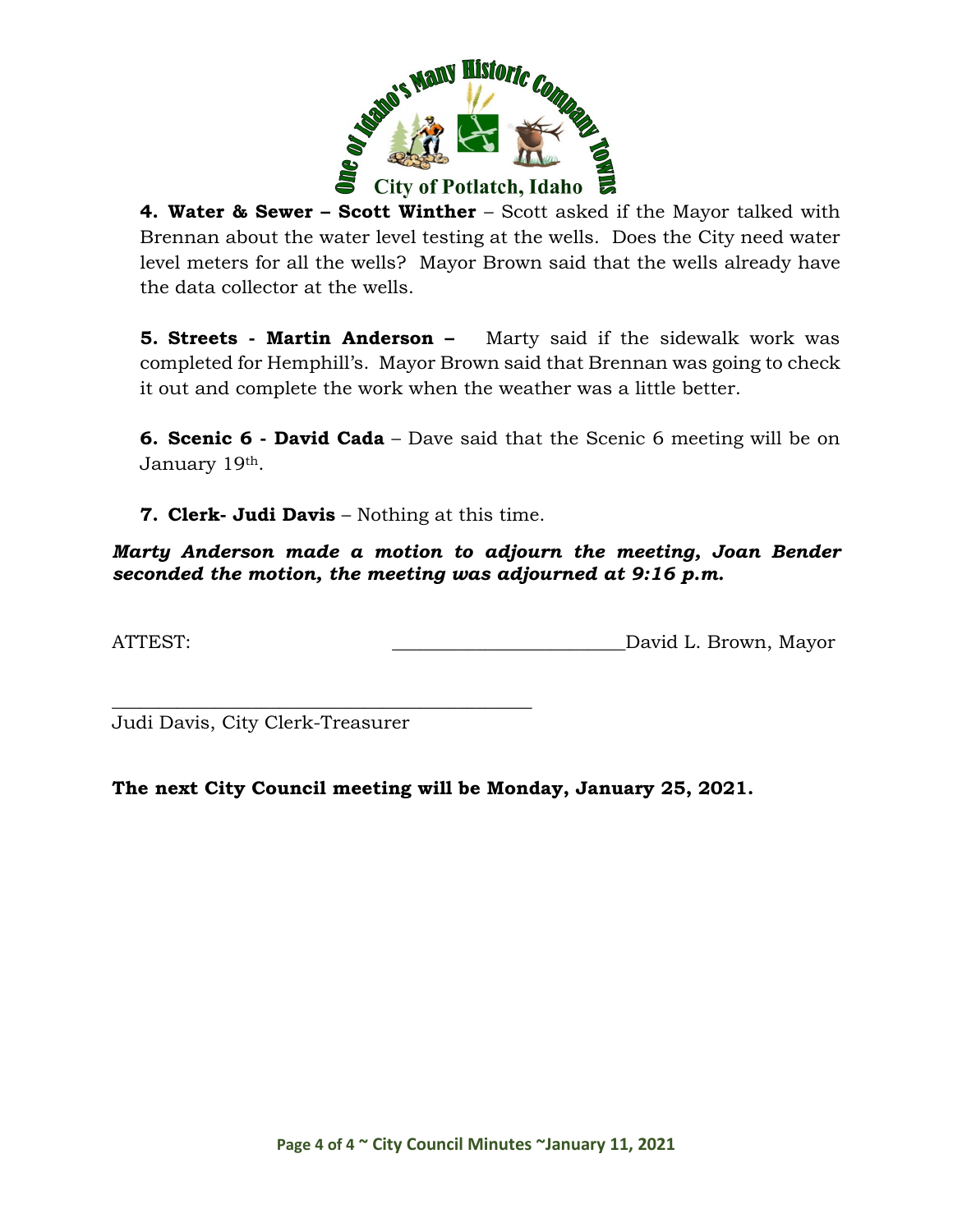**4. Water & Sewer – Scott Winther** – Scott asked if the Mayor talked with Brennan about the water level testing at the wells. Does the City need water level meters for all the wells? Mayor Brown said that the wells already have the data collector at the wells.

**5. Streets - Martin Anderson –** Marty said if the sidewalk work was completed for Hemphill's. Mayor Brown said that Brennan was going to check it out and complete the work when the weather was a little better.

**6. Scenic 6 - David Cada** – Dave said that the Scenic 6 meeting will be on January 19th.

**7. Clerk- Judi Davis** – Nothing at this time.

***Marty Anderson made a motion to adjourn the meeting, Joan Bender seconded the motion, the meeting was adjourned at 9:16 p.m.***

ATTEST: ________________________David L. Brown, Mayor

_____________________________________________

Judi Davis, City Clerk-Treasurer

**The next City Council meeting will be Monday, January 25, 2021.**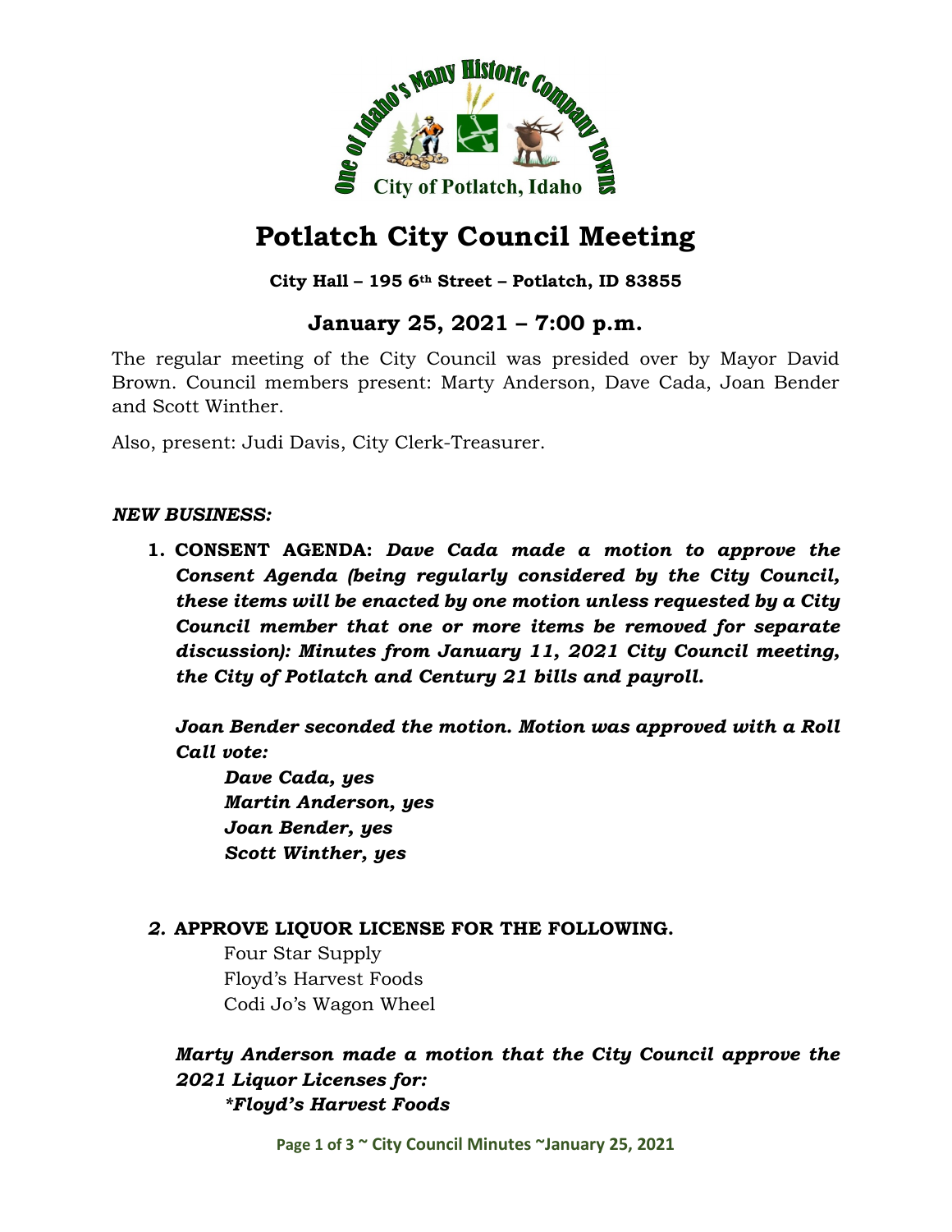# Potlatch City Council Meeting

**City Hall – 195 6th Street – Potlatch, ID 83855**

## January 25, 2021 – 7:00 p.m.

The regular meeting of the City Council was presided over by Mayor David Brown. Council members present: Marty Anderson, Dave Cada, Joan Bender and Scott Winther.

Also, present: Judi Davis, City Clerk-Treasurer.

***NEW BUSINESS:***

1. **CONSENT AGENDA:** ***Dave Cada made a motion to approve the Consent Agenda (being regularly considered by the City Council, these items will be enacted by one motion unless requested by a City Council member that one or more items be removed for separate discussion): Minutes from January 11, 2021 City Council meeting, the City of Potlatch and Century 21 bills and payroll.***

   ***Joan Bender seconded the motion. Motion was approved with a Roll Call vote:***

   ***Dave Cada, yes***
   ***Martin Anderson, yes***
   ***Joan Bender, yes***
   ***Scott Winther, yes***

2. **APPROVE LIQUOR LICENSE FOR THE FOLLOWING.**

   Four Star Supply
   Floyd's Harvest Foods
   Codi Jo's Wagon Wheel

   ***Marty Anderson made a motion that the City Council approve the 2021 Liquor Licenses for:***
   ***\*Floyd's Harvest Foods***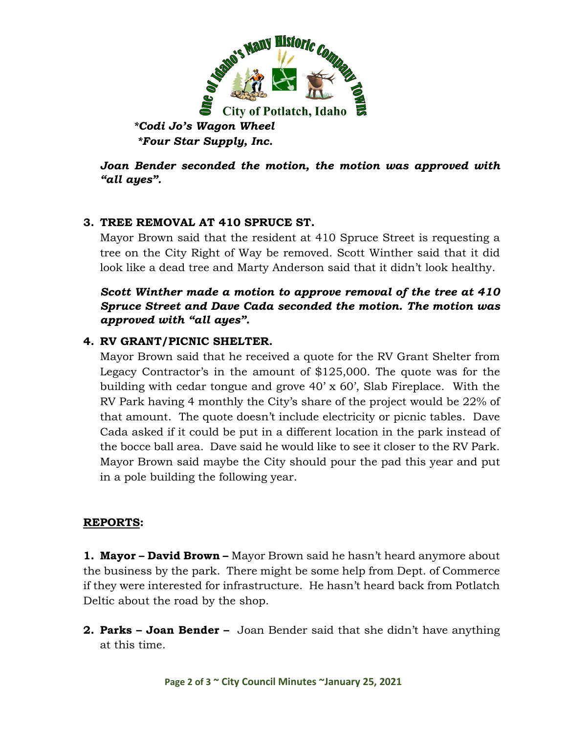*\*Codi Jo's Wagon Wheel*
*\*Four Star Supply, Inc.*

***Joan Bender seconded the motion, the motion was approved with "all ayes".***

**3. TREE REMOVAL AT 410 SPRUCE ST.**

Mayor Brown said that the resident at 410 Spruce Street is requesting a tree on the City Right of Way be removed. Scott Winther said that it did look like a dead tree and Marty Anderson said that it didn't look healthy.

***Scott Winther made a motion to approve removal of the tree at 410 Spruce Street and Dave Cada seconded the motion. The motion was approved with "all ayes".***

**4. RV GRANT/PICNIC SHELTER.**

Mayor Brown said that he received a quote for the RV Grant Shelter from Legacy Contractor's in the amount of $125,000. The quote was for the building with cedar tongue and grove 40' x 60', Slab Fireplace. With the RV Park having 4 monthly the City's share of the project would be 22% of that amount. The quote doesn't include electricity or picnic tables. Dave Cada asked if it could be put in a different location in the park instead of the bocce ball area. Dave said he would like to see it closer to the RV Park. Mayor Brown said maybe the City should pour the pad this year and put in a pole building the following year.

**<u>REPORTS</u>:**

**1. Mayor – David Brown –** Mayor Brown said he hasn't heard anymore about the business by the park. There might be some help from Dept. of Commerce if they were interested for infrastructure. He hasn't heard back from Potlatch Deltic about the road by the shop.

**2. Parks – Joan Bender –** Joan Bender said that she didn't have anything at this time.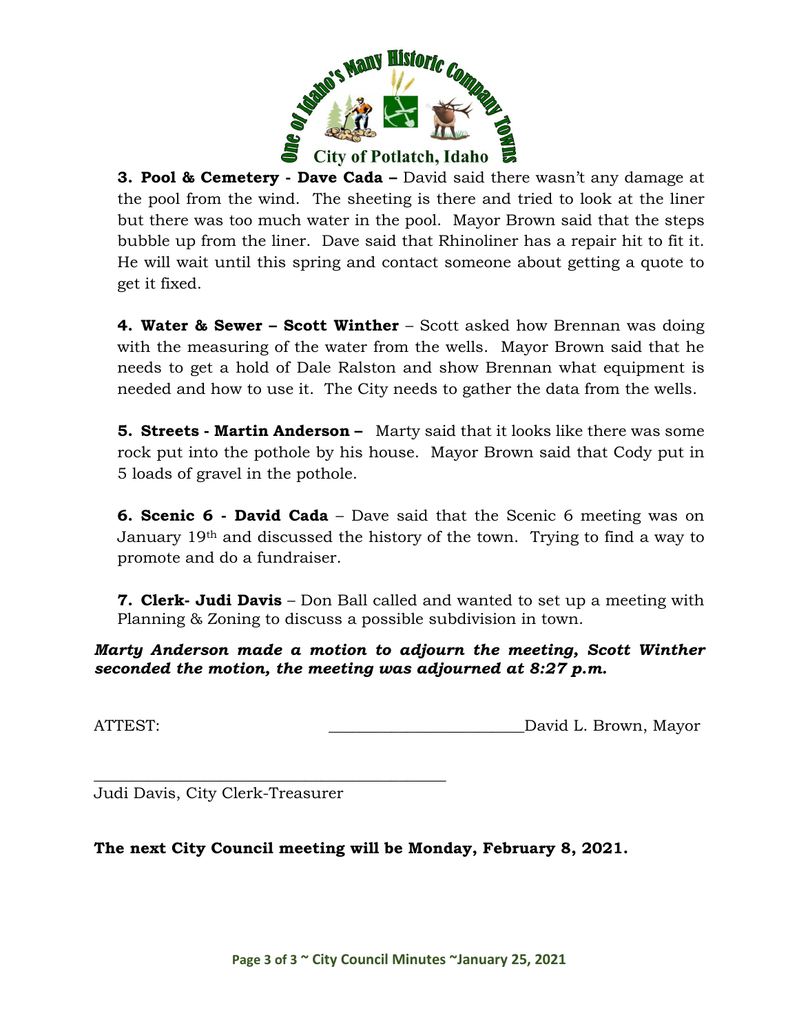**3. Pool & Cemetery - Dave Cada –** David said there wasn't any damage at the pool from the wind. The sheeting is there and tried to look at the liner but there was too much water in the pool. Mayor Brown said that the steps bubble up from the liner. Dave said that Rhinoliner has a repair hit to fit it. He will wait until this spring and contact someone about getting a quote to get it fixed.

**4. Water & Sewer – Scott Winther** – Scott asked how Brennan was doing with the measuring of the water from the wells. Mayor Brown said that he needs to get a hold of Dale Ralston and show Brennan what equipment is needed and how to use it. The City needs to gather the data from the wells.

**5. Streets - Martin Anderson –** Marty said that it looks like there was some rock put into the pothole by his house. Mayor Brown said that Cody put in 5 loads of gravel in the pothole.

**6. Scenic 6 - David Cada** – Dave said that the Scenic 6 meeting was on January 19th and discussed the history of the town. Trying to find a way to promote and do a fundraiser.

**7. Clerk- Judi Davis** – Don Ball called and wanted to set up a meeting with Planning & Zoning to discuss a possible subdivision in town.

***Marty Anderson made a motion to adjourn the meeting, Scott Winther seconded the motion, the meeting was adjourned at 8:27 p.m.***

ATTEST: ________________________David L. Brown, Mayor

______________________________________________
Judi Davis, City Clerk-Treasurer

**The next City Council meeting will be Monday, February 8, 2021.**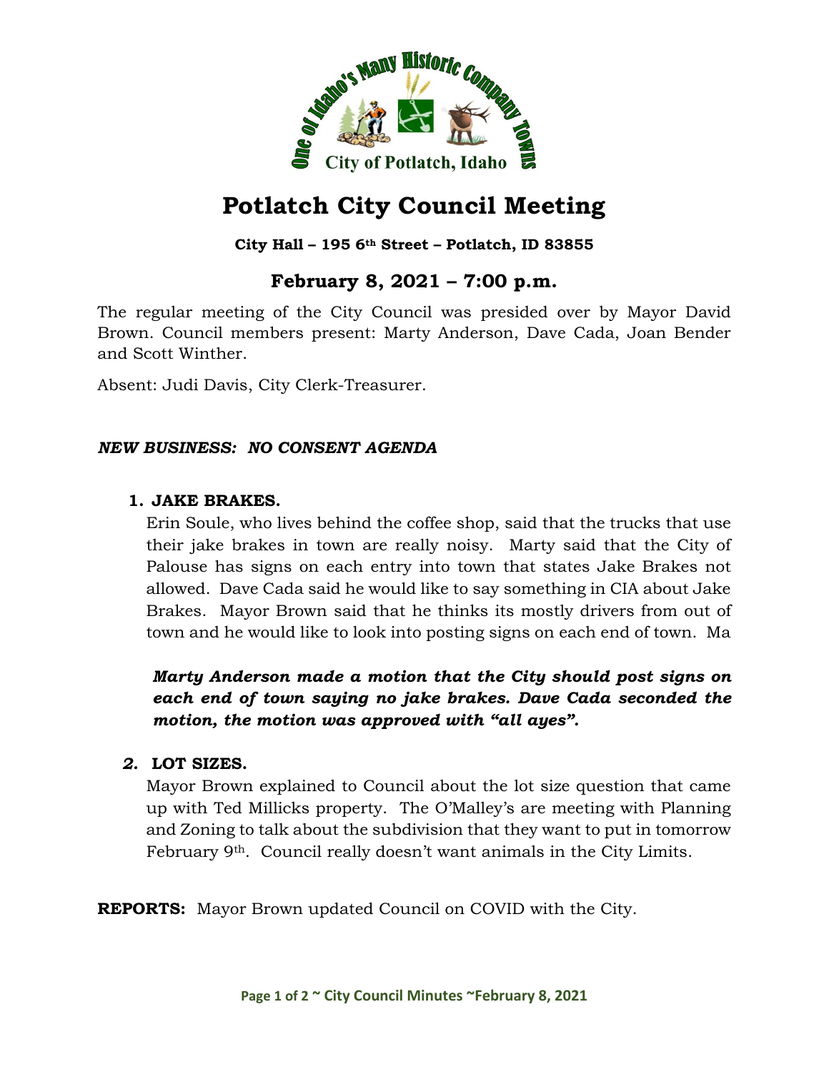# Potlatch City Council Meeting

**City Hall – 195 6th Street – Potlatch, ID 83855**

## February 8, 2021 – 7:00 p.m.

The regular meeting of the City Council was presided over by Mayor David Brown. Council members present: Marty Anderson, Dave Cada, Joan Bender and Scott Winther.

Absent: Judi Davis, City Clerk-Treasurer.

***NEW BUSINESS: NO CONSENT AGENDA***

1. **JAKE BRAKES.**

   Erin Soule, who lives behind the coffee shop, said that the trucks that use their jake brakes in town are really noisy. Marty said that the City of Palouse has signs on each entry into town that states Jake Brakes not allowed. Dave Cada said he would like to say something in CIA about Jake Brakes. Mayor Brown said that he thinks its mostly drivers from out of town and he would like to look into posting signs on each end of town. Ma

   ***Marty Anderson made a motion that the City should post signs on each end of town saying no jake brakes. Dave Cada seconded the motion, the motion was approved with "all ayes".***

2. **LOT SIZES.**

   Mayor Brown explained to Council about the lot size question that came up with Ted Millicks property. The O'Malley's are meeting with Planning and Zoning to talk about the subdivision that they want to put in tomorrow February 9th. Council really doesn't want animals in the City Limits.

**REPORTS:** Mayor Brown updated Council on COVID with the City.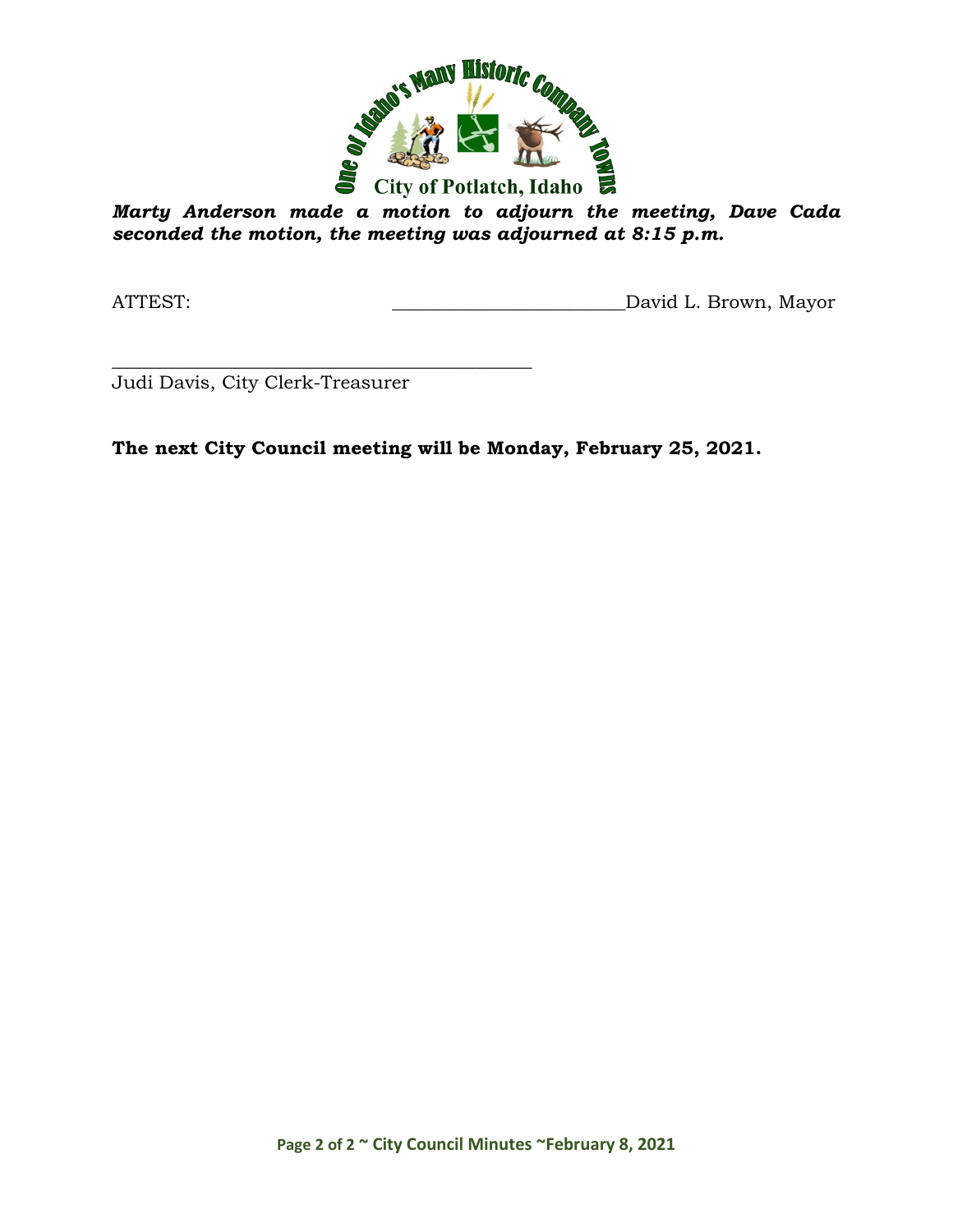***Marty Anderson made a motion to adjourn the meeting, Dave Cada seconded the motion, the meeting was adjourned at 8:15 p.m.***

ATTEST: ________________________David L. Brown, Mayor

_____________________________________________
Judi Davis, City Clerk-Treasurer

**The next City Council meeting will be Monday, February 25, 2021.**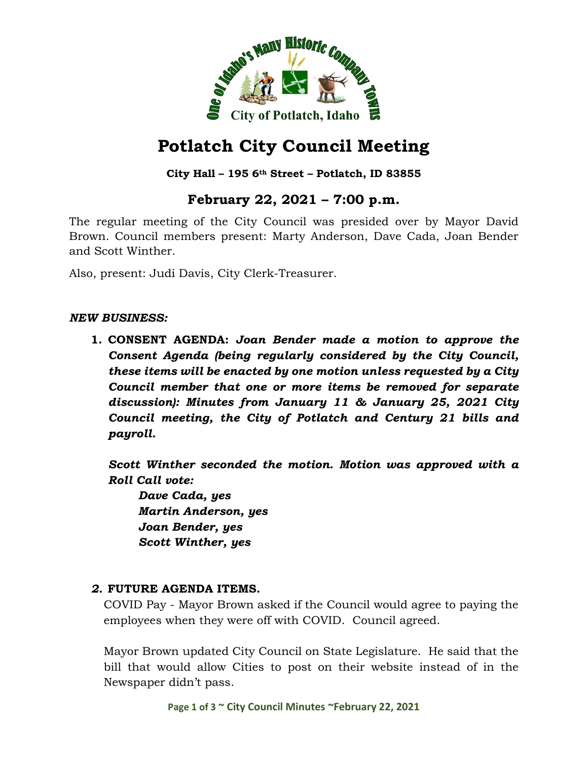# Potlatch City Council Meeting

**City Hall – 195 6th Street – Potlatch, ID 83855**

## February 22, 2021 – 7:00 p.m.

The regular meeting of the City Council was presided over by Mayor David Brown. Council members present: Marty Anderson, Dave Cada, Joan Bender and Scott Winther.

Also, present: Judi Davis, City Clerk-Treasurer.

***NEW BUSINESS:***

1. **CONSENT AGENDA:** ***Joan Bender made a motion to approve the Consent Agenda (being regularly considered by the City Council, these items will be enacted by one motion unless requested by a City Council member that one or more items be removed for separate discussion): Minutes from January 11 & January 25, 2021 City Council meeting, the City of Potlatch and Century 21 bills and payroll.***

   ***Scott Winther seconded the motion. Motion was approved with a Roll Call vote:***

   ***Dave Cada, yes***
   ***Martin Anderson, yes***
   ***Joan Bender, yes***
   ***Scott Winther, yes***

2. **FUTURE AGENDA ITEMS.**

   COVID Pay - Mayor Brown asked if the Council would agree to paying the employees when they were off with COVID. Council agreed.

   Mayor Brown updated City Council on State Legislature. He said that the bill that would allow Cities to post on their website instead of in the Newspaper didn't pass.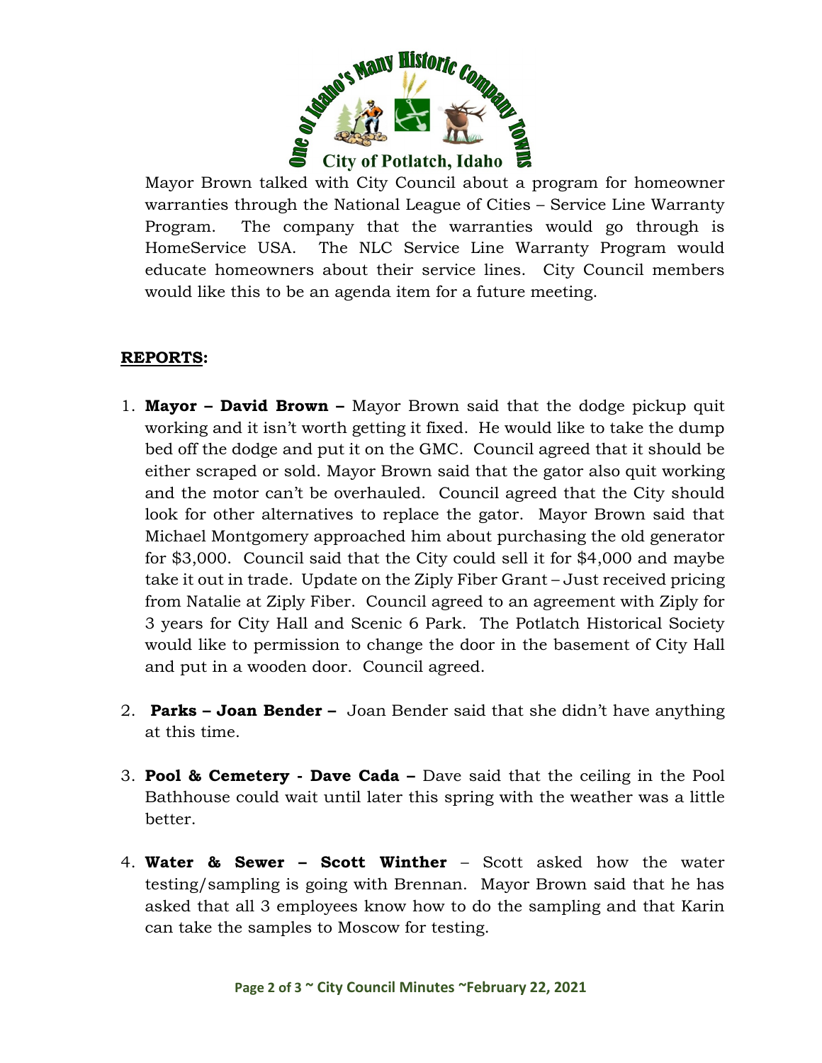Mayor Brown talked with City Council about a program for homeowner warranties through the National League of Cities – Service Line Warranty Program. The company that the warranties would go through is HomeService USA. The NLC Service Line Warranty Program would educate homeowners about their service lines. City Council members would like this to be an agenda item for a future meeting.

**REPORTS:**

1. **Mayor – David Brown –** Mayor Brown said that the dodge pickup quit working and it isn't worth getting it fixed. He would like to take the dump bed off the dodge and put it on the GMC. Council agreed that it should be either scraped or sold. Mayor Brown said that the gator also quit working and the motor can't be overhauled. Council agreed that the City should look for other alternatives to replace the gator. Mayor Brown said that Michael Montgomery approached him about purchasing the old generator for $3,000. Council said that the City could sell it for $4,000 and maybe take it out in trade. Update on the Ziply Fiber Grant – Just received pricing from Natalie at Ziply Fiber. Council agreed to an agreement with Ziply for 3 years for City Hall and Scenic 6 Park. The Potlatch Historical Society would like to permission to change the door in the basement of City Hall and put in a wooden door. Council agreed.

2. **Parks – Joan Bender –** Joan Bender said that she didn't have anything at this time.

3. **Pool & Cemetery - Dave Cada –** Dave said that the ceiling in the Pool Bathhouse could wait until later this spring with the weather was a little better.

4. **Water & Sewer – Scott Winther** – Scott asked how the water testing/sampling is going with Brennan. Mayor Brown said that he has asked that all 3 employees know how to do the sampling and that Karin can take the samples to Moscow for testing.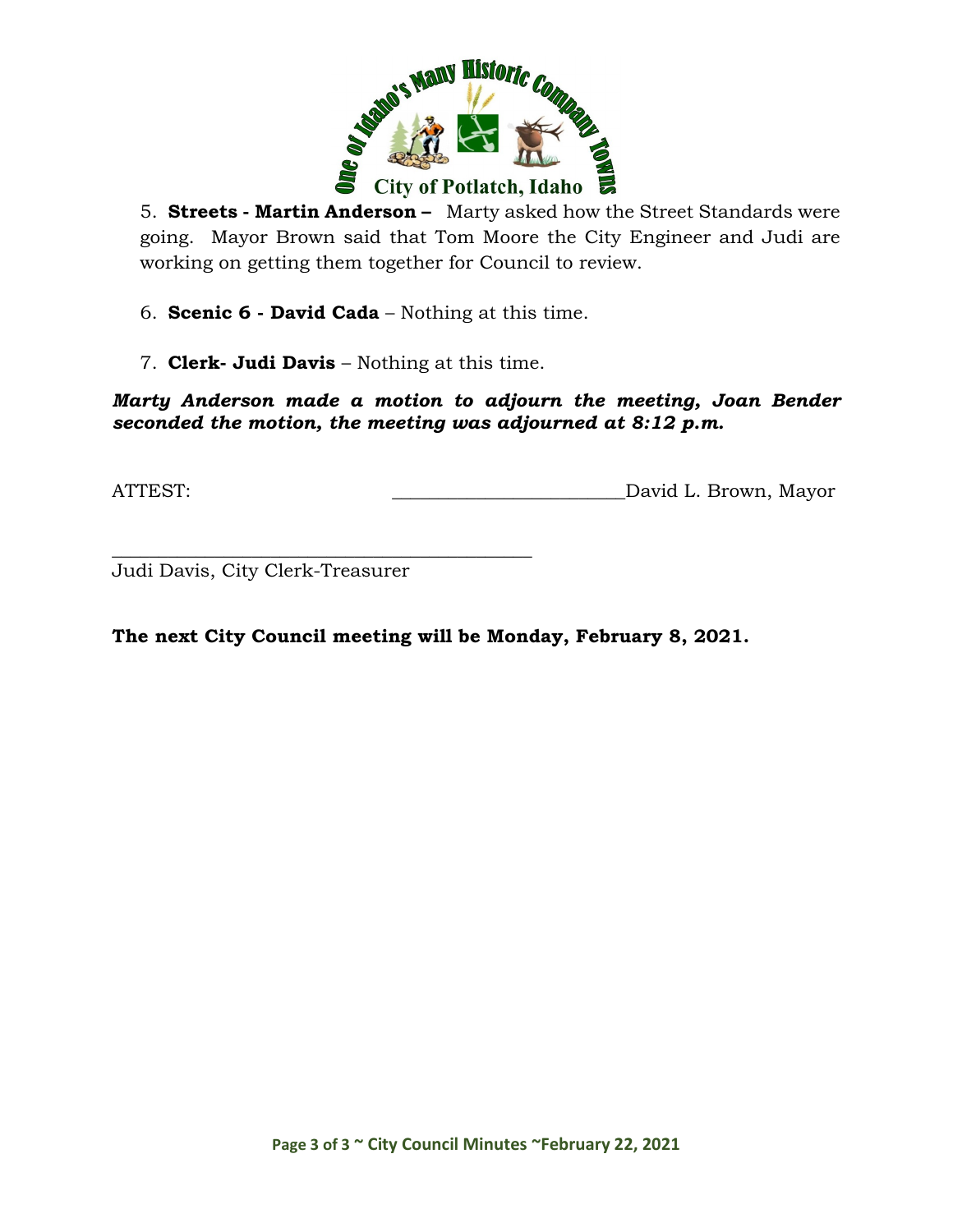5. **Streets - Martin Anderson –** Marty asked how the Street Standards were going. Mayor Brown said that Tom Moore the City Engineer and Judi are working on getting them together for Council to review.

6. **Scenic 6 - David Cada** – Nothing at this time.

7. **Clerk- Judi Davis** – Nothing at this time.

***Marty Anderson made a motion to adjourn the meeting, Joan Bender seconded the motion, the meeting was adjourned at 8:12 p.m.***

ATTEST: \_\_\_\_\_\_\_\_\_\_\_\_\_\_\_\_\_\_\_\_\_\_\_\_David L. Brown, Mayor

\_\_\_\_\_\_\_\_\_\_\_\_\_\_\_\_\_\_\_\_\_\_\_\_\_\_\_\_\_\_\_\_\_\_\_\_\_\_\_\_\_\_\_\_

Judi Davis, City Clerk-Treasurer

**The next City Council meeting will be Monday, February 8, 2021.**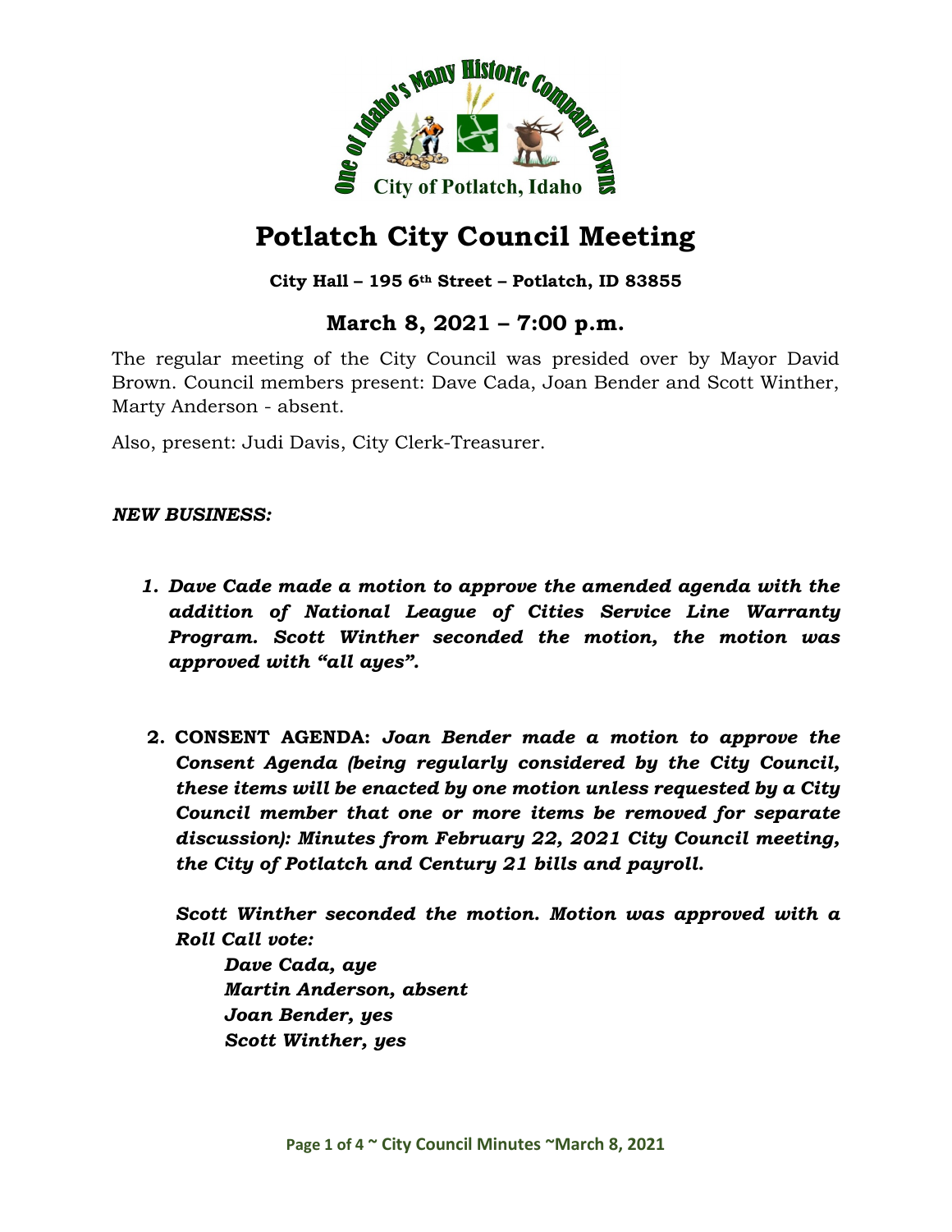# Potlatch City Council Meeting

**City Hall – 195 6th Street – Potlatch, ID 83855**

## March 8, 2021 – 7:00 p.m.

The regular meeting of the City Council was presided over by Mayor David Brown. Council members present: Dave Cada, Joan Bender and Scott Winther, Marty Anderson - absent.

Also, present: Judi Davis, City Clerk-Treasurer.

***NEW BUSINESS:***

1. ***Dave Cade made a motion to approve the amended agenda with the addition of National League of Cities Service Line Warranty Program. Scott Winther seconded the motion, the motion was approved with "all ayes".***

2. **CONSENT AGENDA:** ***Joan Bender made a motion to approve the Consent Agenda (being regularly considered by the City Council, these items will be enacted by one motion unless requested by a City Council member that one or more items be removed for separate discussion): Minutes from February 22, 2021 City Council meeting, the City of Potlatch and Century 21 bills and payroll.***

   ***Scott Winther seconded the motion. Motion was approved with a Roll Call vote:***

   ***Dave Cada, aye***
   ***Martin Anderson, absent***
   ***Joan Bender, yes***
   ***Scott Winther, yes***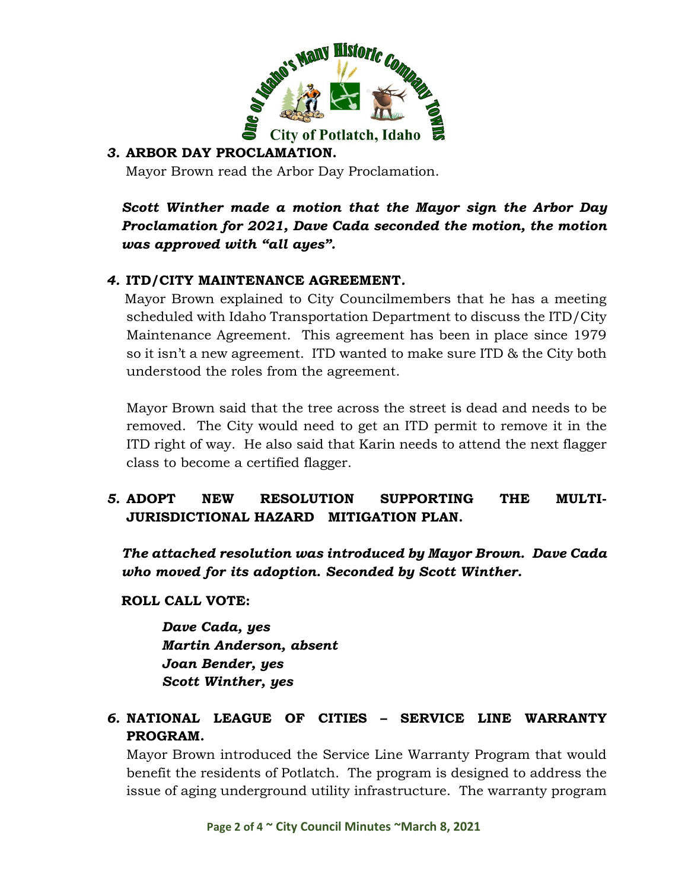### *3.* ARBOR DAY PROCLAMATION.

Mayor Brown read the Arbor Day Proclamation.

***Scott Winther made a motion that the Mayor sign the Arbor Day Proclamation for 2021, Dave Cada seconded the motion, the motion was approved with "all ayes".***

### *4.* ITD/CITY MAINTENANCE AGREEMENT.

Mayor Brown explained to City Councilmembers that he has a meeting scheduled with Idaho Transportation Department to discuss the ITD/City Maintenance Agreement. This agreement has been in place since 1979 so it isn't a new agreement. ITD wanted to make sure ITD & the City both understood the roles from the agreement.

Mayor Brown said that the tree across the street is dead and needs to be removed. The City would need to get an ITD permit to remove it in the ITD right of way. He also said that Karin needs to attend the next flagger class to become a certified flagger.

### *5.* ADOPT NEW RESOLUTION SUPPORTING THE MULTI-JURISDICTIONAL HAZARD MITIGATION PLAN.

***The attached resolution was introduced by Mayor Brown. Dave Cada who moved for its adoption. Seconded by Scott Winther.***

**ROLL CALL VOTE:**

***Dave Cada, yes***
***Martin Anderson, absent***
***Joan Bender, yes***
***Scott Winther, yes***

### *6.* NATIONAL LEAGUE OF CITIES – SERVICE LINE WARRANTY PROGRAM.

Mayor Brown introduced the Service Line Warranty Program that would benefit the residents of Potlatch. The program is designed to address the issue of aging underground utility infrastructure. The warranty program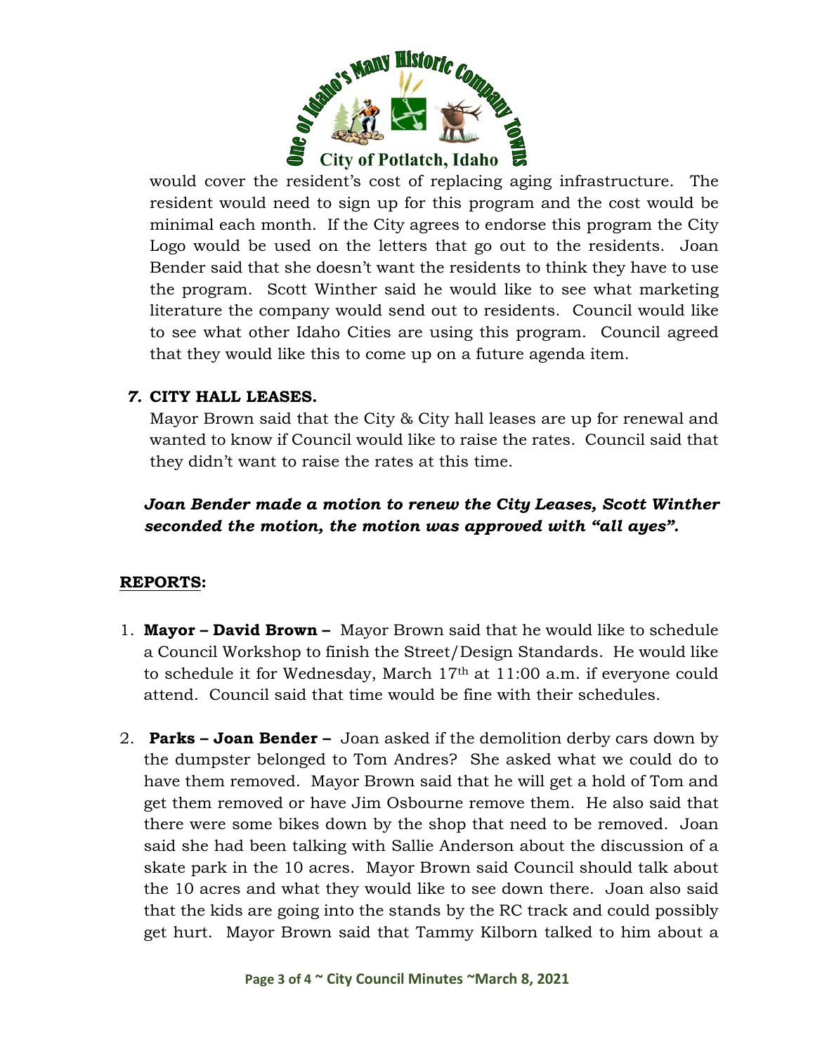would cover the resident's cost of replacing aging infrastructure. The resident would need to sign up for this program and the cost would be minimal each month. If the City agrees to endorse this program the City Logo would be used on the letters that go out to the residents. Joan Bender said that she doesn't want the residents to think they have to use the program. Scott Winther said he would like to see what marketing literature the company would send out to residents. Council would like to see what other Idaho Cities are using this program. Council agreed that they would like this to come up on a future agenda item.

***7.*** **CITY HALL LEASES.**

Mayor Brown said that the City & City hall leases are up for renewal and wanted to know if Council would like to raise the rates. Council said that they didn't want to raise the rates at this time.

***Joan Bender made a motion to renew the City Leases, Scott Winther seconded the motion, the motion was approved with "all ayes".***

## **REPORTS:**

1. **Mayor – David Brown –** Mayor Brown said that he would like to schedule a Council Workshop to finish the Street/Design Standards. He would like to schedule it for Wednesday, March 17th at 11:00 a.m. if everyone could attend. Council said that time would be fine with their schedules.

2. **Parks – Joan Bender –** Joan asked if the demolition derby cars down by the dumpster belonged to Tom Andres? She asked what we could do to have them removed. Mayor Brown said that he will get a hold of Tom and get them removed or have Jim Osbourne remove them. He also said that there were some bikes down by the shop that need to be removed. Joan said she had been talking with Sallie Anderson about the discussion of a skate park in the 10 acres. Mayor Brown said Council should talk about the 10 acres and what they would like to see down there. Joan also said that the kids are going into the stands by the RC track and could possibly get hurt. Mayor Brown said that Tammy Kilborn talked to him about a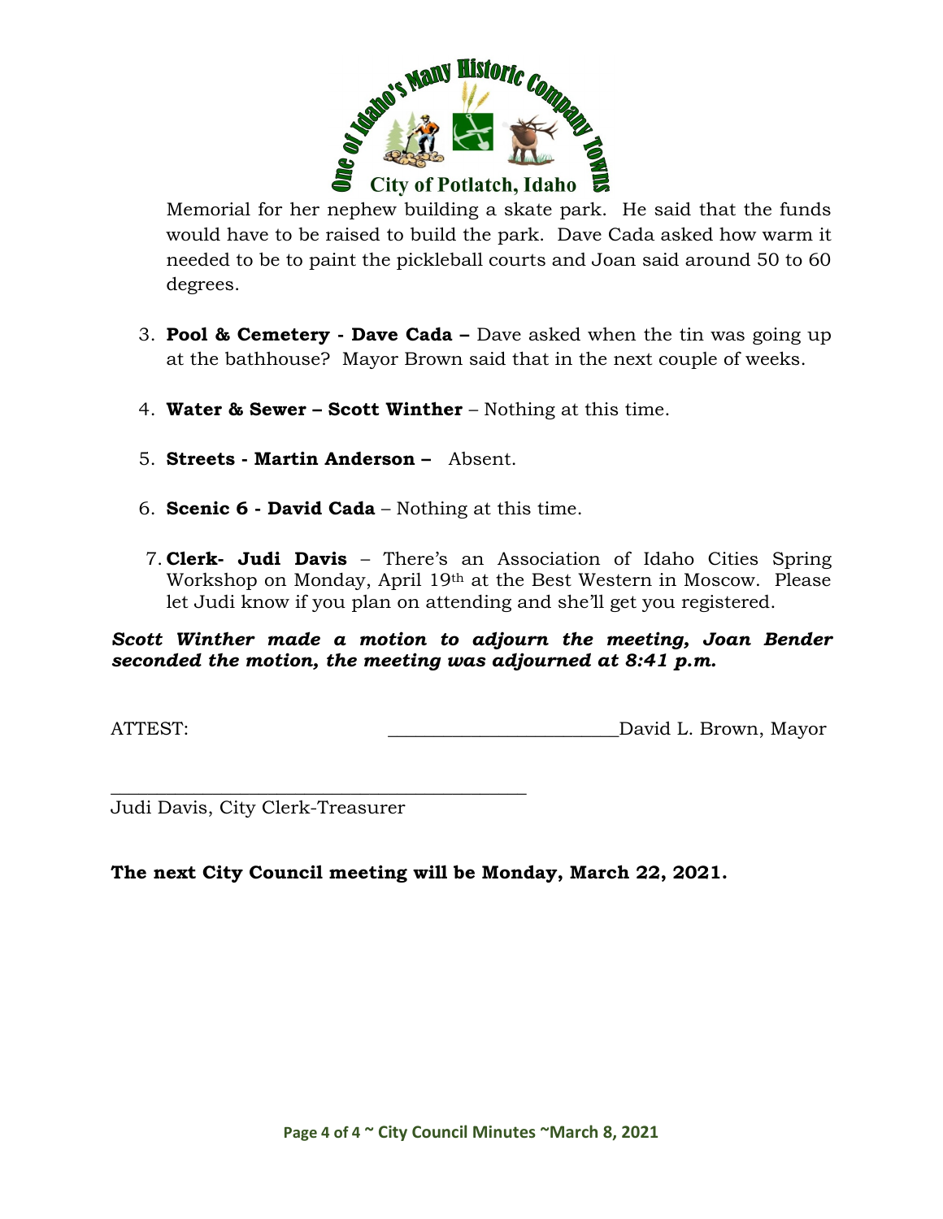Memorial for her nephew building a skate park. He said that the funds would have to be raised to build the park. Dave Cada asked how warm it needed to be to paint the pickleball courts and Joan said around 50 to 60 degrees.

3. **Pool & Cemetery - Dave Cada –** Dave asked when the tin was going up at the bathhouse? Mayor Brown said that in the next couple of weeks.

4. **Water & Sewer – Scott Winther** – Nothing at this time.

5. **Streets - Martin Anderson –** Absent.

6. **Scenic 6 - David Cada** – Nothing at this time.

7. **Clerk- Judi Davis** – There's an Association of Idaho Cities Spring Workshop on Monday, April 19th at the Best Western in Moscow. Please let Judi know if you plan on attending and she'll get you registered.

***Scott Winther made a motion to adjourn the meeting, Joan Bender seconded the motion, the meeting was adjourned at 8:41 p.m.***

ATTEST: ________________________David L. Brown, Mayor

____________________________________________

Judi Davis, City Clerk-Treasurer

**The next City Council meeting will be Monday, March 22, 2021.**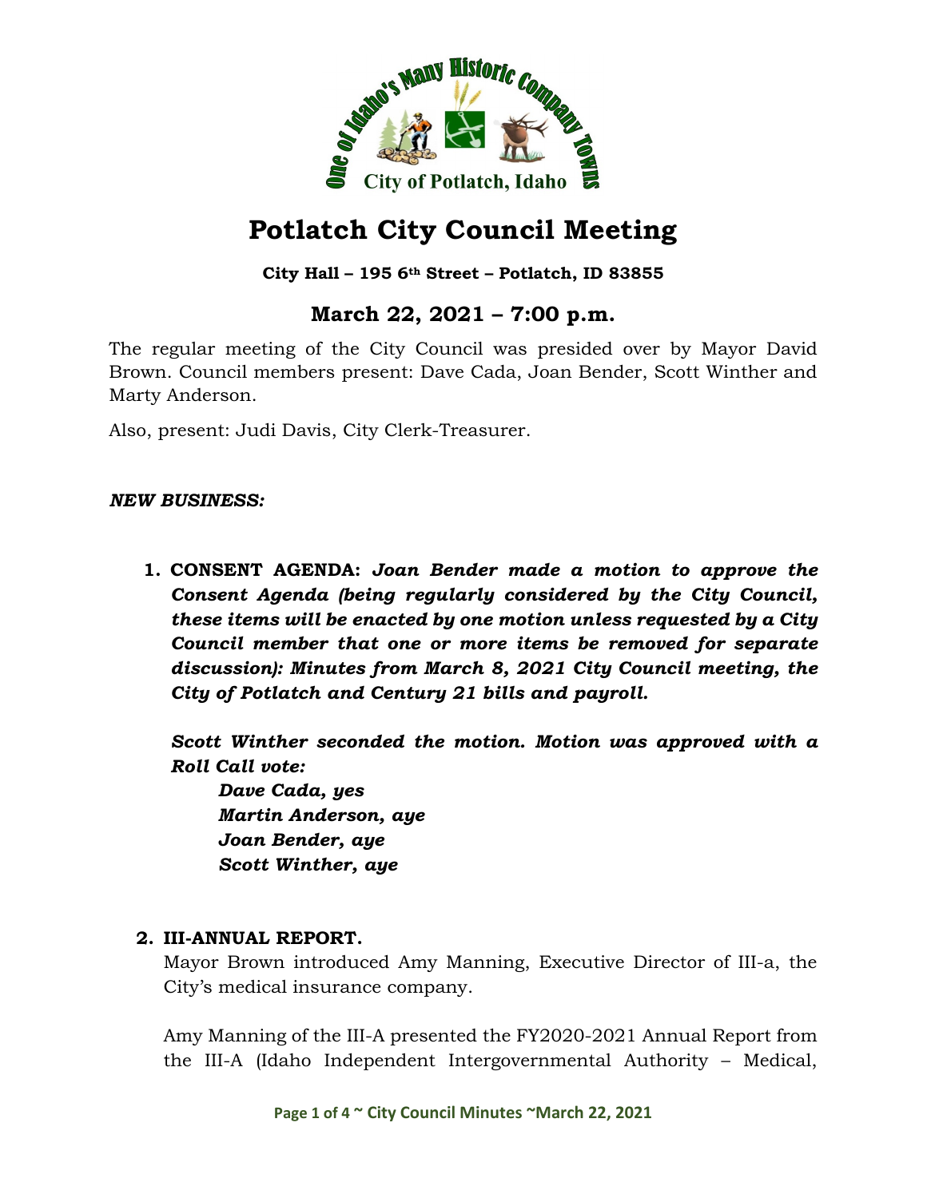# Potlatch City Council Meeting

**City Hall – 195 6th Street – Potlatch, ID 83855**

## March 22, 2021 – 7:00 p.m.

The regular meeting of the City Council was presided over by Mayor David Brown. Council members present: Dave Cada, Joan Bender, Scott Winther and Marty Anderson.

Also, present: Judi Davis, City Clerk-Treasurer.

***NEW BUSINESS:***

1. **CONSENT AGENDA:** ***Joan Bender made a motion to approve the Consent Agenda (being regularly considered by the City Council, these items will be enacted by one motion unless requested by a City Council member that one or more items be removed for separate discussion): Minutes from March 8, 2021 City Council meeting, the City of Potlatch and Century 21 bills and payroll.***

   ***Scott Winther seconded the motion. Motion was approved with a Roll Call vote:***

   ***Dave Cada, yes***
   ***Martin Anderson, aye***
   ***Joan Bender, aye***
   ***Scott Winther, aye***

2. **III-ANNUAL REPORT.**

   Mayor Brown introduced Amy Manning, Executive Director of III-a, the City's medical insurance company.

   Amy Manning of the III-A presented the FY2020-2021 Annual Report from the III-A (Idaho Independent Intergovernmental Authority – Medical,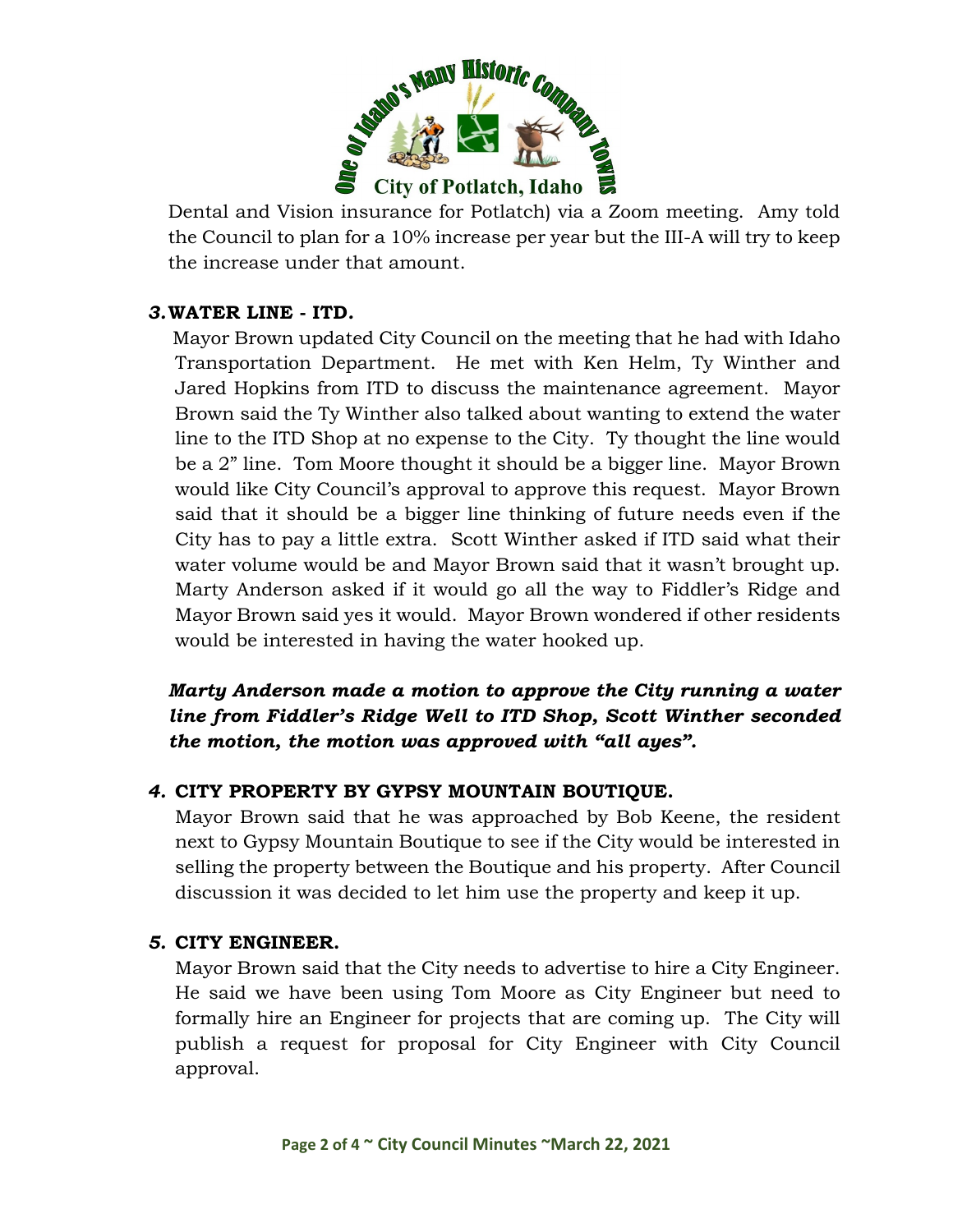Dental and Vision insurance for Potlatch) via a Zoom meeting. Amy told the Council to plan for a 10% increase per year but the III-A will try to keep the increase under that amount.

### *3.* WATER LINE - ITD.

Mayor Brown updated City Council on the meeting that he had with Idaho Transportation Department. He met with Ken Helm, Ty Winther and Jared Hopkins from ITD to discuss the maintenance agreement. Mayor Brown said the Ty Winther also talked about wanting to extend the water line to the ITD Shop at no expense to the City. Ty thought the line would be a 2" line. Tom Moore thought it should be a bigger line. Mayor Brown would like City Council's approval to approve this request. Mayor Brown said that it should be a bigger line thinking of future needs even if the City has to pay a little extra. Scott Winther asked if ITD said what their water volume would be and Mayor Brown said that it wasn't brought up. Marty Anderson asked if it would go all the way to Fiddler's Ridge and Mayor Brown said yes it would. Mayor Brown wondered if other residents would be interested in having the water hooked up.

***Marty Anderson made a motion to approve the City running a water line from Fiddler's Ridge Well to ITD Shop, Scott Winther seconded the motion, the motion was approved with "all ayes".***

### *4.* CITY PROPERTY BY GYPSY MOUNTAIN BOUTIQUE.

Mayor Brown said that he was approached by Bob Keene, the resident next to Gypsy Mountain Boutique to see if the City would be interested in selling the property between the Boutique and his property. After Council discussion it was decided to let him use the property and keep it up.

### *5.* CITY ENGINEER.

Mayor Brown said that the City needs to advertise to hire a City Engineer. He said we have been using Tom Moore as City Engineer but need to formally hire an Engineer for projects that are coming up. The City will publish a request for proposal for City Engineer with City Council approval.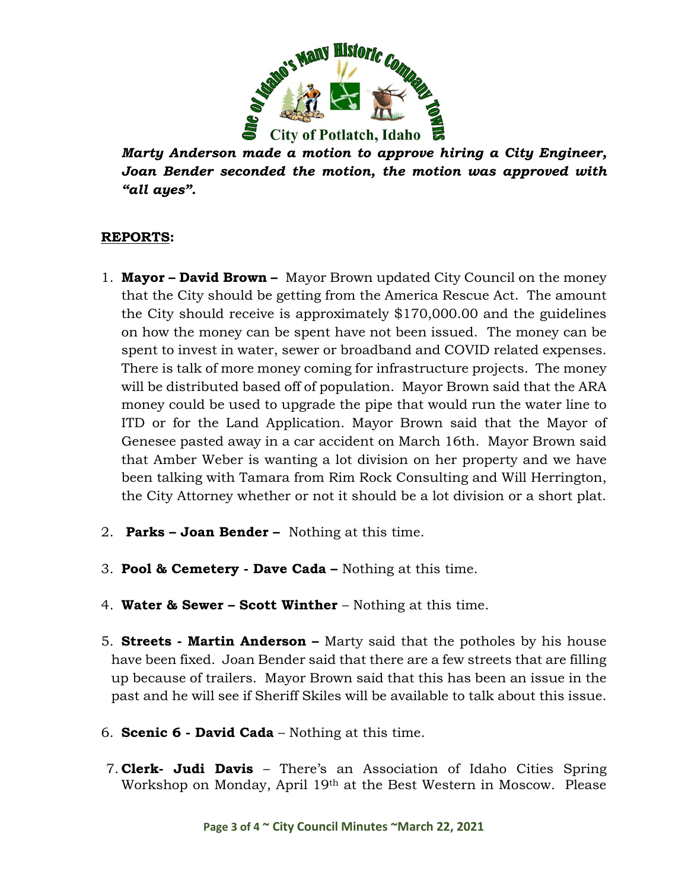***Marty Anderson made a motion to approve hiring a City Engineer, Joan Bender seconded the motion, the motion was approved with "all ayes".***

## **REPORTS:**

1. **Mayor – David Brown –** Mayor Brown updated City Council on the money that the City should be getting from the America Rescue Act. The amount the City should receive is approximately $170,000.00 and the guidelines on how the money can be spent have not been issued. The money can be spent to invest in water, sewer or broadband and COVID related expenses. There is talk of more money coming for infrastructure projects. The money will be distributed based off of population. Mayor Brown said that the ARA money could be used to upgrade the pipe that would run the water line to ITD or for the Land Application. Mayor Brown said that the Mayor of Genesee pasted away in a car accident on March 16th. Mayor Brown said that Amber Weber is wanting a lot division on her property and we have been talking with Tamara from Rim Rock Consulting and Will Herrington, the City Attorney whether or not it should be a lot division or a short plat.

2. **Parks – Joan Bender –** Nothing at this time.

3. **Pool & Cemetery - Dave Cada –** Nothing at this time.

4. **Water & Sewer – Scott Winther** – Nothing at this time.

5. **Streets - Martin Anderson –** Marty said that the potholes by his house have been fixed. Joan Bender said that there are a few streets that are filling up because of trailers. Mayor Brown said that this has been an issue in the past and he will see if Sheriff Skiles will be available to talk about this issue.

6. **Scenic 6 - David Cada** – Nothing at this time.

7. **Clerk- Judi Davis** – There's an Association of Idaho Cities Spring Workshop on Monday, April 19th at the Best Western in Moscow. Please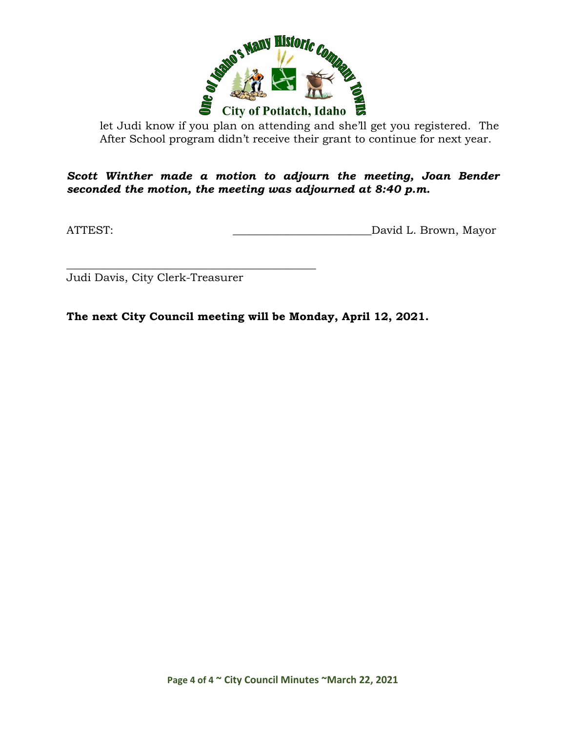let Judi know if you plan on attending and she'll get you registered. The After School program didn't receive their grant to continue for next year.

***Scott Winther made a motion to adjourn the meeting, Joan Bender seconded the motion, the meeting was adjourned at 8:40 p.m.***

ATTEST: ________________________David L. Brown, Mayor

_____________________________________________

Judi Davis, City Clerk-Treasurer

**The next City Council meeting will be Monday, April 12, 2021.**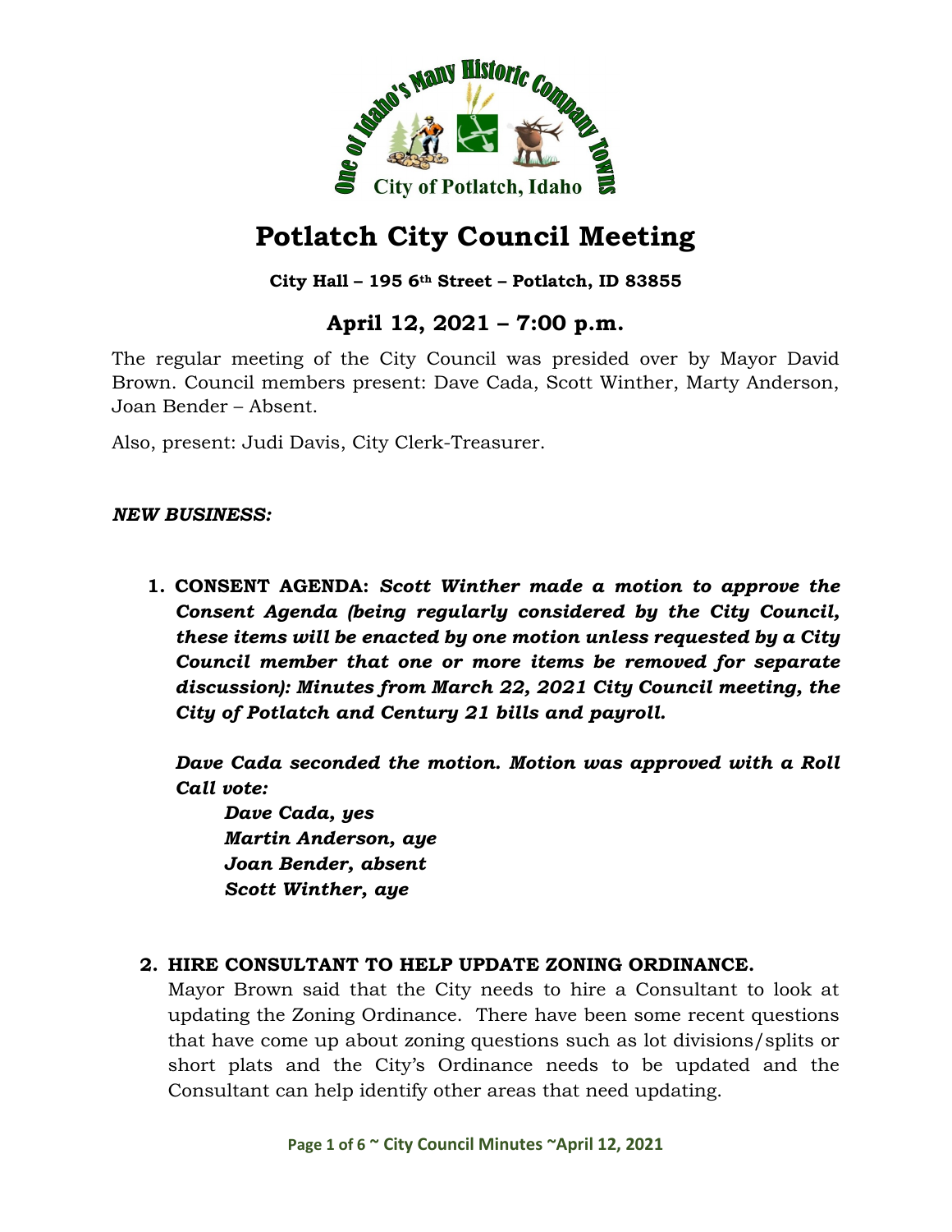# Potlatch City Council Meeting

**City Hall – 195 6th Street – Potlatch, ID 83855**

## April 12, 2021 – 7:00 p.m.

The regular meeting of the City Council was presided over by Mayor David Brown. Council members present: Dave Cada, Scott Winther, Marty Anderson, Joan Bender – Absent.

Also, present: Judi Davis, City Clerk-Treasurer.

***NEW BUSINESS:***

1. **CONSENT AGENDA:** ***Scott Winther made a motion to approve the Consent Agenda (being regularly considered by the City Council, these items will be enacted by one motion unless requested by a City Council member that one or more items be removed for separate discussion): Minutes from March 22, 2021 City Council meeting, the City of Potlatch and Century 21 bills and payroll.***

   ***Dave Cada seconded the motion. Motion was approved with a Roll Call vote:***

   ***Dave Cada, yes***
   ***Martin Anderson, aye***
   ***Joan Bender, absent***
   ***Scott Winther, aye***

2. **HIRE CONSULTANT TO HELP UPDATE ZONING ORDINANCE.**
   Mayor Brown said that the City needs to hire a Consultant to look at updating the Zoning Ordinance. There have been some recent questions that have come up about zoning questions such as lot divisions/splits or short plats and the City's Ordinance needs to be updated and the Consultant can help identify other areas that need updating.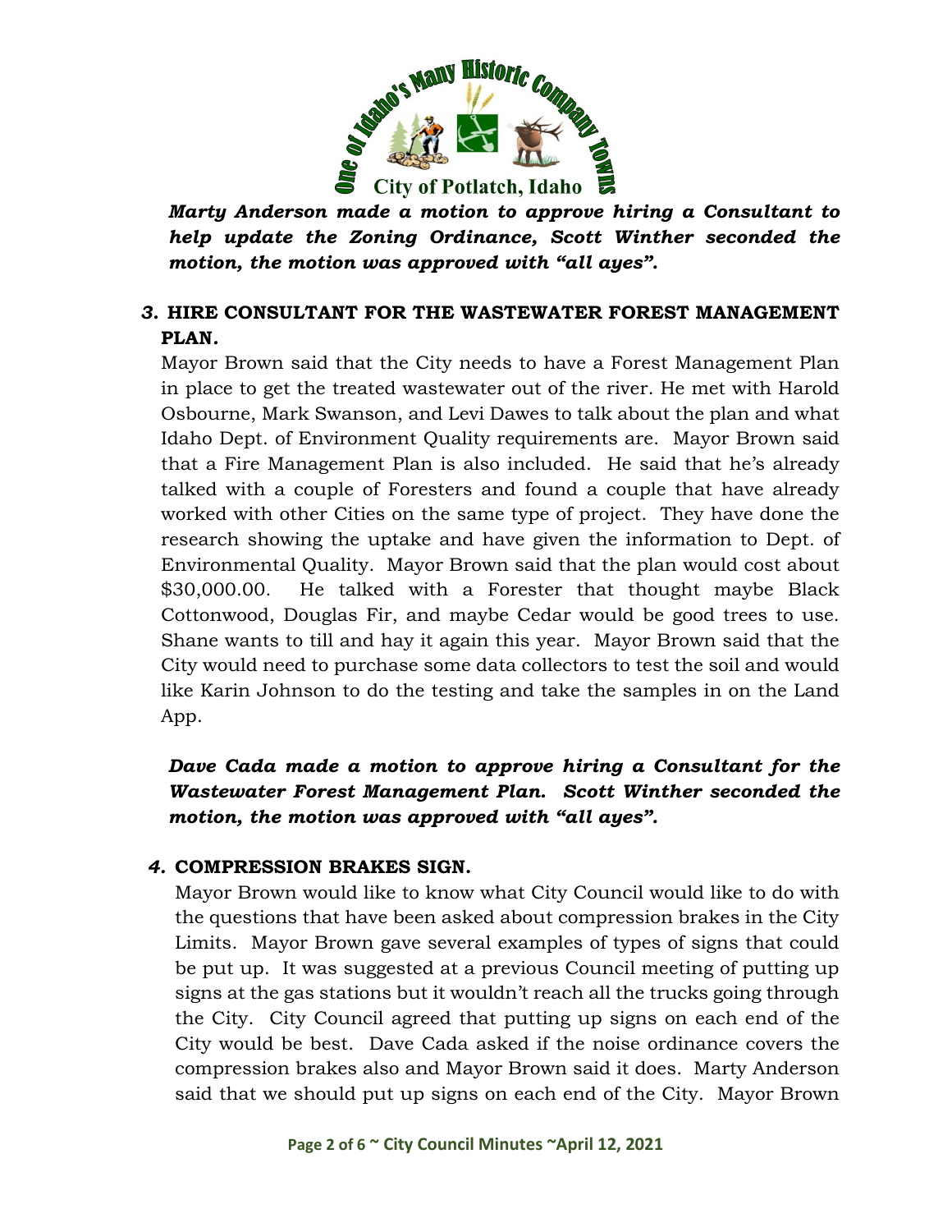*Marty Anderson made a motion to approve hiring a Consultant to help update the Zoning Ordinance, Scott Winther seconded the motion, the motion was approved with "all ayes".*

**3. HIRE CONSULTANT FOR THE WASTEWATER FOREST MANAGEMENT PLAN.**

Mayor Brown said that the City needs to have a Forest Management Plan in place to get the treated wastewater out of the river. He met with Harold Osbourne, Mark Swanson, and Levi Dawes to talk about the plan and what Idaho Dept. of Environment Quality requirements are. Mayor Brown said that a Fire Management Plan is also included. He said that he's already talked with a couple of Foresters and found a couple that have already worked with other Cities on the same type of project. They have done the research showing the uptake and have given the information to Dept. of Environmental Quality. Mayor Brown said that the plan would cost about $30,000.00. He talked with a Forester that thought maybe Black Cottonwood, Douglas Fir, and maybe Cedar would be good trees to use. Shane wants to till and hay it again this year. Mayor Brown said that the City would need to purchase some data collectors to test the soil and would like Karin Johnson to do the testing and take the samples in on the Land App.

*Dave Cada made a motion to approve hiring a Consultant for the Wastewater Forest Management Plan. Scott Winther seconded the motion, the motion was approved with "all ayes".*

**4. COMPRESSION BRAKES SIGN.**

Mayor Brown would like to know what City Council would like to do with the questions that have been asked about compression brakes in the City Limits. Mayor Brown gave several examples of types of signs that could be put up. It was suggested at a previous Council meeting of putting up signs at the gas stations but it wouldn't reach all the trucks going through the City. City Council agreed that putting up signs on each end of the City would be best. Dave Cada asked if the noise ordinance covers the compression brakes also and Mayor Brown said it does. Marty Anderson said that we should put up signs on each end of the City. Mayor Brown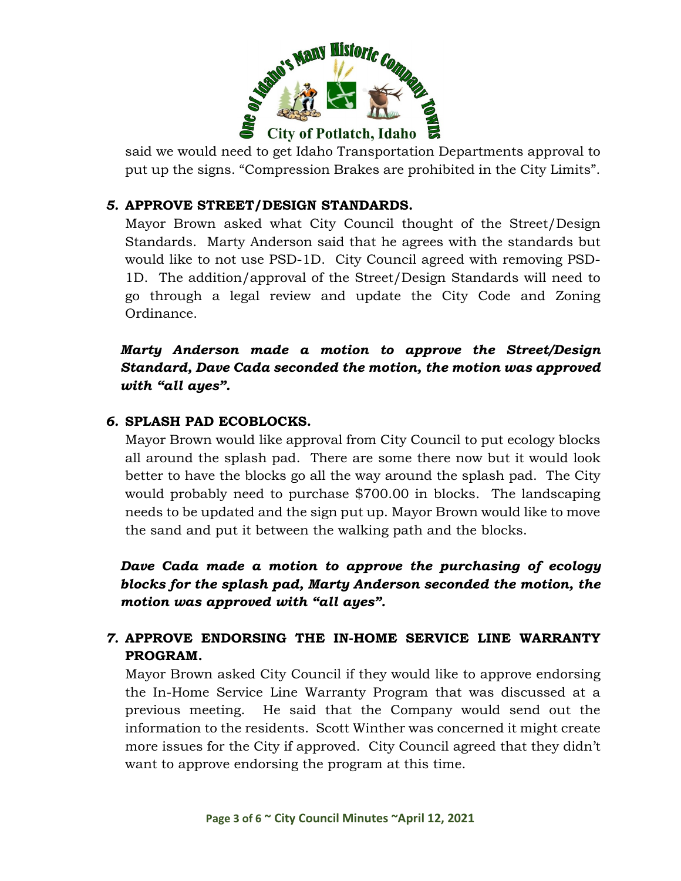said we would need to get Idaho Transportation Departments approval to put up the signs. "Compression Brakes are prohibited in the City Limits".

*5.* **APPROVE STREET/DESIGN STANDARDS.**

Mayor Brown asked what City Council thought of the Street/Design Standards. Marty Anderson said that he agrees with the standards but would like to not use PSD-1D. City Council agreed with removing PSD-1D. The addition/approval of the Street/Design Standards will need to go through a legal review and update the City Code and Zoning Ordinance.

***Marty Anderson made a motion to approve the Street/Design Standard, Dave Cada seconded the motion, the motion was approved with "all ayes".***

*6.* **SPLASH PAD ECOBLOCKS.**

Mayor Brown would like approval from City Council to put ecology blocks all around the splash pad. There are some there now but it would look better to have the blocks go all the way around the splash pad. The City would probably need to purchase $700.00 in blocks. The landscaping needs to be updated and the sign put up. Mayor Brown would like to move the sand and put it between the walking path and the blocks.

***Dave Cada made a motion to approve the purchasing of ecology blocks for the splash pad, Marty Anderson seconded the motion, the motion was approved with "all ayes".***

*7.* **APPROVE ENDORSING THE IN-HOME SERVICE LINE WARRANTY PROGRAM.**

Mayor Brown asked City Council if they would like to approve endorsing the In-Home Service Line Warranty Program that was discussed at a previous meeting. He said that the Company would send out the information to the residents. Scott Winther was concerned it might create more issues for the City if approved. City Council agreed that they didn't want to approve endorsing the program at this time.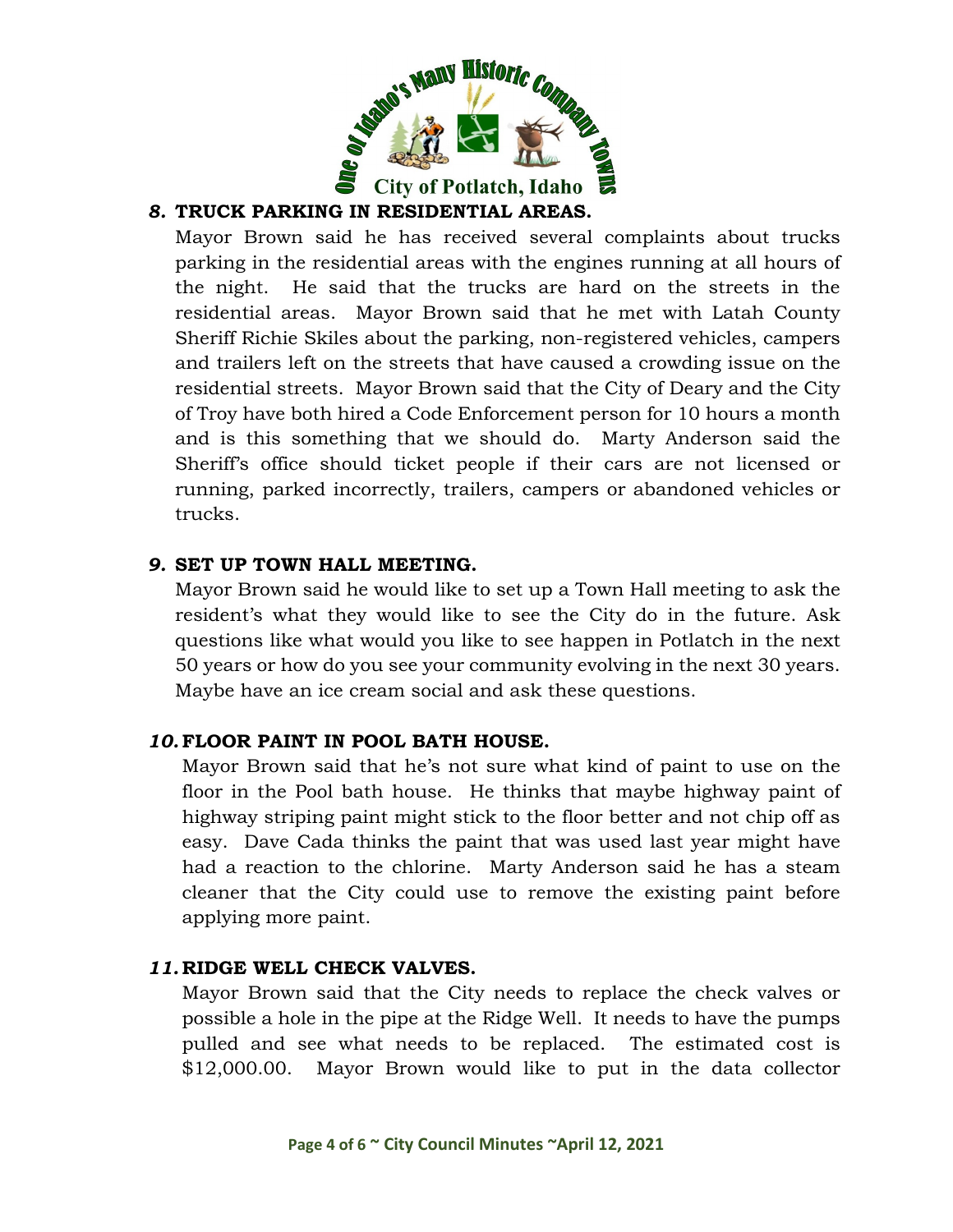### *8.* TRUCK PARKING IN RESIDENTIAL AREAS.

Mayor Brown said he has received several complaints about trucks parking in the residential areas with the engines running at all hours of the night. He said that the trucks are hard on the streets in the residential areas. Mayor Brown said that he met with Latah County Sheriff Richie Skiles about the parking, non-registered vehicles, campers and trailers left on the streets that have caused a crowding issue on the residential streets. Mayor Brown said that the City of Deary and the City of Troy have both hired a Code Enforcement person for 10 hours a month and is this something that we should do. Marty Anderson said the Sheriff's office should ticket people if their cars are not licensed or running, parked incorrectly, trailers, campers or abandoned vehicles or trucks.

### *9.* SET UP TOWN HALL MEETING.

Mayor Brown said he would like to set up a Town Hall meeting to ask the resident's what they would like to see the City do in the future. Ask questions like what would you like to see happen in Potlatch in the next 50 years or how do you see your community evolving in the next 30 years. Maybe have an ice cream social and ask these questions.

### *10.* FLOOR PAINT IN POOL BATH HOUSE.

Mayor Brown said that he's not sure what kind of paint to use on the floor in the Pool bath house. He thinks that maybe highway paint of highway striping paint might stick to the floor better and not chip off as easy. Dave Cada thinks the paint that was used last year might have had a reaction to the chlorine. Marty Anderson said he has a steam cleaner that the City could use to remove the existing paint before applying more paint.

### *11.* RIDGE WELL CHECK VALVES.

Mayor Brown said that the City needs to replace the check valves or possible a hole in the pipe at the Ridge Well. It needs to have the pumps pulled and see what needs to be replaced. The estimated cost is $12,000.00. Mayor Brown would like to put in the data collector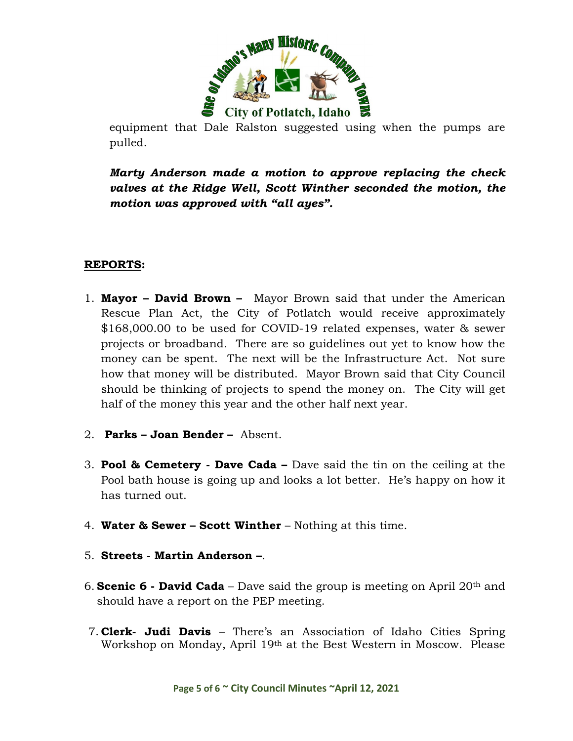equipment that Dale Ralston suggested using when the pumps are pulled.

***Marty Anderson made a motion to approve replacing the check valves at the Ridge Well, Scott Winther seconded the motion, the motion was approved with "all ayes".***

## REPORTS:

1. **Mayor – David Brown –** Mayor Brown said that under the American Rescue Plan Act, the City of Potlatch would receive approximately $168,000.00 to be used for COVID-19 related expenses, water & sewer projects or broadband. There are so guidelines out yet to know how the money can be spent. The next will be the Infrastructure Act. Not sure how that money will be distributed. Mayor Brown said that City Council should be thinking of projects to spend the money on. The City will get half of the money this year and the other half next year.
2. **Parks – Joan Bender –** Absent.
3. **Pool & Cemetery - Dave Cada –** Dave said the tin on the ceiling at the Pool bath house is going up and looks a lot better. He's happy on how it has turned out.
4. **Water & Sewer – Scott Winther** – Nothing at this time.
5. **Streets - Martin Anderson –**.
6. **Scenic 6 - David Cada** – Dave said the group is meeting on April 20th and should have a report on the PEP meeting.
7. **Clerk- Judi Davis** – There's an Association of Idaho Cities Spring Workshop on Monday, April 19th at the Best Western in Moscow. Please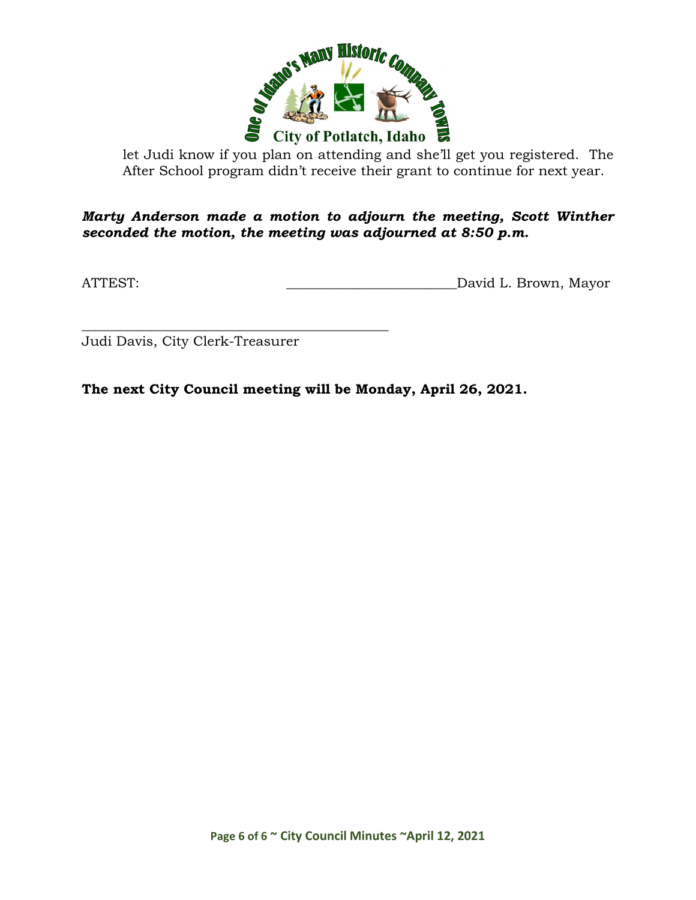let Judi know if you plan on attending and she'll get you registered. The After School program didn't receive their grant to continue for next year.

***Marty Anderson made a motion to adjourn the meeting, Scott Winther seconded the motion, the meeting was adjourned at 8:50 p.m.***

ATTEST: ________________________David L. Brown, Mayor

_____________________________________________
Judi Davis, City Clerk-Treasurer

**The next City Council meeting will be Monday, April 26, 2021.**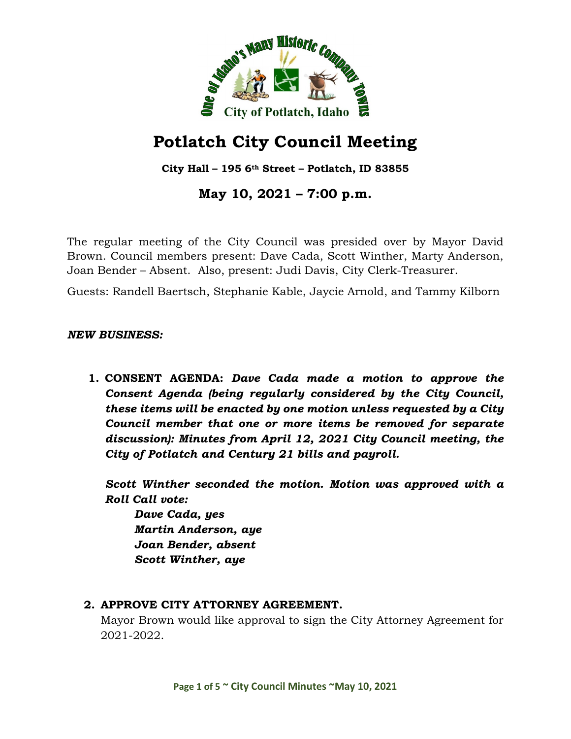# Potlatch City Council Meeting

**City Hall – 195 6th Street – Potlatch, ID 83855**

## May 10, 2021 – 7:00 p.m.

The regular meeting of the City Council was presided over by Mayor David Brown. Council members present: Dave Cada, Scott Winther, Marty Anderson, Joan Bender – Absent. Also, present: Judi Davis, City Clerk-Treasurer.

Guests: Randell Baertsch, Stephanie Kable, Jaycie Arnold, and Tammy Kilborn

***NEW BUSINESS:***

1. **CONSENT AGENDA:** ***Dave Cada made a motion to approve the Consent Agenda (being regularly considered by the City Council, these items will be enacted by one motion unless requested by a City Council member that one or more items be removed for separate discussion): Minutes from April 12, 2021 City Council meeting, the City of Potlatch and Century 21 bills and payroll.***

   ***Scott Winther seconded the motion. Motion was approved with a Roll Call vote:***

   ***Dave Cada, yes***
   ***Martin Anderson, aye***
   ***Joan Bender, absent***
   ***Scott Winther, aye***

2. **APPROVE CITY ATTORNEY AGREEMENT.**
   Mayor Brown would like approval to sign the City Attorney Agreement for 2021-2022.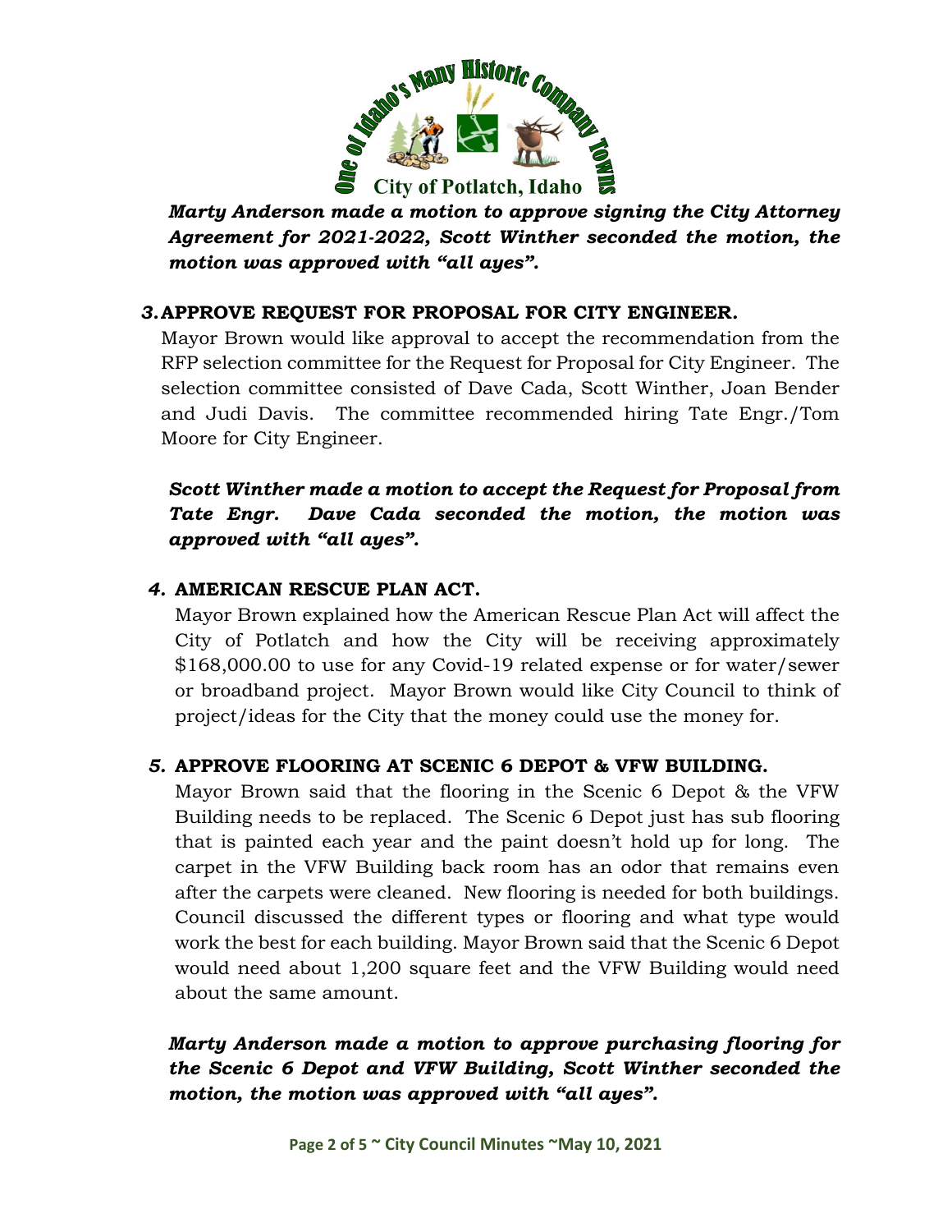***Marty Anderson made a motion to approve signing the City Attorney Agreement for 2021-2022, Scott Winther seconded the motion, the motion was approved with "all ayes".***

### *3.* APPROVE REQUEST FOR PROPOSAL FOR CITY ENGINEER.

Mayor Brown would like approval to accept the recommendation from the RFP selection committee for the Request for Proposal for City Engineer. The selection committee consisted of Dave Cada, Scott Winther, Joan Bender and Judi Davis. The committee recommended hiring Tate Engr./Tom Moore for City Engineer.

***Scott Winther made a motion to accept the Request for Proposal from Tate Engr. Dave Cada seconded the motion, the motion was approved with "all ayes".***

### *4.* AMERICAN RESCUE PLAN ACT.

Mayor Brown explained how the American Rescue Plan Act will affect the City of Potlatch and how the City will be receiving approximately $168,000.00 to use for any Covid-19 related expense or for water/sewer or broadband project. Mayor Brown would like City Council to think of project/ideas for the City that the money could use the money for.

### *5.* APPROVE FLOORING AT SCENIC 6 DEPOT & VFW BUILDING.

Mayor Brown said that the flooring in the Scenic 6 Depot & the VFW Building needs to be replaced. The Scenic 6 Depot just has sub flooring that is painted each year and the paint doesn't hold up for long. The carpet in the VFW Building back room has an odor that remains even after the carpets were cleaned. New flooring is needed for both buildings. Council discussed the different types or flooring and what type would work the best for each building. Mayor Brown said that the Scenic 6 Depot would need about 1,200 square feet and the VFW Building would need about the same amount.

***Marty Anderson made a motion to approve purchasing flooring for the Scenic 6 Depot and VFW Building, Scott Winther seconded the motion, the motion was approved with "all ayes".***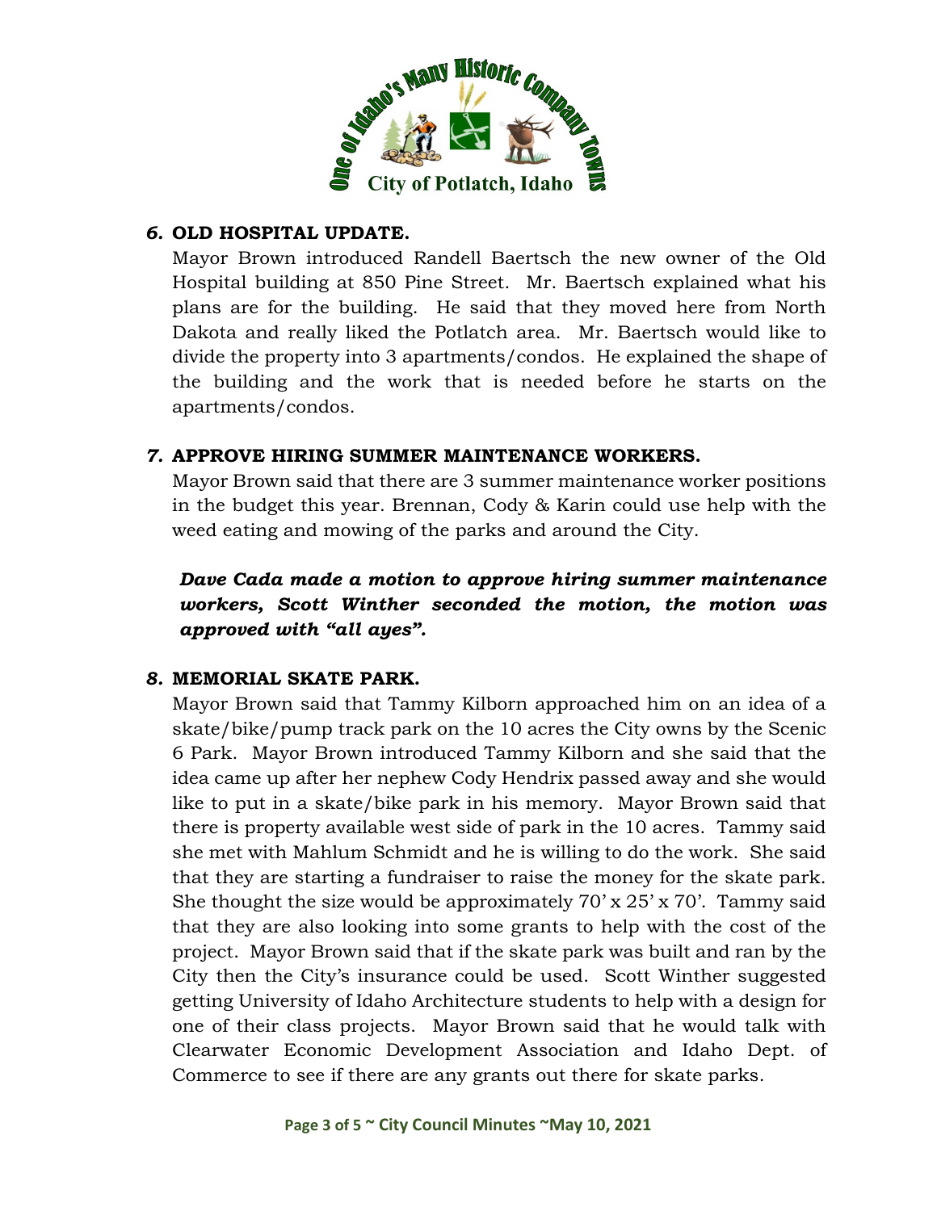### *6.* **OLD HOSPITAL UPDATE.**

Mayor Brown introduced Randell Baertsch the new owner of the Old Hospital building at 850 Pine Street. Mr. Baertsch explained what his plans are for the building. He said that they moved here from North Dakota and really liked the Potlatch area. Mr. Baertsch would like to divide the property into 3 apartments/condos. He explained the shape of the building and the work that is needed before he starts on the apartments/condos.

### *7.* **APPROVE HIRING SUMMER MAINTENANCE WORKERS.**

Mayor Brown said that there are 3 summer maintenance worker positions in the budget this year. Brennan, Cody & Karin could use help with the weed eating and mowing of the parks and around the City.

***Dave Cada made a motion to approve hiring summer maintenance workers, Scott Winther seconded the motion, the motion was approved with "all ayes".***

### *8.* **MEMORIAL SKATE PARK.**

Mayor Brown said that Tammy Kilborn approached him on an idea of a skate/bike/pump track park on the 10 acres the City owns by the Scenic 6 Park. Mayor Brown introduced Tammy Kilborn and she said that the idea came up after her nephew Cody Hendrix passed away and she would like to put in a skate/bike park in his memory. Mayor Brown said that there is property available west side of park in the 10 acres. Tammy said she met with Mahlum Schmidt and he is willing to do the work. She said that they are starting a fundraiser to raise the money for the skate park. She thought the size would be approximately 70' x 25' x 70'. Tammy said that they are also looking into some grants to help with the cost of the project. Mayor Brown said that if the skate park was built and ran by the City then the City's insurance could be used. Scott Winther suggested getting University of Idaho Architecture students to help with a design for one of their class projects. Mayor Brown said that he would talk with Clearwater Economic Development Association and Idaho Dept. of Commerce to see if there are any grants out there for skate parks.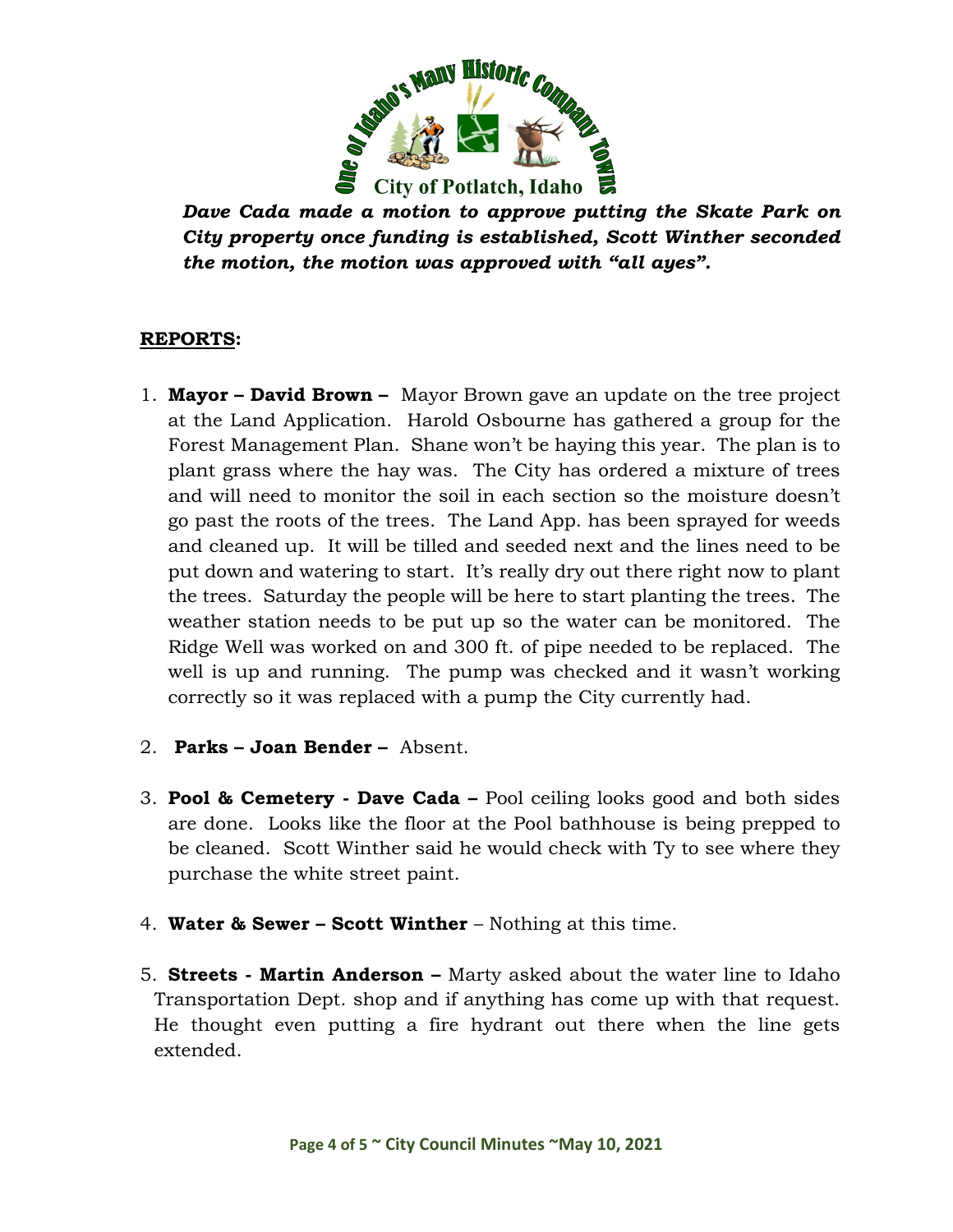***Dave Cada made a motion to approve putting the Skate Park on City property once funding is established, Scott Winther seconded the motion, the motion was approved with "all ayes".***

**REPORTS:**

1. **Mayor – David Brown –** Mayor Brown gave an update on the tree project at the Land Application. Harold Osbourne has gathered a group for the Forest Management Plan. Shane won't be haying this year. The plan is to plant grass where the hay was. The City has ordered a mixture of trees and will need to monitor the soil in each section so the moisture doesn't go past the roots of the trees. The Land App. has been sprayed for weeds and cleaned up. It will be tilled and seeded next and the lines need to be put down and watering to start. It's really dry out there right now to plant the trees. Saturday the people will be here to start planting the trees. The weather station needs to be put up so the water can be monitored. The Ridge Well was worked on and 300 ft. of pipe needed to be replaced. The well is up and running. The pump was checked and it wasn't working correctly so it was replaced with a pump the City currently had.

2. **Parks – Joan Bender –** Absent.

3. **Pool & Cemetery - Dave Cada –** Pool ceiling looks good and both sides are done. Looks like the floor at the Pool bathhouse is being prepped to be cleaned. Scott Winther said he would check with Ty to see where they purchase the white street paint.

4. **Water & Sewer – Scott Winther** – Nothing at this time.

5. **Streets - Martin Anderson –** Marty asked about the water line to Idaho Transportation Dept. shop and if anything has come up with that request. He thought even putting a fire hydrant out there when the line gets extended.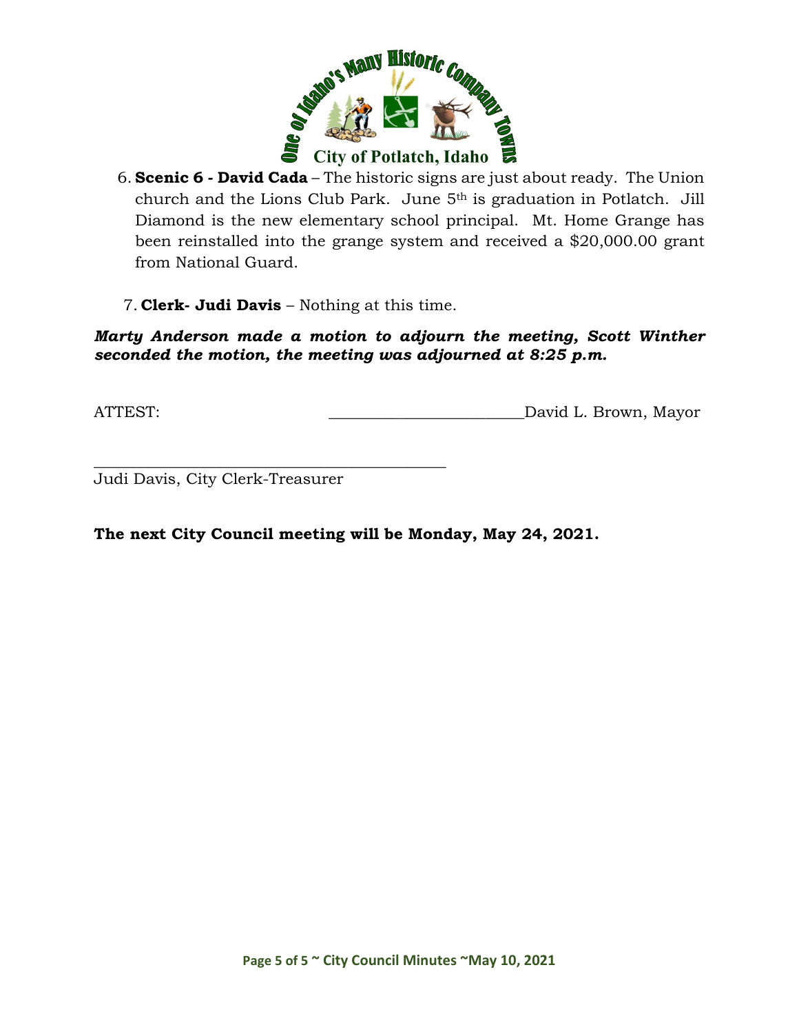6. **Scenic 6 - David Cada** – The historic signs are just about ready. The Union church and the Lions Club Park. June 5th is graduation in Potlatch. Jill Diamond is the new elementary school principal. Mt. Home Grange has been reinstalled into the grange system and received a $20,000.00 grant from National Guard.

7. **Clerk- Judi Davis** – Nothing at this time.

***Marty Anderson made a motion to adjourn the meeting, Scott Winther seconded the motion, the meeting was adjourned at 8:25 p.m.***

ATTEST: ________________________David L. Brown, Mayor

______________________________________________
Judi Davis, City Clerk-Treasurer

**The next City Council meeting will be Monday, May 24, 2021.**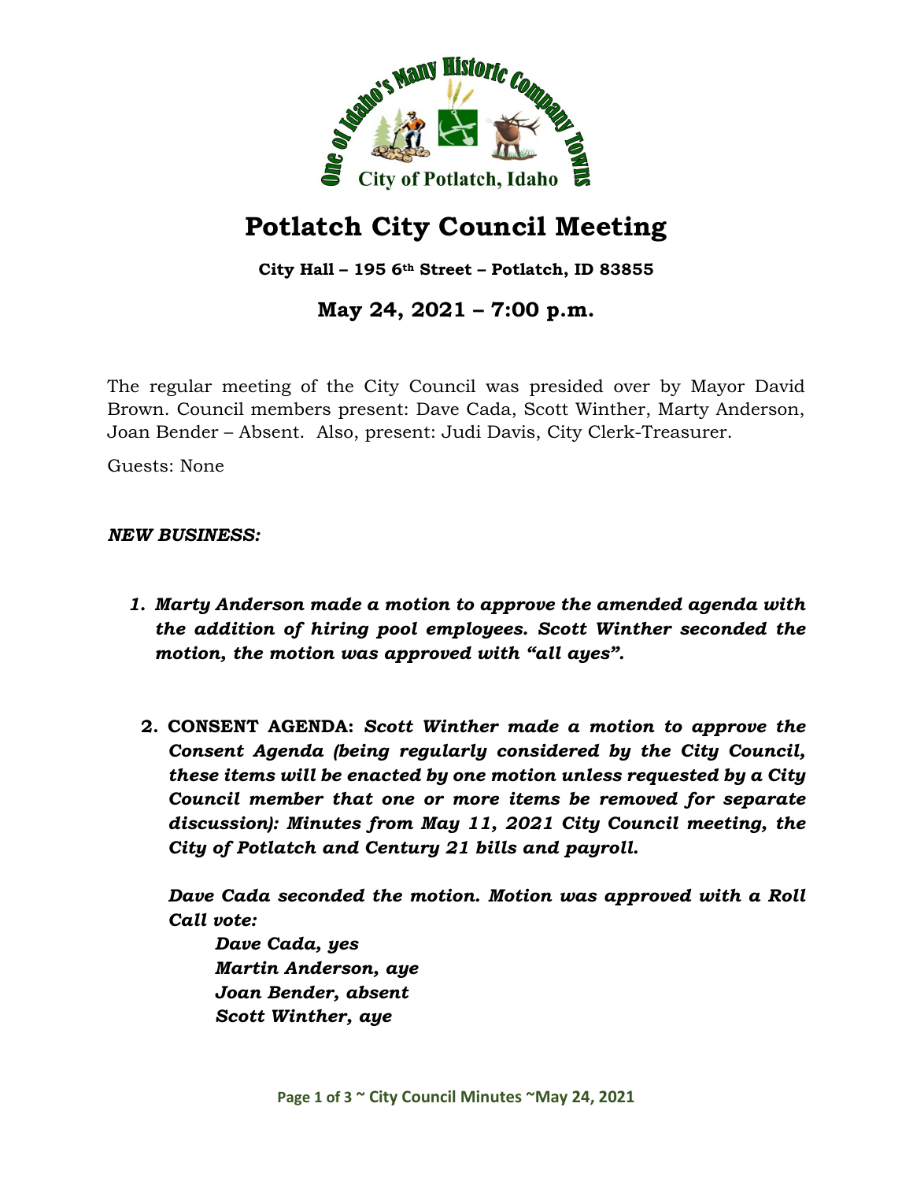# Potlatch City Council Meeting

**City Hall – 195 6th Street – Potlatch, ID 83855**

## May 24, 2021 – 7:00 p.m.

The regular meeting of the City Council was presided over by Mayor David Brown. Council members present: Dave Cada, Scott Winther, Marty Anderson, Joan Bender – Absent. Also, present: Judi Davis, City Clerk-Treasurer.

Guests: None

***NEW BUSINESS:***

1. ***Marty Anderson made a motion to approve the amended agenda with the addition of hiring pool employees. Scott Winther seconded the motion, the motion was approved with "all ayes".***

2. **CONSENT AGENDA:** ***Scott Winther made a motion to approve the Consent Agenda (being regularly considered by the City Council, these items will be enacted by one motion unless requested by a City Council member that one or more items be removed for separate discussion): Minutes from May 11, 2021 City Council meeting, the City of Potlatch and Century 21 bills and payroll.***

   ***Dave Cada seconded the motion. Motion was approved with a Roll Call vote:***

   ***Dave Cada, yes***
   ***Martin Anderson, aye***
   ***Joan Bender, absent***
   ***Scott Winther, aye***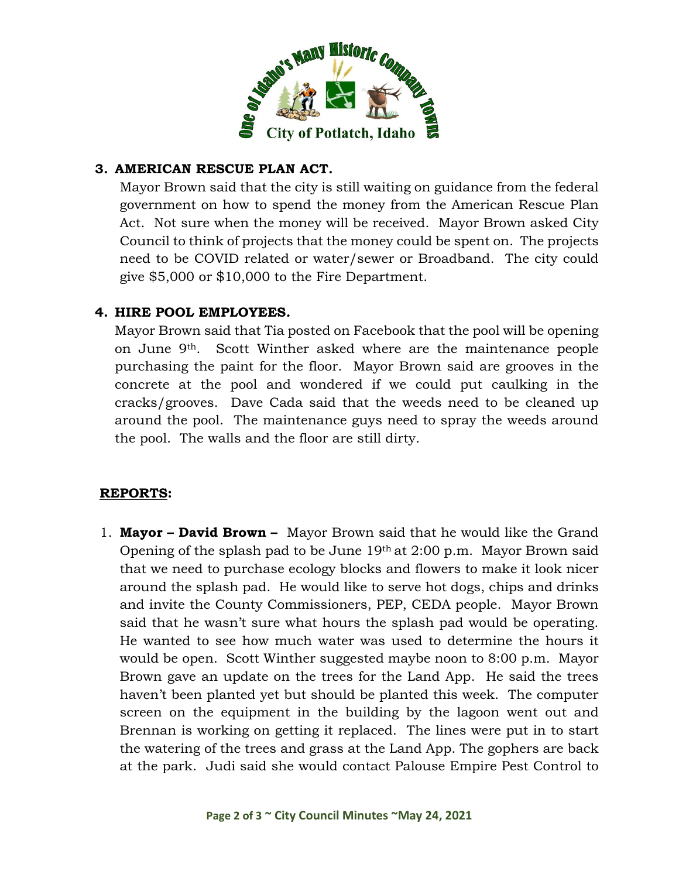**3. AMERICAN RESCUE PLAN ACT.**

Mayor Brown said that the city is still waiting on guidance from the federal government on how to spend the money from the American Rescue Plan Act. Not sure when the money will be received. Mayor Brown asked City Council to think of projects that the money could be spent on. The projects need to be COVID related or water/sewer or Broadband. The city could give $5,000 or $10,000 to the Fire Department.

**4. HIRE POOL EMPLOYEES.**

Mayor Brown said that Tia posted on Facebook that the pool will be opening on June 9th. Scott Winther asked where are the maintenance people purchasing the paint for the floor. Mayor Brown said are grooves in the concrete at the pool and wondered if we could put caulking in the cracks/grooves. Dave Cada said that the weeds need to be cleaned up around the pool. The maintenance guys need to spray the weeds around the pool. The walls and the floor are still dirty.

**REPORTS:**

1. **Mayor – David Brown –** Mayor Brown said that he would like the Grand Opening of the splash pad to be June 19th at 2:00 p.m. Mayor Brown said that we need to purchase ecology blocks and flowers to make it look nicer around the splash pad. He would like to serve hot dogs, chips and drinks and invite the County Commissioners, PEP, CEDA people. Mayor Brown said that he wasn't sure what hours the splash pad would be operating. He wanted to see how much water was used to determine the hours it would be open. Scott Winther suggested maybe noon to 8:00 p.m. Mayor Brown gave an update on the trees for the Land App. He said the trees haven't been planted yet but should be planted this week. The computer screen on the equipment in the building by the lagoon went out and Brennan is working on getting it replaced. The lines were put in to start the watering of the trees and grass at the Land App. The gophers are back at the park. Judi said she would contact Palouse Empire Pest Control to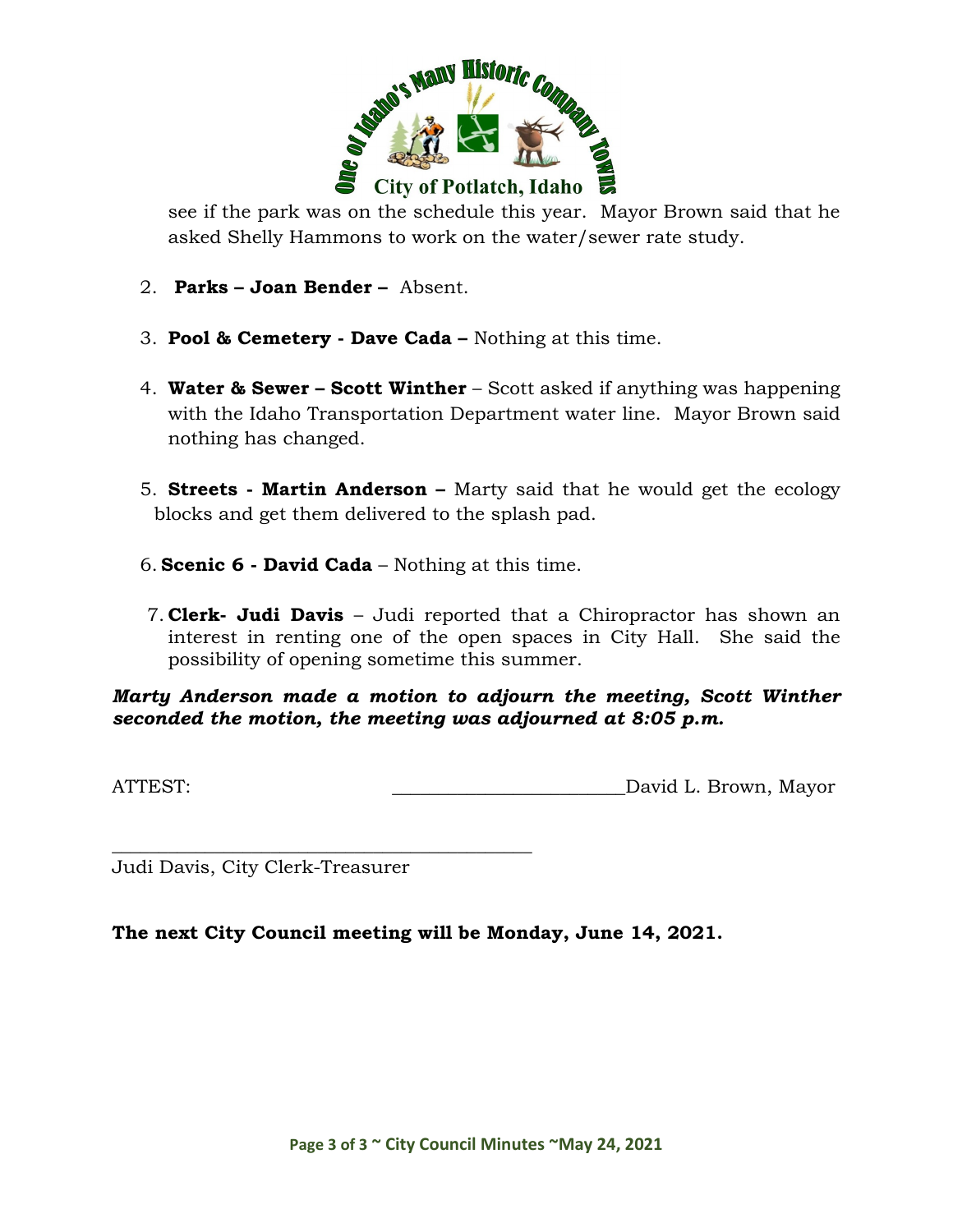see if the park was on the schedule this year. Mayor Brown said that he asked Shelly Hammons to work on the water/sewer rate study.

2. **Parks – Joan Bender –** Absent.

3. **Pool & Cemetery - Dave Cada –** Nothing at this time.

4. **Water & Sewer – Scott Winther** – Scott asked if anything was happening with the Idaho Transportation Department water line. Mayor Brown said nothing has changed.

5. **Streets - Martin Anderson –** Marty said that he would get the ecology blocks and get them delivered to the splash pad.

6. **Scenic 6 - David Cada** – Nothing at this time.

7. **Clerk- Judi Davis** – Judi reported that a Chiropractor has shown an interest in renting one of the open spaces in City Hall. She said the possibility of opening sometime this summer.

***Marty Anderson made a motion to adjourn the meeting, Scott Winther seconded the motion, the meeting was adjourned at 8:05 p.m.***

ATTEST: ________________________David L. Brown, Mayor

_____________________________________________
Judi Davis, City Clerk-Treasurer

**The next City Council meeting will be Monday, June 14, 2021.**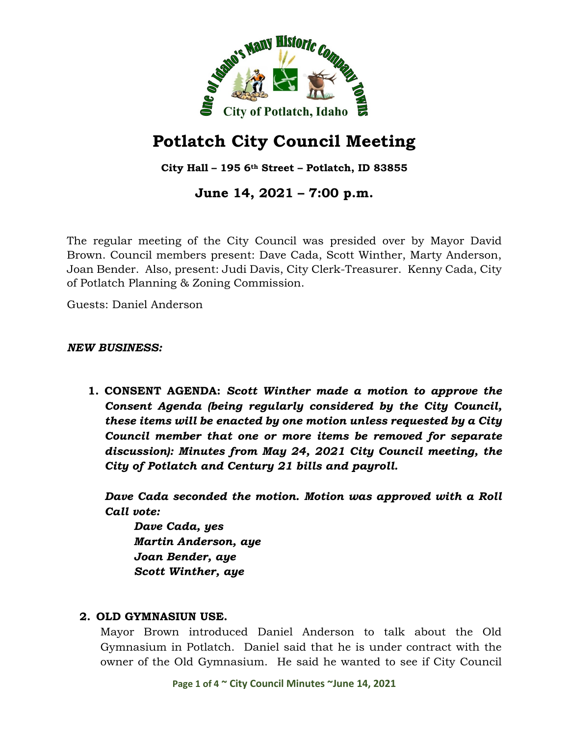# Potlatch City Council Meeting

**City Hall – 195 6th Street – Potlatch, ID 83855**

## June 14, 2021 – 7:00 p.m.

The regular meeting of the City Council was presided over by Mayor David Brown. Council members present: Dave Cada, Scott Winther, Marty Anderson, Joan Bender. Also, present: Judi Davis, City Clerk-Treasurer. Kenny Cada, City of Potlatch Planning & Zoning Commission.

Guests: Daniel Anderson

***NEW BUSINESS:***

1. **CONSENT AGENDA:** ***Scott Winther made a motion to approve the Consent Agenda (being regularly considered by the City Council, these items will be enacted by one motion unless requested by a City Council member that one or more items be removed for separate discussion): Minutes from May 24, 2021 City Council meeting, the City of Potlatch and Century 21 bills and payroll.***

   ***Dave Cada seconded the motion. Motion was approved with a Roll Call vote:***

   ***Dave Cada, yes***
   ***Martin Anderson, aye***
   ***Joan Bender, aye***
   ***Scott Winther, aye***

2. **OLD GYMNASIUN USE.**

   Mayor Brown introduced Daniel Anderson to talk about the Old Gymnasium in Potlatch. Daniel said that he is under contract with the owner of the Old Gymnasium. He said he wanted to see if City Council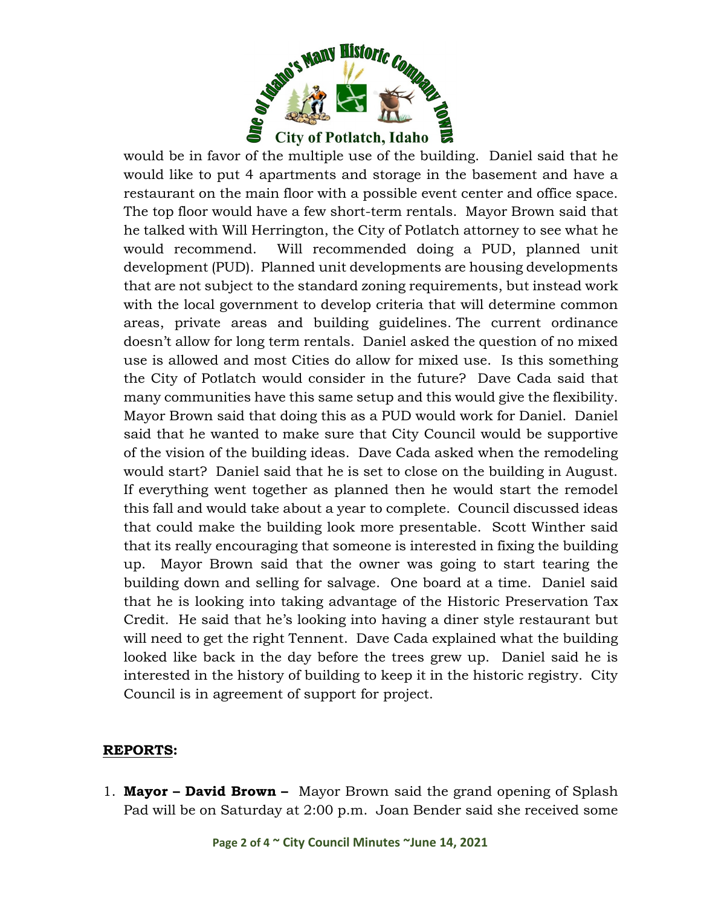would be in favor of the multiple use of the building. Daniel said that he would like to put 4 apartments and storage in the basement and have a restaurant on the main floor with a possible event center and office space. The top floor would have a few short-term rentals. Mayor Brown said that he talked with Will Herrington, the City of Potlatch attorney to see what he would recommend. Will recommended doing a PUD, planned unit development (PUD). Planned unit developments are housing developments that are not subject to the standard zoning requirements, but instead work with the local government to develop criteria that will determine common areas, private areas and building guidelines. The current ordinance doesn't allow for long term rentals. Daniel asked the question of no mixed use is allowed and most Cities do allow for mixed use. Is this something the City of Potlatch would consider in the future? Dave Cada said that many communities have this same setup and this would give the flexibility. Mayor Brown said that doing this as a PUD would work for Daniel. Daniel said that he wanted to make sure that City Council would be supportive of the vision of the building ideas. Dave Cada asked when the remodeling would start? Daniel said that he is set to close on the building in August. If everything went together as planned then he would start the remodel this fall and would take about a year to complete. Council discussed ideas that could make the building look more presentable. Scott Winther said that its really encouraging that someone is interested in fixing the building up. Mayor Brown said that the owner was going to start tearing the building down and selling for salvage. One board at a time. Daniel said that he is looking into taking advantage of the Historic Preservation Tax Credit. He said that he's looking into having a diner style restaurant but will need to get the right Tennent. Dave Cada explained what the building looked like back in the day before the trees grew up. Daniel said he is interested in the history of building to keep it in the historic registry. City Council is in agreement of support for project.

**REPORTS:**

1. **Mayor – David Brown –** Mayor Brown said the grand opening of Splash Pad will be on Saturday at 2:00 p.m. Joan Bender said she received some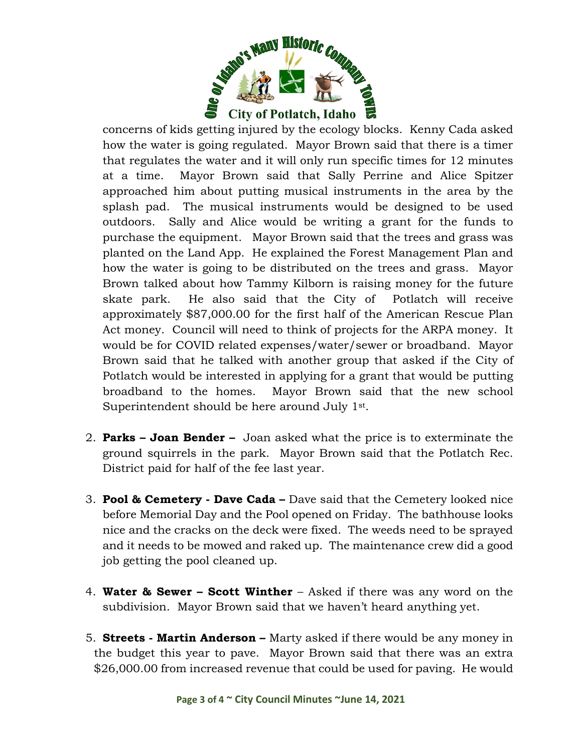concerns of kids getting injured by the ecology blocks. Kenny Cada asked how the water is going regulated. Mayor Brown said that there is a timer that regulates the water and it will only run specific times for 12 minutes at a time. Mayor Brown said that Sally Perrine and Alice Spitzer approached him about putting musical instruments in the area by the splash pad. The musical instruments would be designed to be used outdoors. Sally and Alice would be writing a grant for the funds to purchase the equipment. Mayor Brown said that the trees and grass was planted on the Land App. He explained the Forest Management Plan and how the water is going to be distributed on the trees and grass. Mayor Brown talked about how Tammy Kilborn is raising money for the future skate park. He also said that the City of Potlatch will receive approximately $87,000.00 for the first half of the American Rescue Plan Act money. Council will need to think of projects for the ARPA money. It would be for COVID related expenses/water/sewer or broadband. Mayor Brown said that he talked with another group that asked if the City of Potlatch would be interested in applying for a grant that would be putting broadband to the homes. Mayor Brown said that the new school Superintendent should be here around July 1st.

2. **Parks – Joan Bender –** Joan asked what the price is to exterminate the ground squirrels in the park. Mayor Brown said that the Potlatch Rec. District paid for half of the fee last year.

3. **Pool & Cemetery - Dave Cada –** Dave said that the Cemetery looked nice before Memorial Day and the Pool opened on Friday. The bathhouse looks nice and the cracks on the deck were fixed. The weeds need to be sprayed and it needs to be mowed and raked up. The maintenance crew did a good job getting the pool cleaned up.

4. **Water & Sewer – Scott Winther** – Asked if there was any word on the subdivision. Mayor Brown said that we haven't heard anything yet.

5. **Streets - Martin Anderson –** Marty asked if there would be any money in the budget this year to pave. Mayor Brown said that there was an extra $26,000.00 from increased revenue that could be used for paving. He would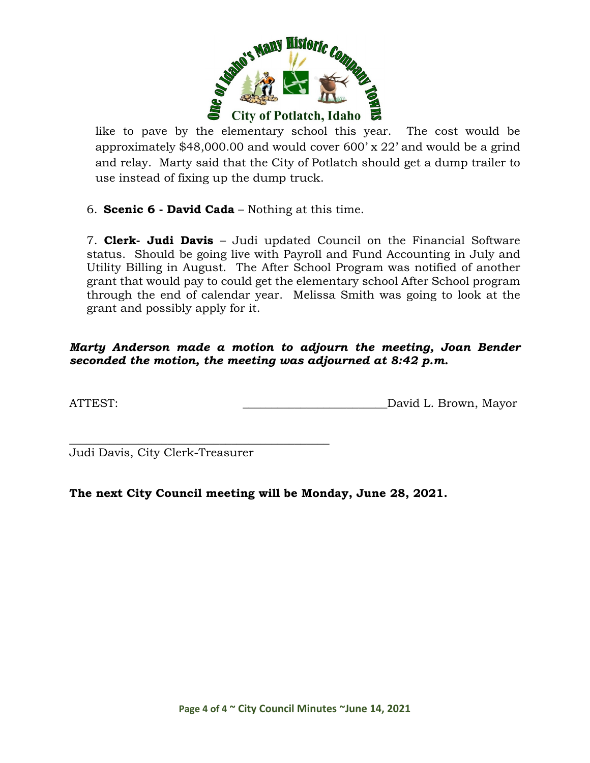like to pave by the elementary school this year. The cost would be approximately $48,000.00 and would cover 600' x 22' and would be a grind and relay. Marty said that the City of Potlatch should get a dump trailer to use instead of fixing up the dump truck.

6. **Scenic 6 - David Cada** – Nothing at this time.

7. **Clerk- Judi Davis** – Judi updated Council on the Financial Software status. Should be going live with Payroll and Fund Accounting in July and Utility Billing in August. The After School Program was notified of another grant that would pay to could get the elementary school After School program through the end of calendar year. Melissa Smith was going to look at the grant and possibly apply for it.

***Marty Anderson made a motion to adjourn the meeting, Joan Bender seconded the motion, the meeting was adjourned at 8:42 p.m.***

ATTEST: \_\_\_\_\_\_\_\_\_\_\_\_\_\_\_\_\_\_\_\_\_\_\_\_David L. Brown, Mayor

\_\_\_\_\_\_\_\_\_\_\_\_\_\_\_\_\_\_\_\_\_\_\_\_\_\_\_\_\_\_\_\_\_\_\_\_\_\_\_\_
Judi Davis, City Clerk-Treasurer

**The next City Council meeting will be Monday, June 28, 2021.**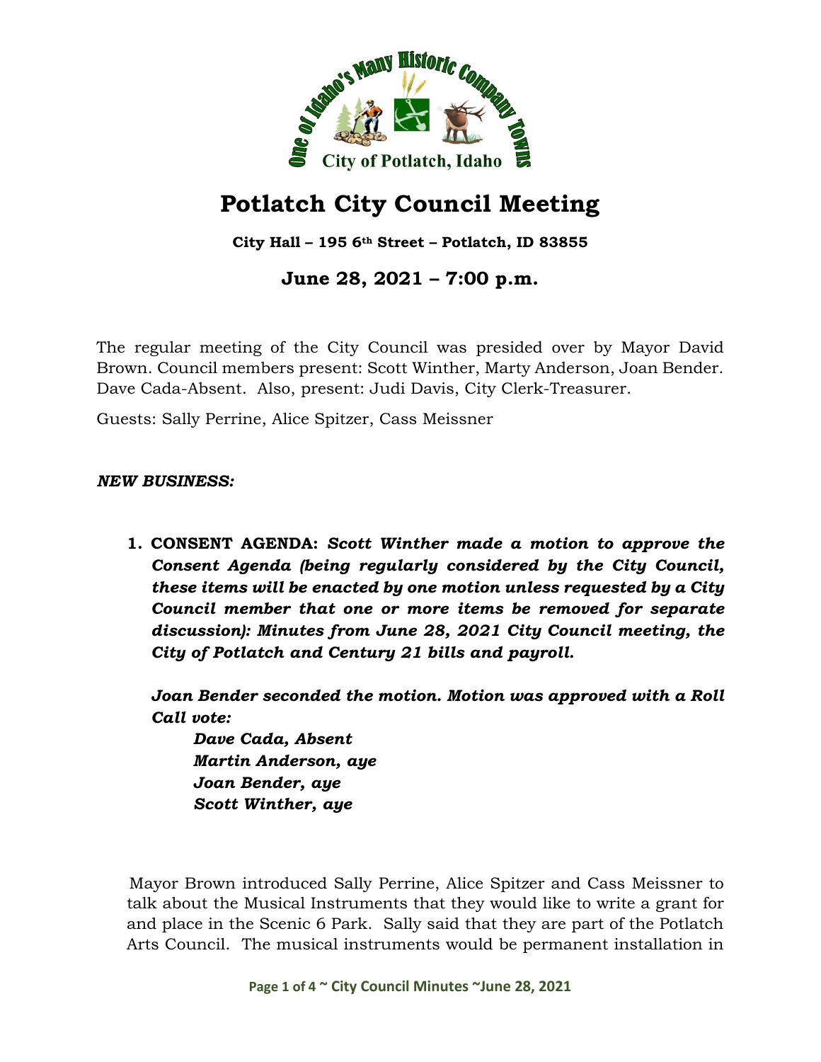# Potlatch City Council Meeting

**City Hall – 195 6th Street – Potlatch, ID 83855**

## June 28, 2021 – 7:00 p.m.

The regular meeting of the City Council was presided over by Mayor David Brown. Council members present: Scott Winther, Marty Anderson, Joan Bender. Dave Cada-Absent. Also, present: Judi Davis, City Clerk-Treasurer.

Guests: Sally Perrine, Alice Spitzer, Cass Meissner

***NEW BUSINESS:***

1. **CONSENT AGENDA:** ***Scott Winther made a motion to approve the Consent Agenda (being regularly considered by the City Council, these items will be enacted by one motion unless requested by a City Council member that one or more items be removed for separate discussion): Minutes from June 28, 2021 City Council meeting, the City of Potlatch and Century 21 bills and payroll.***

   ***Joan Bender seconded the motion. Motion was approved with a Roll Call vote:***

   ***Dave Cada, Absent***
   ***Martin Anderson, aye***
   ***Joan Bender, aye***
   ***Scott Winther, aye***

Mayor Brown introduced Sally Perrine, Alice Spitzer and Cass Meissner to talk about the Musical Instruments that they would like to write a grant for and place in the Scenic 6 Park. Sally said that they are part of the Potlatch Arts Council. The musical instruments would be permanent installation in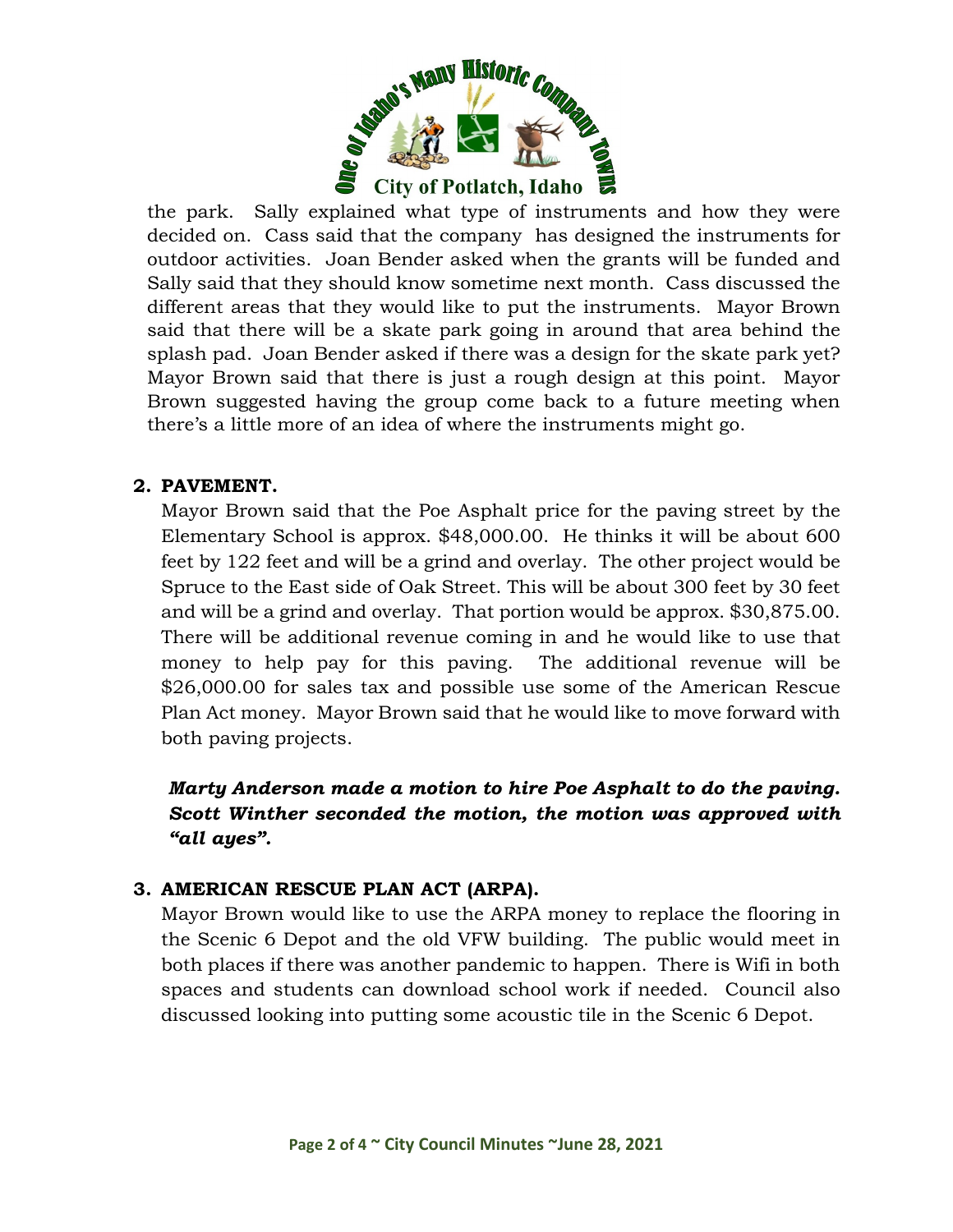the park. Sally explained what type of instruments and how they were decided on. Cass said that the company has designed the instruments for outdoor activities. Joan Bender asked when the grants will be funded and Sally said that they should know sometime next month. Cass discussed the different areas that they would like to put the instruments. Mayor Brown said that there will be a skate park going in around that area behind the splash pad. Joan Bender asked if there was a design for the skate park yet? Mayor Brown said that there is just a rough design at this point. Mayor Brown suggested having the group come back to a future meeting when there's a little more of an idea of where the instruments might go.

**2. PAVEMENT.**

Mayor Brown said that the Poe Asphalt price for the paving street by the Elementary School is approx. $48,000.00. He thinks it will be about 600 feet by 122 feet and will be a grind and overlay. The other project would be Spruce to the East side of Oak Street. This will be about 300 feet by 30 feet and will be a grind and overlay. That portion would be approx. $30,875.00. There will be additional revenue coming in and he would like to use that money to help pay for this paving. The additional revenue will be $26,000.00 for sales tax and possible use some of the American Rescue Plan Act money. Mayor Brown said that he would like to move forward with both paving projects.

***Marty Anderson made a motion to hire Poe Asphalt to do the paving. Scott Winther seconded the motion, the motion was approved with "all ayes".***

**3. AMERICAN RESCUE PLAN ACT (ARPA).**

Mayor Brown would like to use the ARPA money to replace the flooring in the Scenic 6 Depot and the old VFW building. The public would meet in both places if there was another pandemic to happen. There is Wifi in both spaces and students can download school work if needed. Council also discussed looking into putting some acoustic tile in the Scenic 6 Depot.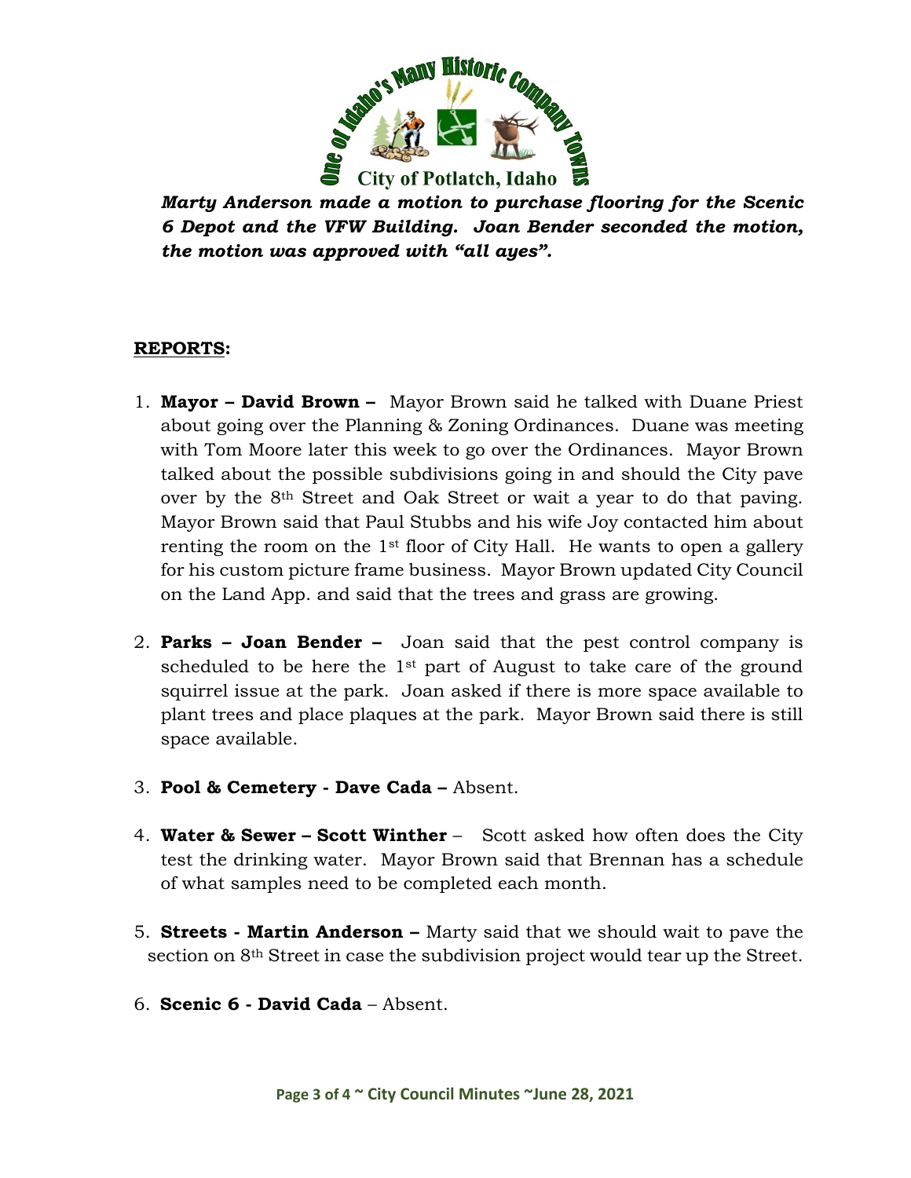***Marty Anderson made a motion to purchase flooring for the Scenic 6 Depot and the VFW Building. Joan Bender seconded the motion, the motion was approved with "all ayes".***

**REPORTS:**

1. **Mayor – David Brown –** Mayor Brown said he talked with Duane Priest about going over the Planning & Zoning Ordinances. Duane was meeting with Tom Moore later this week to go over the Ordinances. Mayor Brown talked about the possible subdivisions going in and should the City pave over by the 8th Street and Oak Street or wait a year to do that paving. Mayor Brown said that Paul Stubbs and his wife Joy contacted him about renting the room on the 1st floor of City Hall. He wants to open a gallery for his custom picture frame business. Mayor Brown updated City Council on the Land App. and said that the trees and grass are growing.

2. **Parks – Joan Bender –** Joan said that the pest control company is scheduled to be here the 1st part of August to take care of the ground squirrel issue at the park. Joan asked if there is more space available to plant trees and place plaques at the park. Mayor Brown said there is still space available.

3. **Pool & Cemetery - Dave Cada –** Absent.

4. **Water & Sewer – Scott Winther** – Scott asked how often does the City test the drinking water. Mayor Brown said that Brennan has a schedule of what samples need to be completed each month.

5. **Streets - Martin Anderson –** Marty said that we should wait to pave the section on 8th Street in case the subdivision project would tear up the Street.

6. **Scenic 6 - David Cada** – Absent.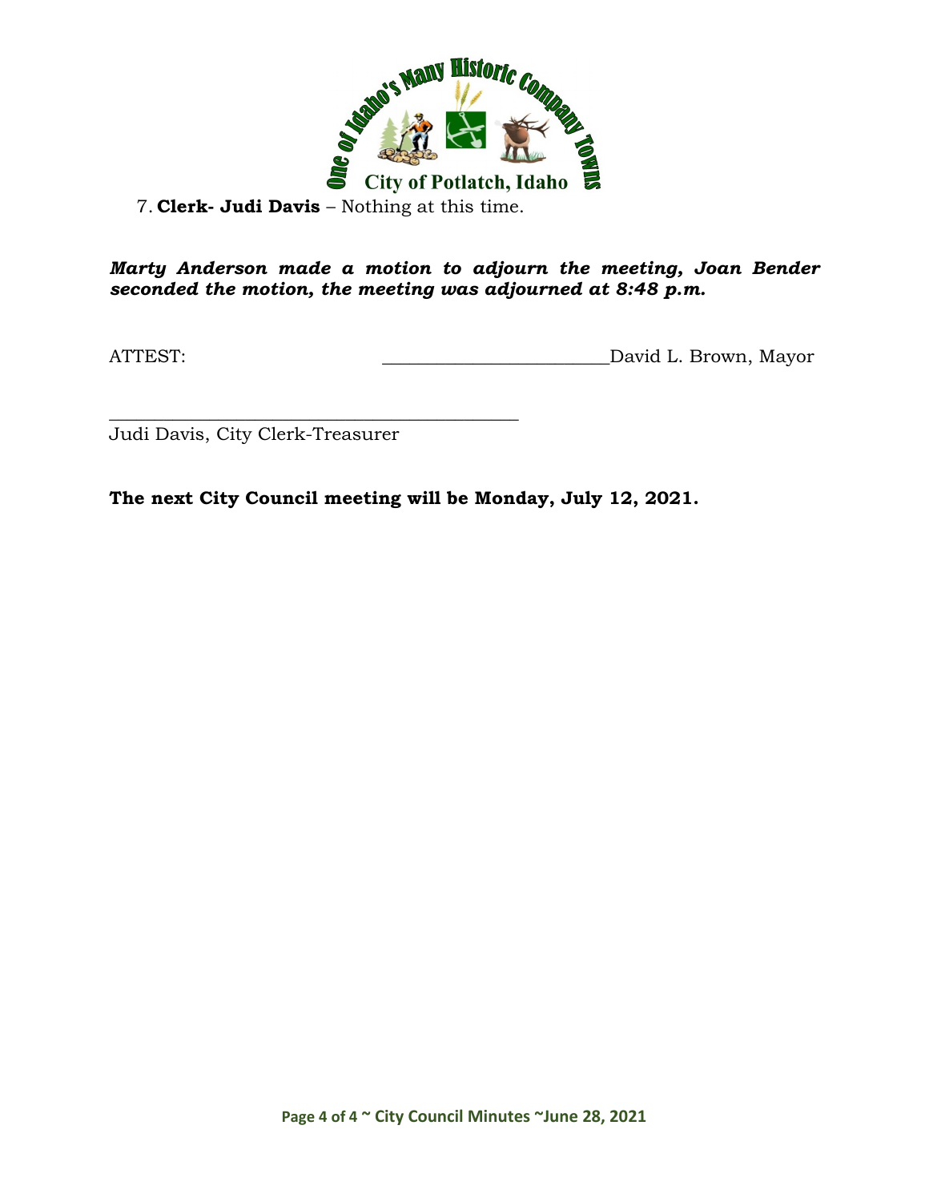7. **Clerk- Judi Davis** – Nothing at this time.

***Marty Anderson made a motion to adjourn the meeting, Joan Bender seconded the motion, the meeting was adjourned at 8:48 p.m.***

ATTEST: ________________________David L. Brown, Mayor

_____________________________________________

Judi Davis, City Clerk-Treasurer

**The next City Council meeting will be Monday, July 12, 2021.**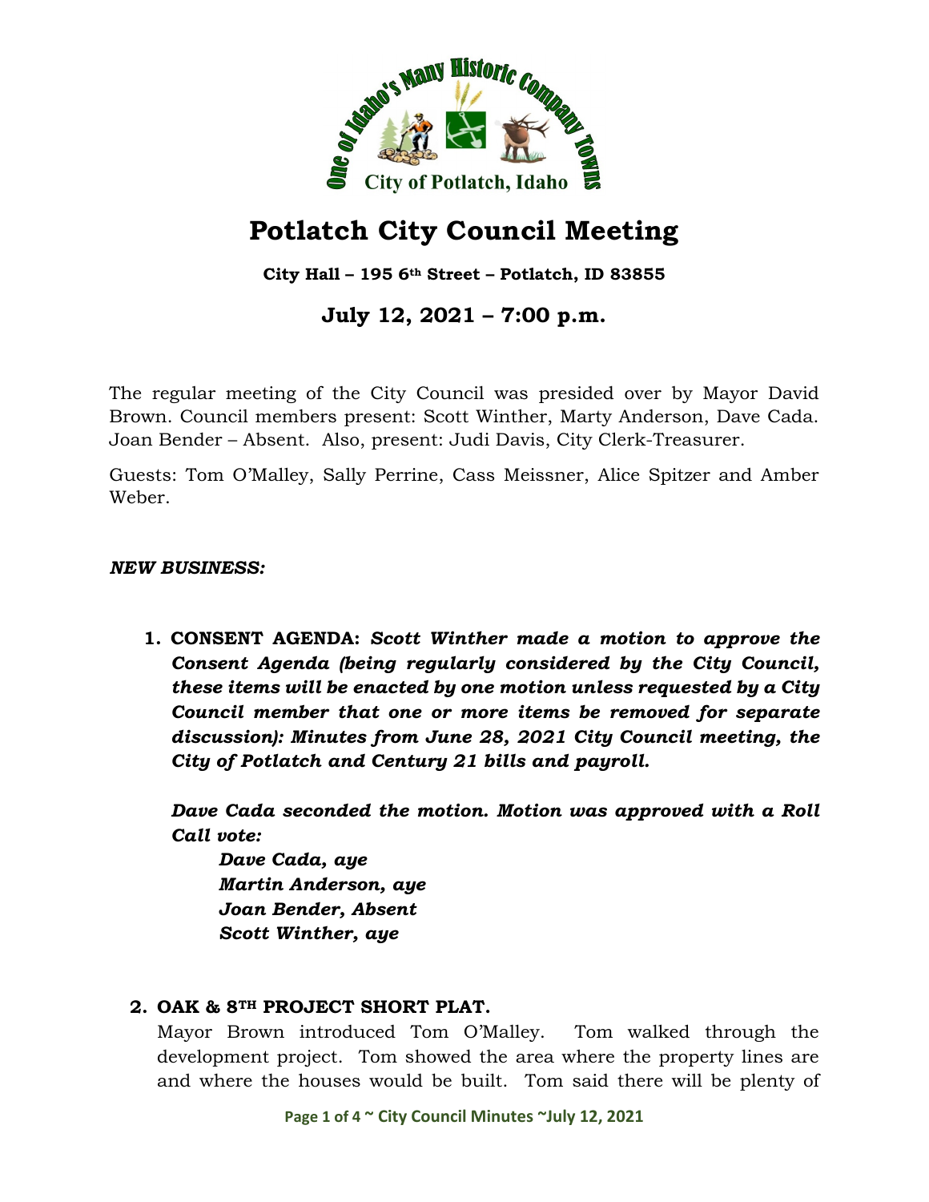# Potlatch City Council Meeting

**City Hall – 195 6th Street – Potlatch, ID 83855**

## July 12, 2021 – 7:00 p.m.

The regular meeting of the City Council was presided over by Mayor David Brown. Council members present: Scott Winther, Marty Anderson, Dave Cada. Joan Bender – Absent. Also, present: Judi Davis, City Clerk-Treasurer.

Guests: Tom O'Malley, Sally Perrine, Cass Meissner, Alice Spitzer and Amber Weber.

***NEW BUSINESS:***

1. **CONSENT AGENDA:** ***Scott Winther made a motion to approve the Consent Agenda (being regularly considered by the City Council, these items will be enacted by one motion unless requested by a City Council member that one or more items be removed for separate discussion): Minutes from June 28, 2021 City Council meeting, the City of Potlatch and Century 21 bills and payroll.***

   ***Dave Cada seconded the motion. Motion was approved with a Roll Call vote:***

   ***Dave Cada, aye***
   ***Martin Anderson, aye***
   ***Joan Bender, Absent***
   ***Scott Winther, aye***

2. **OAK & 8TH PROJECT SHORT PLAT.**
   Mayor Brown introduced Tom O'Malley. Tom walked through the development project. Tom showed the area where the property lines are and where the houses would be built. Tom said there will be plenty of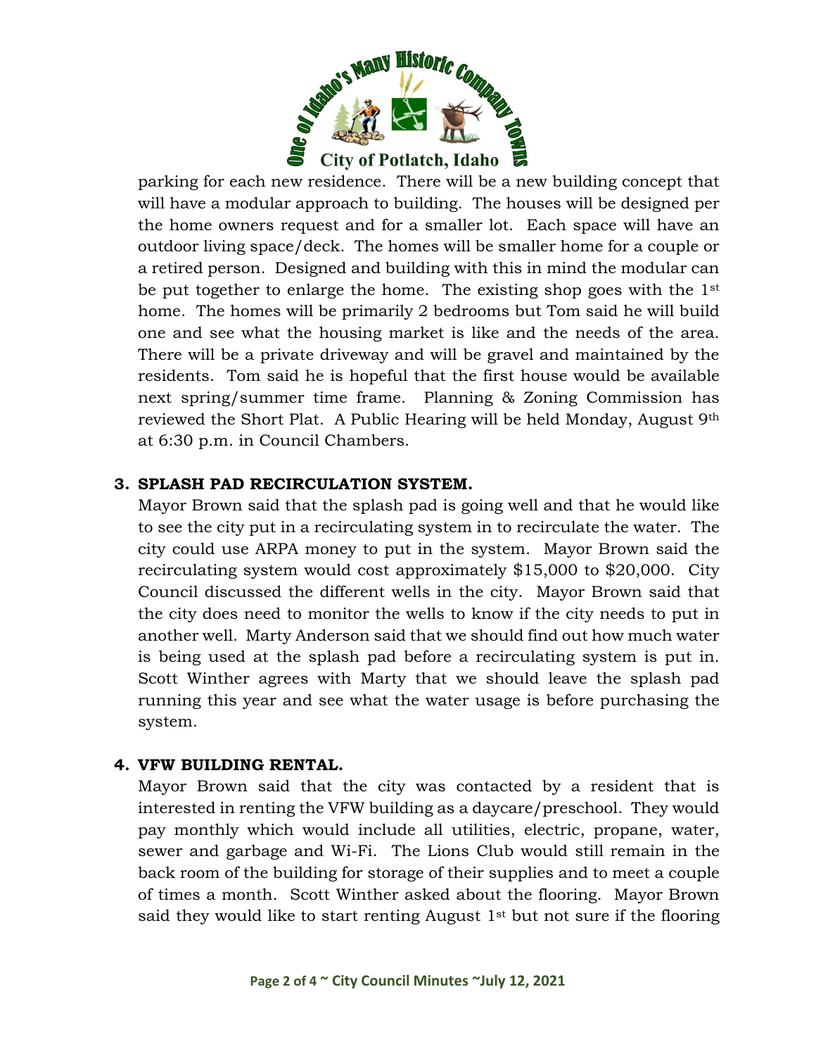parking for each new residence. There will be a new building concept that will have a modular approach to building. The houses will be designed per the home owners request and for a smaller lot. Each space will have an outdoor living space/deck. The homes will be smaller home for a couple or a retired person. Designed and building with this in mind the modular can be put together to enlarge the home. The existing shop goes with the 1st home. The homes will be primarily 2 bedrooms but Tom said he will build one and see what the housing market is like and the needs of the area. There will be a private driveway and will be gravel and maintained by the residents. Tom said he is hopeful that the first house would be available next spring/summer time frame. Planning & Zoning Commission has reviewed the Short Plat. A Public Hearing will be held Monday, August 9th at 6:30 p.m. in Council Chambers.

**3. SPLASH PAD RECIRCULATION SYSTEM.**

Mayor Brown said that the splash pad is going well and that he would like to see the city put in a recirculating system in to recirculate the water. The city could use ARPA money to put in the system. Mayor Brown said the recirculating system would cost approximately $15,000 to $20,000. City Council discussed the different wells in the city. Mayor Brown said that the city does need to monitor the wells to know if the city needs to put in another well. Marty Anderson said that we should find out how much water is being used at the splash pad before a recirculating system is put in. Scott Winther agrees with Marty that we should leave the splash pad running this year and see what the water usage is before purchasing the system.

**4. VFW BUILDING RENTAL.**

Mayor Brown said that the city was contacted by a resident that is interested in renting the VFW building as a daycare/preschool. They would pay monthly which would include all utilities, electric, propane, water, sewer and garbage and Wi-Fi. The Lions Club would still remain in the back room of the building for storage of their supplies and to meet a couple of times a month. Scott Winther asked about the flooring. Mayor Brown said they would like to start renting August 1st but not sure if the flooring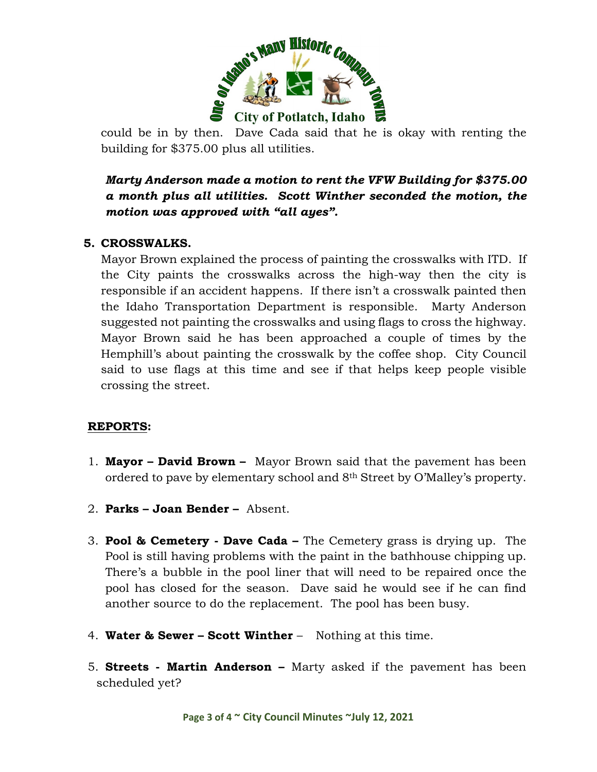could be in by then. Dave Cada said that he is okay with renting the building for $375.00 plus all utilities.

***Marty Anderson made a motion to rent the VFW Building for $375.00 a month plus all utilities. Scott Winther seconded the motion, the motion was approved with "all ayes".***

**5. CROSSWALKS.**

Mayor Brown explained the process of painting the crosswalks with ITD. If the City paints the crosswalks across the high-way then the city is responsible if an accident happens. If there isn't a crosswalk painted then the Idaho Transportation Department is responsible. Marty Anderson suggested not painting the crosswalks and using flags to cross the highway. Mayor Brown said he has been approached a couple of times by the Hemphill's about painting the crosswalk by the coffee shop. City Council said to use flags at this time and see if that helps keep people visible crossing the street.

**REPORTS:**

1. **Mayor – David Brown –** Mayor Brown said that the pavement has been ordered to pave by elementary school and 8th Street by O'Malley's property.
2. **Parks – Joan Bender –** Absent.
3. **Pool & Cemetery - Dave Cada –** The Cemetery grass is drying up. The Pool is still having problems with the paint in the bathhouse chipping up. There's a bubble in the pool liner that will need to be repaired once the pool has closed for the season. Dave said he would see if he can find another source to do the replacement. The pool has been busy.
4. **Water & Sewer – Scott Winther** – Nothing at this time.
5. **Streets - Martin Anderson –** Marty asked if the pavement has been scheduled yet?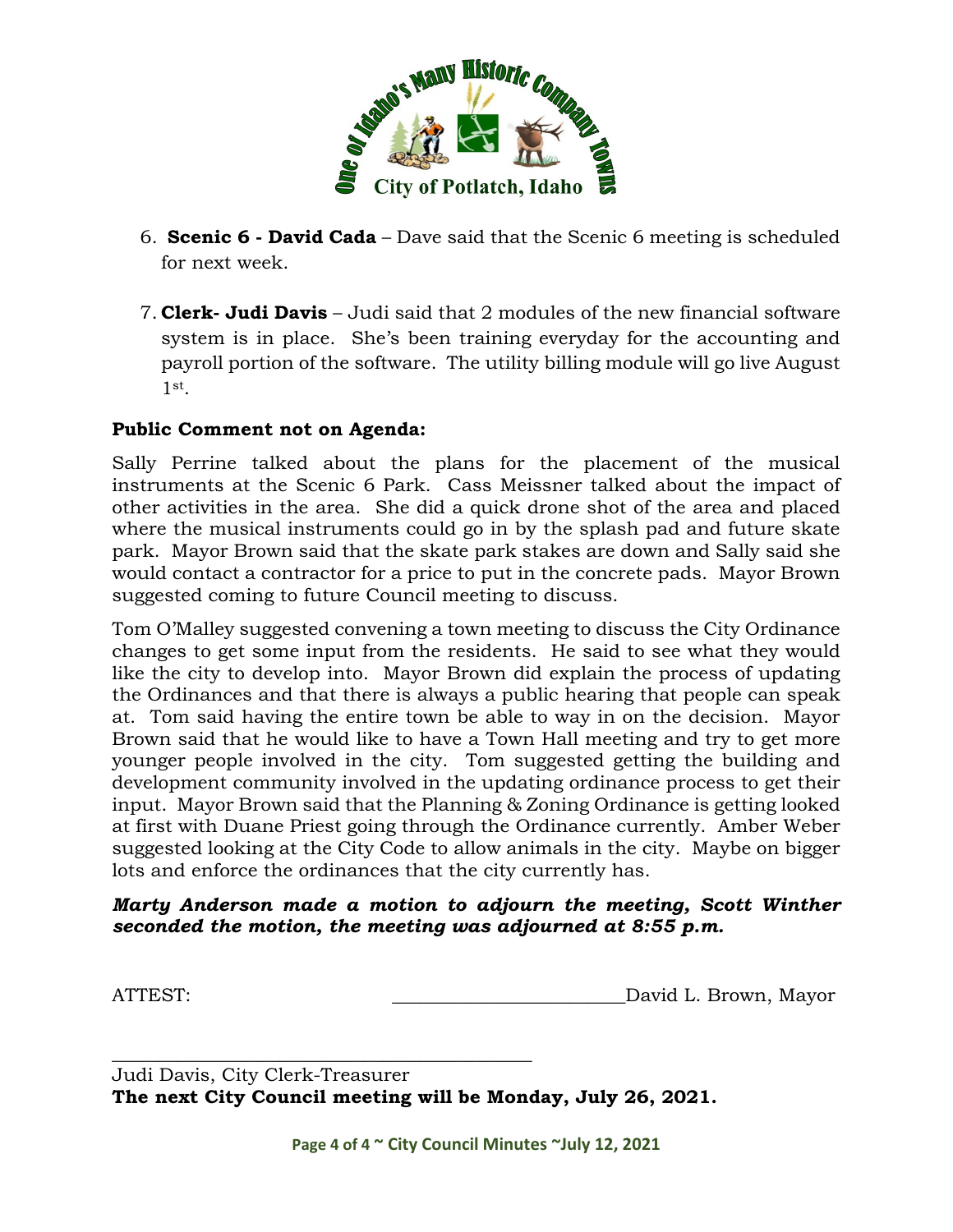6. **Scenic 6 - David Cada** – Dave said that the Scenic 6 meeting is scheduled for next week.

7. **Clerk- Judi Davis** – Judi said that 2 modules of the new financial software system is in place. She's been training everyday for the accounting and payroll portion of the software. The utility billing module will go live August 1st.

**Public Comment not on Agenda:**

Sally Perrine talked about the plans for the placement of the musical instruments at the Scenic 6 Park. Cass Meissner talked about the impact of other activities in the area. She did a quick drone shot of the area and placed where the musical instruments could go in by the splash pad and future skate park. Mayor Brown said that the skate park stakes are down and Sally said she would contact a contractor for a price to put in the concrete pads. Mayor Brown suggested coming to future Council meeting to discuss.

Tom O'Malley suggested convening a town meeting to discuss the City Ordinance changes to get some input from the residents. He said to see what they would like the city to develop into. Mayor Brown did explain the process of updating the Ordinances and that there is always a public hearing that people can speak at. Tom said having the entire town be able to way in on the decision. Mayor Brown said that he would like to have a Town Hall meeting and try to get more younger people involved in the city. Tom suggested getting the building and development community involved in the updating ordinance process to get their input. Mayor Brown said that the Planning & Zoning Ordinance is getting looked at first with Duane Priest going through the Ordinance currently. Amber Weber suggested looking at the City Code to allow animals in the city. Maybe on bigger lots and enforce the ordinances that the city currently has.

***Marty Anderson made a motion to adjourn the meeting, Scott Winther seconded the motion, the meeting was adjourned at 8:55 p.m.***

ATTEST: \_\_\_\_\_\_\_\_\_\_\_\_\_\_\_\_\_\_\_\_\_\_\_\_\_\_David L. Brown, Mayor

\_\_\_\_\_\_\_\_\_\_\_\_\_\_\_\_\_\_\_\_\_\_\_\_\_\_\_\_\_\_\_\_\_\_\_\_\_\_\_\_\_\_\_\_

Judi Davis, City Clerk-Treasurer

**The next City Council meeting will be Monday, July 26, 2021.**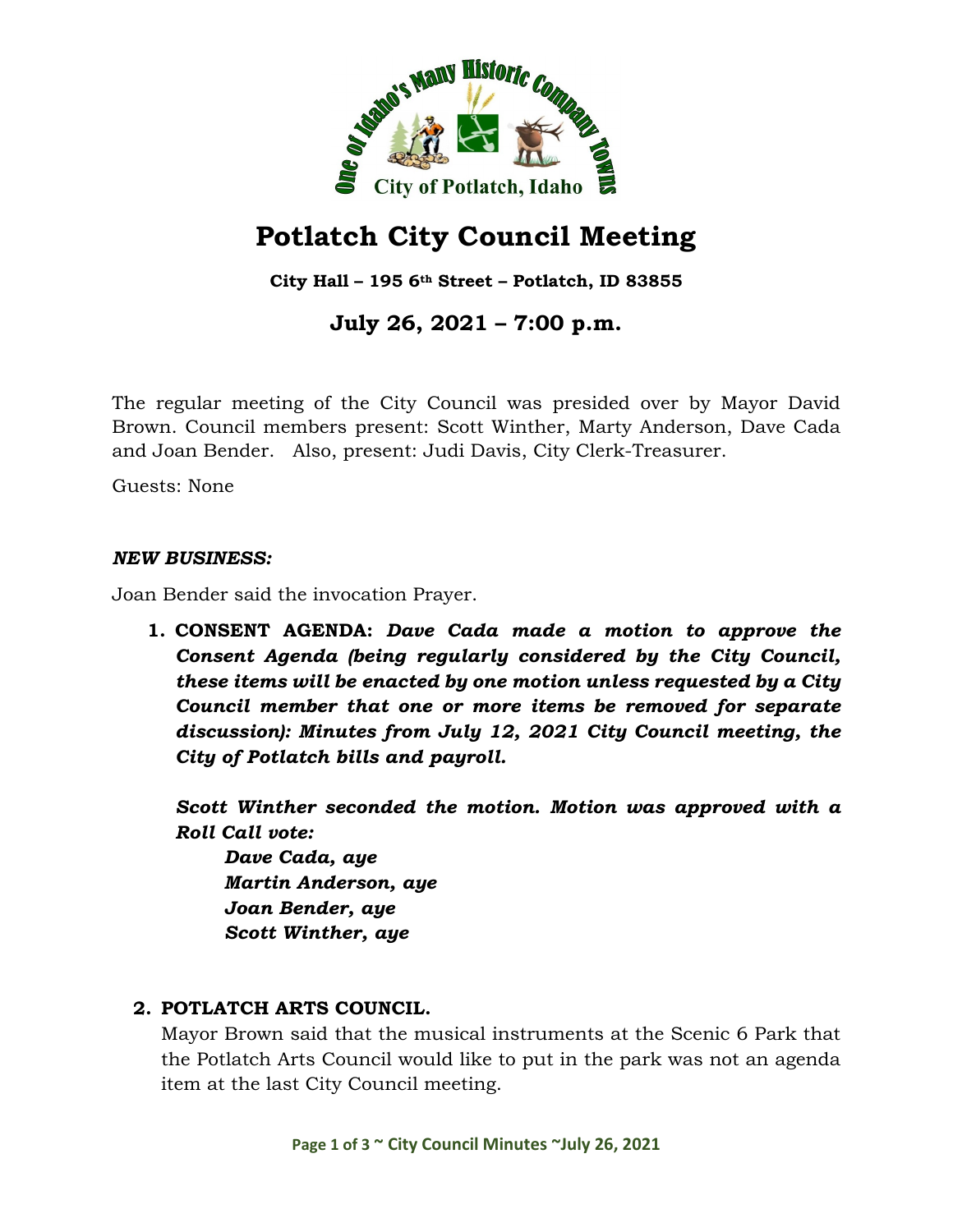# Potlatch City Council Meeting

**City Hall – 195 6th Street – Potlatch, ID 83855**

## July 26, 2021 – 7:00 p.m.

The regular meeting of the City Council was presided over by Mayor David Brown. Council members present: Scott Winther, Marty Anderson, Dave Cada and Joan Bender. Also, present: Judi Davis, City Clerk-Treasurer.

Guests: None

***NEW BUSINESS:***

Joan Bender said the invocation Prayer.

1. **CONSENT AGENDA:** ***Dave Cada made a motion to approve the Consent Agenda (being regularly considered by the City Council, these items will be enacted by one motion unless requested by a City Council member that one or more items be removed for separate discussion): Minutes from July 12, 2021 City Council meeting, the City of Potlatch bills and payroll.***

   ***Scott Winther seconded the motion. Motion was approved with a Roll Call vote:***

   ***Dave Cada, aye***
   ***Martin Anderson, aye***
   ***Joan Bender, aye***
   ***Scott Winther, aye***

2. **POTLATCH ARTS COUNCIL.**

   Mayor Brown said that the musical instruments at the Scenic 6 Park that the Potlatch Arts Council would like to put in the park was not an agenda item at the last City Council meeting.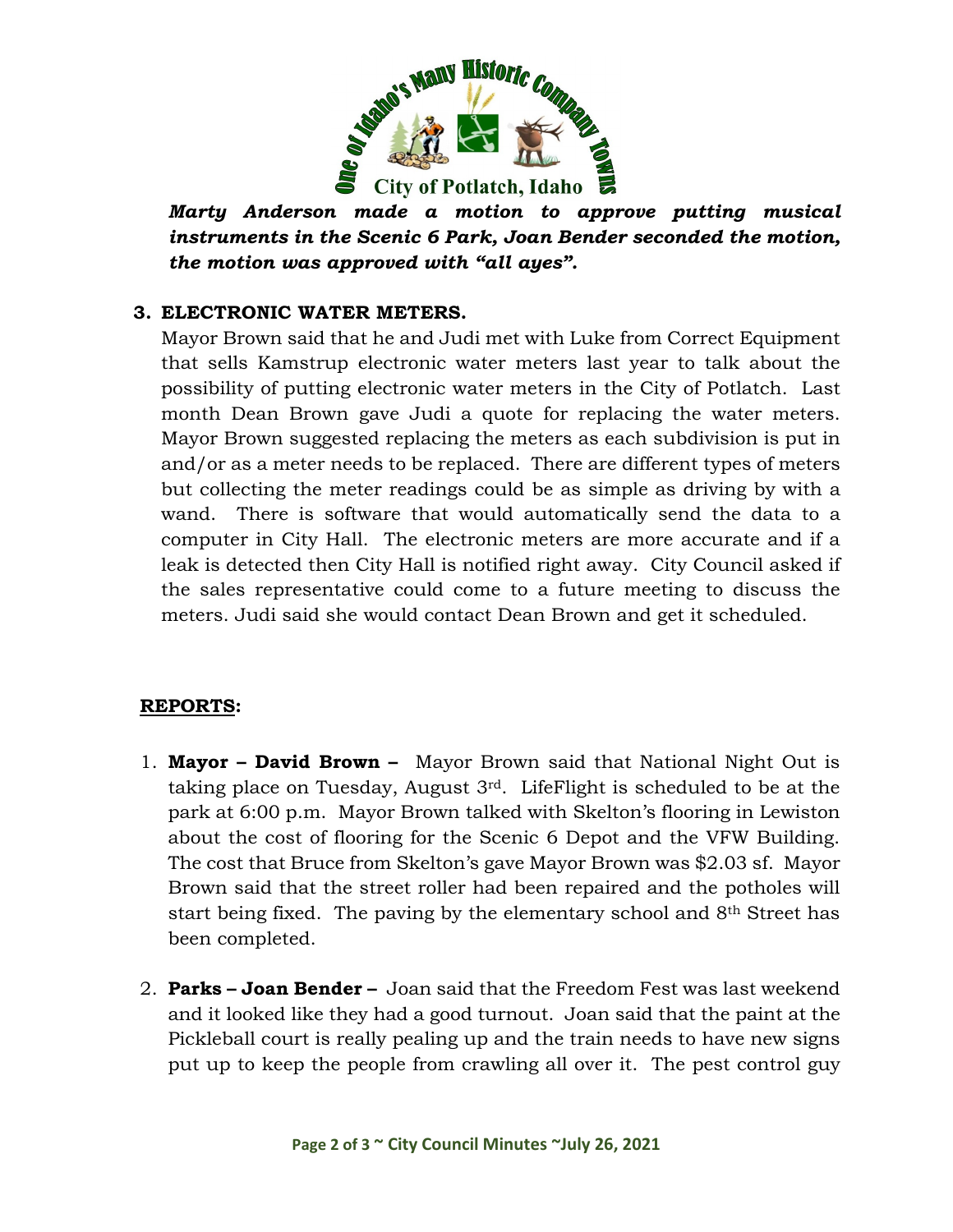***Marty Anderson made a motion to approve putting musical instruments in the Scenic 6 Park, Joan Bender seconded the motion, the motion was approved with "all ayes".***

**3. ELECTRONIC WATER METERS.**

Mayor Brown said that he and Judi met with Luke from Correct Equipment that sells Kamstrup electronic water meters last year to talk about the possibility of putting electronic water meters in the City of Potlatch. Last month Dean Brown gave Judi a quote for replacing the water meters. Mayor Brown suggested replacing the meters as each subdivision is put in and/or as a meter needs to be replaced. There are different types of meters but collecting the meter readings could be as simple as driving by with a wand. There is software that would automatically send the data to a computer in City Hall. The electronic meters are more accurate and if a leak is detected then City Hall is notified right away. City Council asked if the sales representative could come to a future meeting to discuss the meters. Judi said she would contact Dean Brown and get it scheduled.

**REPORTS:**

1. **Mayor – David Brown –** Mayor Brown said that National Night Out is taking place on Tuesday, August 3rd. LifeFlight is scheduled to be at the park at 6:00 p.m. Mayor Brown talked with Skelton's flooring in Lewiston about the cost of flooring for the Scenic 6 Depot and the VFW Building. The cost that Bruce from Skelton's gave Mayor Brown was $2.03 sf. Mayor Brown said that the street roller had been repaired and the potholes will start being fixed. The paving by the elementary school and 8th Street has been completed.

2. **Parks – Joan Bender –** Joan said that the Freedom Fest was last weekend and it looked like they had a good turnout. Joan said that the paint at the Pickleball court is really pealing up and the train needs to have new signs put up to keep the people from crawling all over it. The pest control guy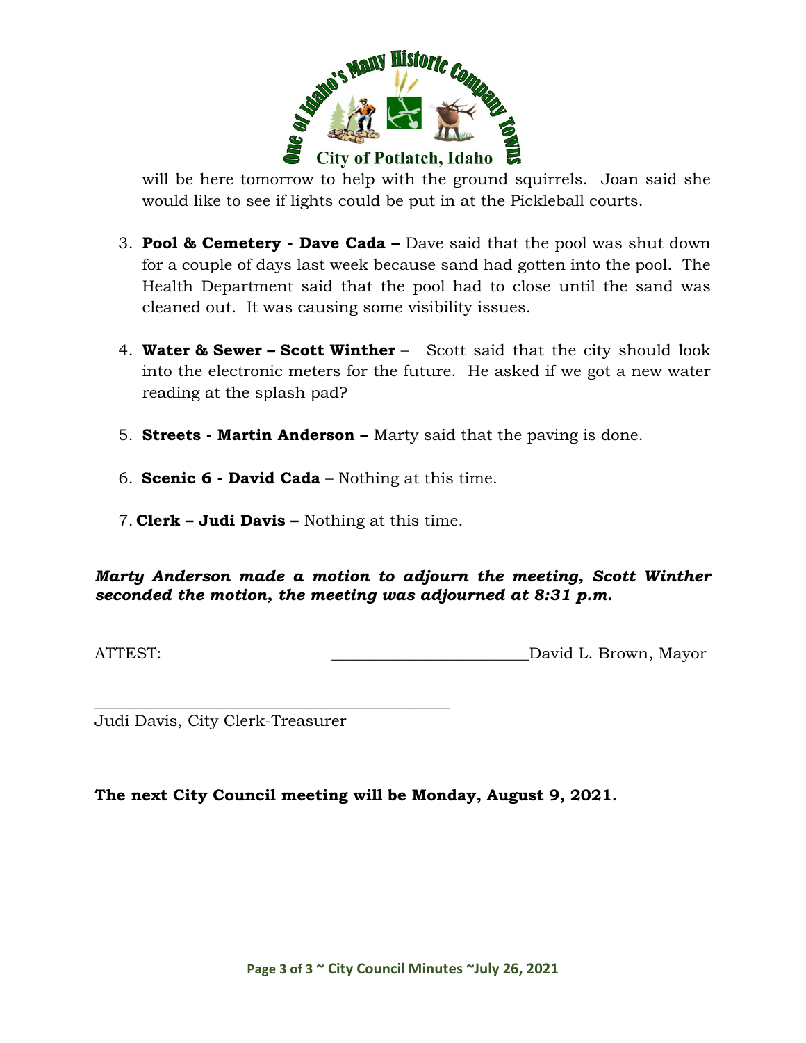will be here tomorrow to help with the ground squirrels. Joan said she would like to see if lights could be put in at the Pickleball courts.

3. **Pool & Cemetery - Dave Cada –** Dave said that the pool was shut down for a couple of days last week because sand had gotten into the pool. The Health Department said that the pool had to close until the sand was cleaned out. It was causing some visibility issues.

4. **Water & Sewer – Scott Winther** – Scott said that the city should look into the electronic meters for the future. He asked if we got a new water reading at the splash pad?

5. **Streets - Martin Anderson –** Marty said that the paving is done.

6. **Scenic 6 - David Cada** – Nothing at this time.

7. **Clerk – Judi Davis –** Nothing at this time.

***Marty Anderson made a motion to adjourn the meeting, Scott Winther seconded the motion, the meeting was adjourned at 8:31 p.m.***

ATTEST: ________________________David L. Brown, Mayor

_____________________________________________
Judi Davis, City Clerk-Treasurer

**The next City Council meeting will be Monday, August 9, 2021.**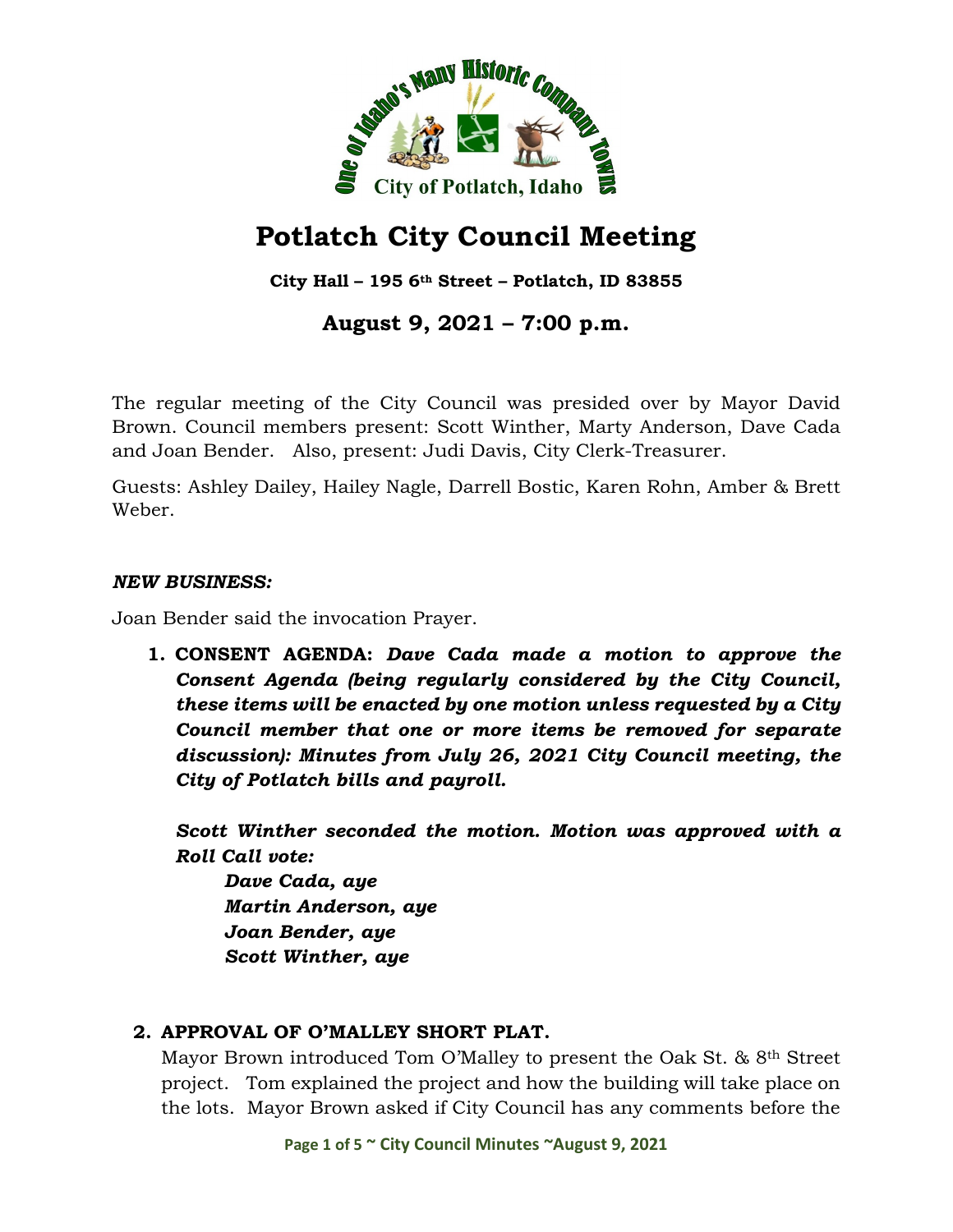# Potlatch City Council Meeting

**City Hall – 195 6th Street – Potlatch, ID 83855**

## August 9, 2021 – 7:00 p.m.

The regular meeting of the City Council was presided over by Mayor David Brown. Council members present: Scott Winther, Marty Anderson, Dave Cada and Joan Bender. Also, present: Judi Davis, City Clerk-Treasurer.

Guests: Ashley Dailey, Hailey Nagle, Darrell Bostic, Karen Rohn, Amber & Brett Weber.

### *NEW BUSINESS:*

Joan Bender said the invocation Prayer.

1. **CONSENT AGENDA:** ***Dave Cada made a motion to approve the Consent Agenda (being regularly considered by the City Council, these items will be enacted by one motion unless requested by a City Council member that one or more items be removed for separate discussion): Minutes from July 26, 2021 City Council meeting, the City of Potlatch bills and payroll.***

   ***Scott Winther seconded the motion. Motion was approved with a Roll Call vote:***

   ***Dave Cada, aye***
   ***Martin Anderson, aye***
   ***Joan Bender, aye***
   ***Scott Winther, aye***

2. **APPROVAL OF O'MALLEY SHORT PLAT.**
   Mayor Brown introduced Tom O'Malley to present the Oak St. & 8th Street project. Tom explained the project and how the building will take place on the lots. Mayor Brown asked if City Council has any comments before the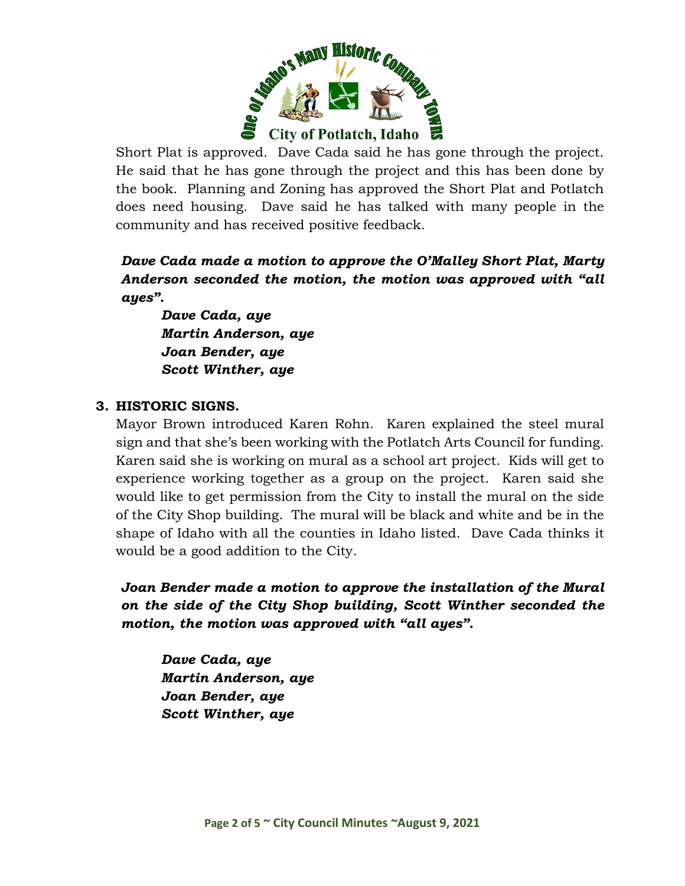Short Plat is approved. Dave Cada said he has gone through the project. He said that he has gone through the project and this has been done by the book. Planning and Zoning has approved the Short Plat and Potlatch does need housing. Dave said he has talked with many people in the community and has received positive feedback.

***Dave Cada made a motion to approve the O'Malley Short Plat, Marty Anderson seconded the motion, the motion was approved with "all ayes".***

***Dave Cada, aye***
***Martin Anderson, aye***
***Joan Bender, aye***
***Scott Winther, aye***

**3. HISTORIC SIGNS.**

Mayor Brown introduced Karen Rohn. Karen explained the steel mural sign and that she's been working with the Potlatch Arts Council for funding. Karen said she is working on mural as a school art project. Kids will get to experience working together as a group on the project. Karen said she would like to get permission from the City to install the mural on the side of the City Shop building. The mural will be black and white and be in the shape of Idaho with all the counties in Idaho listed. Dave Cada thinks it would be a good addition to the City.

***Joan Bender made a motion to approve the installation of the Mural on the side of the City Shop building, Scott Winther seconded the motion, the motion was approved with "all ayes".***

***Dave Cada, aye***
***Martin Anderson, aye***
***Joan Bender, aye***
***Scott Winther, aye***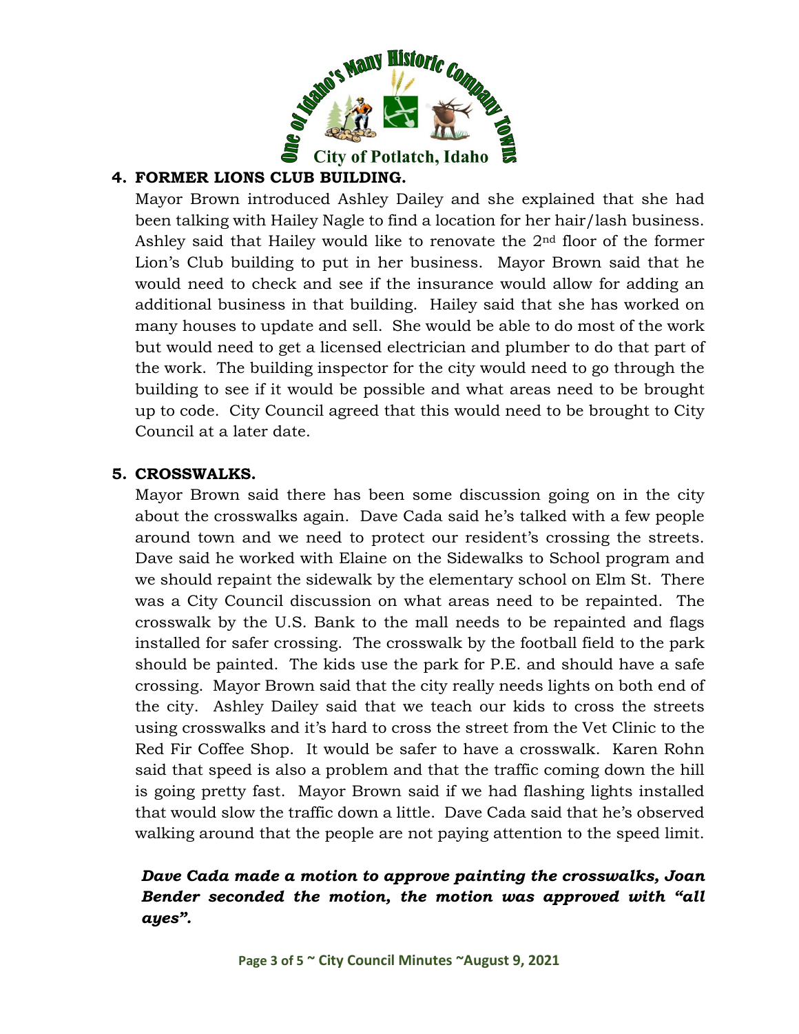## 4. FORMER LIONS CLUB BUILDING.

Mayor Brown introduced Ashley Dailey and she explained that she had been talking with Hailey Nagle to find a location for her hair/lash business. Ashley said that Hailey would like to renovate the 2nd floor of the former Lion's Club building to put in her business. Mayor Brown said that he would need to check and see if the insurance would allow for adding an additional business in that building. Hailey said that she has worked on many houses to update and sell. She would be able to do most of the work but would need to get a licensed electrician and plumber to do that part of the work. The building inspector for the city would need to go through the building to see if it would be possible and what areas need to be brought up to code. City Council agreed that this would need to be brought to City Council at a later date.

## 5. CROSSWALKS.

Mayor Brown said there has been some discussion going on in the city about the crosswalks again. Dave Cada said he's talked with a few people around town and we need to protect our resident's crossing the streets. Dave said he worked with Elaine on the Sidewalks to School program and we should repaint the sidewalk by the elementary school on Elm St. There was a City Council discussion on what areas need to be repainted. The crosswalk by the U.S. Bank to the mall needs to be repainted and flags installed for safer crossing. The crosswalk by the football field to the park should be painted. The kids use the park for P.E. and should have a safe crossing. Mayor Brown said that the city really needs lights on both end of the city. Ashley Dailey said that we teach our kids to cross the streets using crosswalks and it's hard to cross the street from the Vet Clinic to the Red Fir Coffee Shop. It would be safer to have a crosswalk. Karen Rohn said that speed is also a problem and that the traffic coming down the hill is going pretty fast. Mayor Brown said if we had flashing lights installed that would slow the traffic down a little. Dave Cada said that he's observed walking around that the people are not paying attention to the speed limit.

***Dave Cada made a motion to approve painting the crosswalks, Joan Bender seconded the motion, the motion was approved with "all ayes".***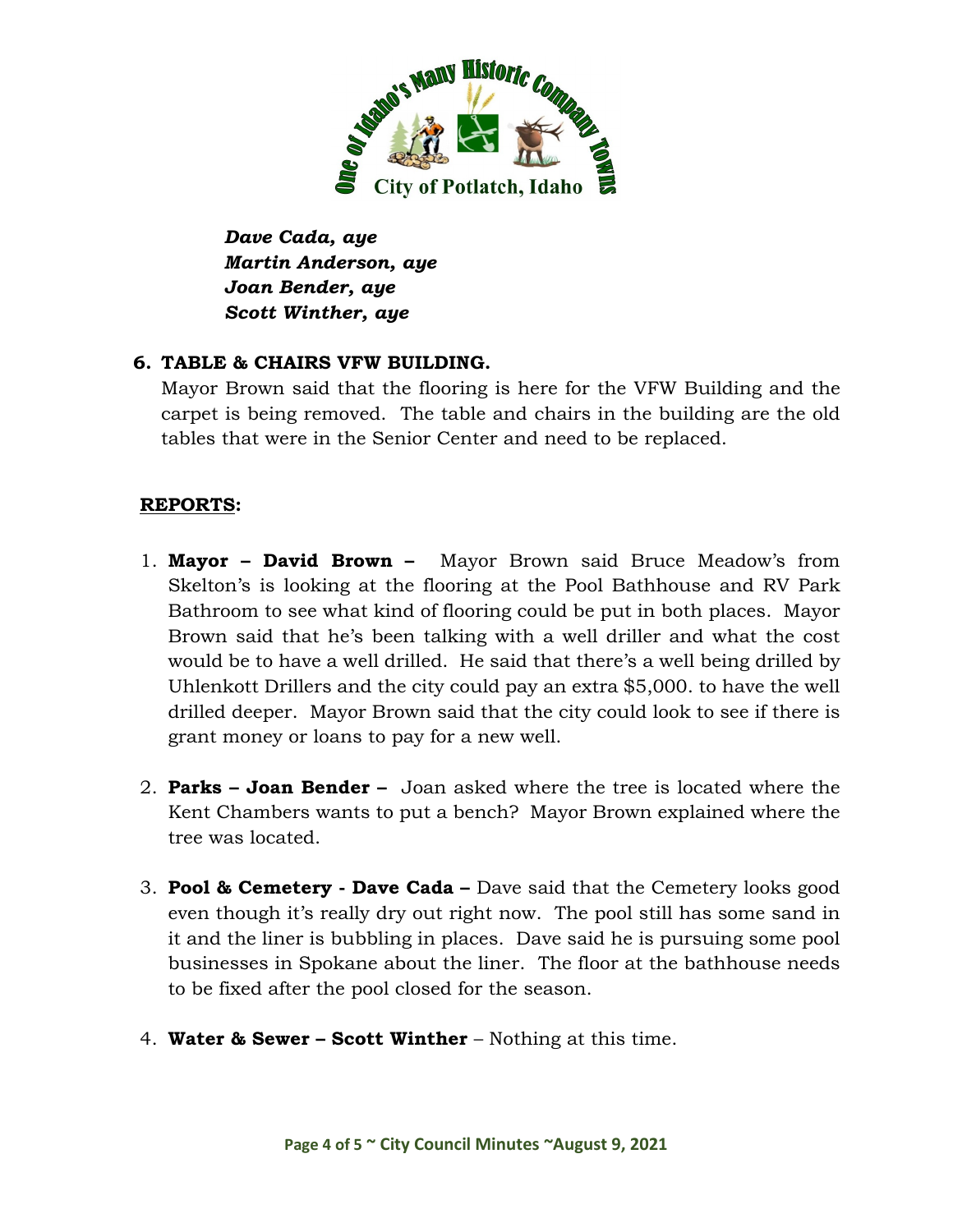*Dave Cada, aye*
*Martin Anderson, aye*
*Joan Bender, aye*
*Scott Winther, aye*

**6. TABLE & CHAIRS VFW BUILDING.**

Mayor Brown said that the flooring is here for the VFW Building and the carpet is being removed. The table and chairs in the building are the old tables that were in the Senior Center and need to be replaced.

**REPORTS:**

1. **Mayor – David Brown –** Mayor Brown said Bruce Meadow's from Skelton's is looking at the flooring at the Pool Bathhouse and RV Park Bathroom to see what kind of flooring could be put in both places. Mayor Brown said that he's been talking with a well driller and what the cost would be to have a well drilled. He said that there's a well being drilled by Uhlenkott Drillers and the city could pay an extra $5,000. to have the well drilled deeper. Mayor Brown said that the city could look to see if there is grant money or loans to pay for a new well.

2. **Parks – Joan Bender –** Joan asked where the tree is located where the Kent Chambers wants to put a bench? Mayor Brown explained where the tree was located.

3. **Pool & Cemetery - Dave Cada –** Dave said that the Cemetery looks good even though it's really dry out right now. The pool still has some sand in it and the liner is bubbling in places. Dave said he is pursuing some pool businesses in Spokane about the liner. The floor at the bathhouse needs to be fixed after the pool closed for the season.

4. **Water & Sewer – Scott Winther** – Nothing at this time.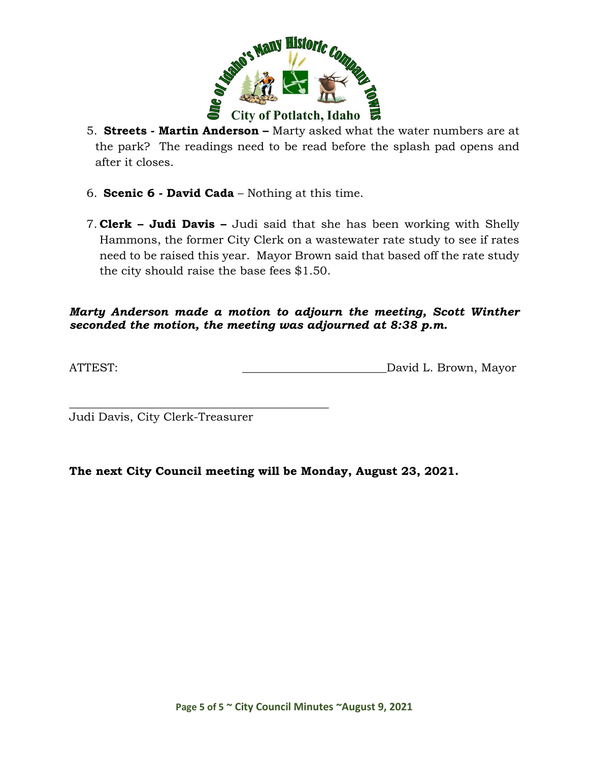5. **Streets - Martin Anderson –** Marty asked what the water numbers are at the park? The readings need to be read before the splash pad opens and after it closes.

6. **Scenic 6 - David Cada** – Nothing at this time.

7. **Clerk – Judi Davis –** Judi said that she has been working with Shelly Hammons, the former City Clerk on a wastewater rate study to see if rates need to be raised this year. Mayor Brown said that based off the rate study the city should raise the base fees $1.50.

***Marty Anderson made a motion to adjourn the meeting, Scott Winther seconded the motion, the meeting was adjourned at 8:38 p.m.***

ATTEST: ________________________David L. Brown, Mayor

_____________________________________________
Judi Davis, City Clerk-Treasurer

**The next City Council meeting will be Monday, August 23, 2021.**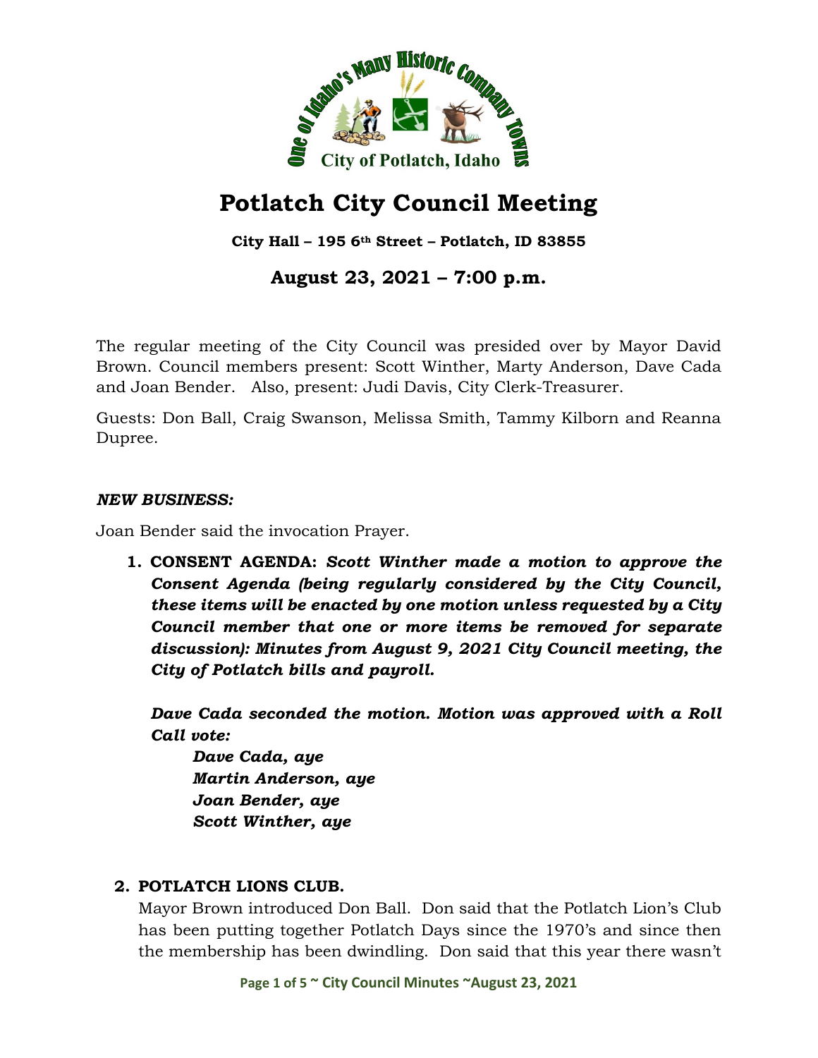# Potlatch City Council Meeting

**City Hall – 195 6th Street – Potlatch, ID 83855**

## August 23, 2021 – 7:00 p.m.

The regular meeting of the City Council was presided over by Mayor David Brown. Council members present: Scott Winther, Marty Anderson, Dave Cada and Joan Bender. Also, present: Judi Davis, City Clerk-Treasurer.

Guests: Don Ball, Craig Swanson, Melissa Smith, Tammy Kilborn and Reanna Dupree.

### *NEW BUSINESS:*

Joan Bender said the invocation Prayer.

1. **CONSENT AGENDA:** ***Scott Winther made a motion to approve the Consent Agenda (being regularly considered by the City Council, these items will be enacted by one motion unless requested by a City Council member that one or more items be removed for separate discussion): Minutes from August 9, 2021 City Council meeting, the City of Potlatch bills and payroll.***

   ***Dave Cada seconded the motion. Motion was approved with a Roll Call vote:***

   ***Dave Cada, aye***
   ***Martin Anderson, aye***
   ***Joan Bender, aye***
   ***Scott Winther, aye***

2. **POTLATCH LIONS CLUB.**
   Mayor Brown introduced Don Ball. Don said that the Potlatch Lion's Club has been putting together Potlatch Days since the 1970's and since then the membership has been dwindling. Don said that this year there wasn't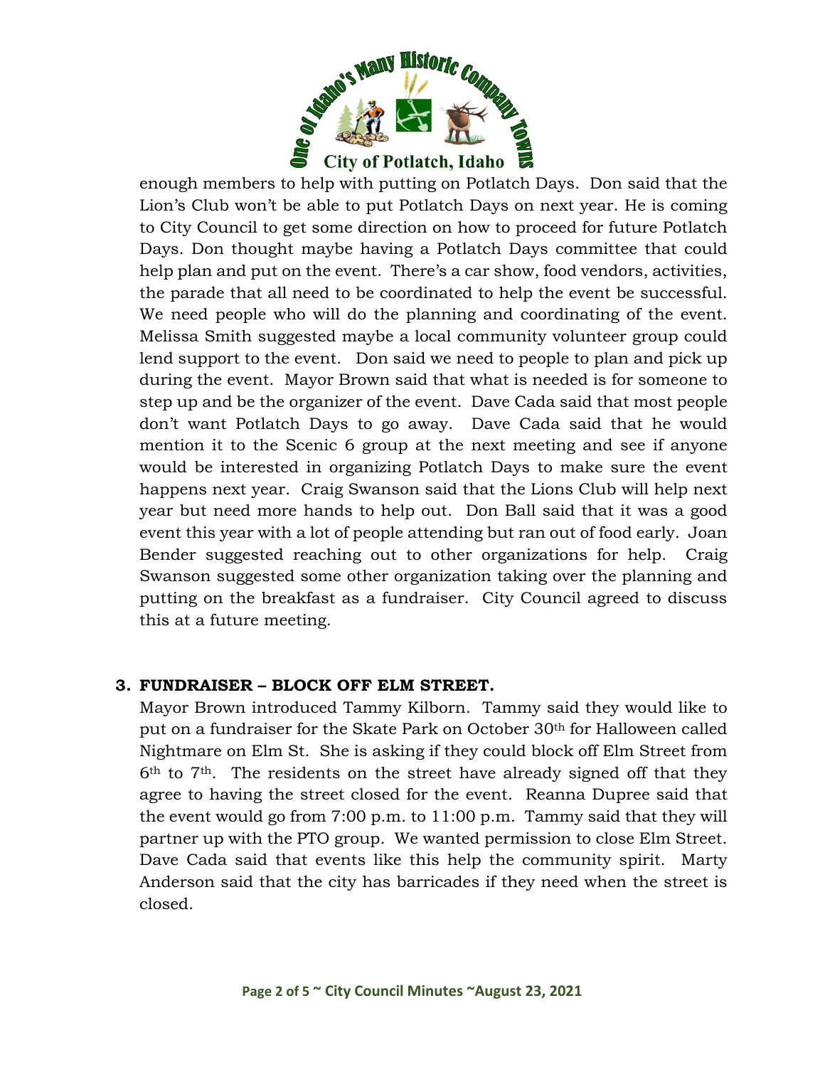enough members to help with putting on Potlatch Days. Don said that the Lion's Club won't be able to put Potlatch Days on next year. He is coming to City Council to get some direction on how to proceed for future Potlatch Days. Don thought maybe having a Potlatch Days committee that could help plan and put on the event. There's a car show, food vendors, activities, the parade that all need to be coordinated to help the event be successful. We need people who will do the planning and coordinating of the event. Melissa Smith suggested maybe a local community volunteer group could lend support to the event. Don said we need to people to plan and pick up during the event. Mayor Brown said that what is needed is for someone to step up and be the organizer of the event. Dave Cada said that most people don't want Potlatch Days to go away. Dave Cada said that he would mention it to the Scenic 6 group at the next meeting and see if anyone would be interested in organizing Potlatch Days to make sure the event happens next year. Craig Swanson said that the Lions Club will help next year but need more hands to help out. Don Ball said that it was a good event this year with a lot of people attending but ran out of food early. Joan Bender suggested reaching out to other organizations for help. Craig Swanson suggested some other organization taking over the planning and putting on the breakfast as a fundraiser. City Council agreed to discuss this at a future meeting.

**3. FUNDRAISER – BLOCK OFF ELM STREET.**

Mayor Brown introduced Tammy Kilborn. Tammy said they would like to put on a fundraiser for the Skate Park on October 30th for Halloween called Nightmare on Elm St. She is asking if they could block off Elm Street from 6th to 7th. The residents on the street have already signed off that they agree to having the street closed for the event. Reanna Dupree said that the event would go from 7:00 p.m. to 11:00 p.m. Tammy said that they will partner up with the PTO group. We wanted permission to close Elm Street. Dave Cada said that events like this help the community spirit. Marty Anderson said that the city has barricades if they need when the street is closed.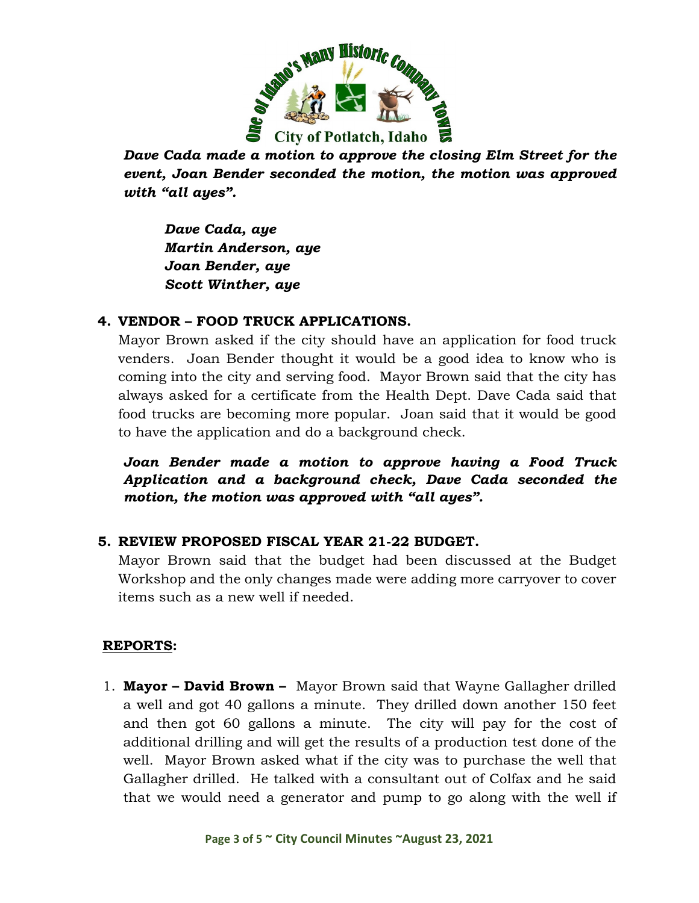***Dave Cada made a motion to approve the closing Elm Street for the event, Joan Bender seconded the motion, the motion was approved with "all ayes".***

***Dave Cada, aye***
***Martin Anderson, aye***
***Joan Bender, aye***
***Scott Winther, aye***

**4. VENDOR – FOOD TRUCK APPLICATIONS.**

Mayor Brown asked if the city should have an application for food truck venders. Joan Bender thought it would be a good idea to know who is coming into the city and serving food. Mayor Brown said that the city has always asked for a certificate from the Health Dept. Dave Cada said that food trucks are becoming more popular. Joan said that it would be good to have the application and do a background check.

***Joan Bender made a motion to approve having a Food Truck Application and a background check, Dave Cada seconded the motion, the motion was approved with "all ayes".***

**5. REVIEW PROPOSED FISCAL YEAR 21-22 BUDGET.**

Mayor Brown said that the budget had been discussed at the Budget Workshop and the only changes made were adding more carryover to cover items such as a new well if needed.

**REPORTS:**

1. **Mayor – David Brown –** Mayor Brown said that Wayne Gallagher drilled a well and got 40 gallons a minute. They drilled down another 150 feet and then got 60 gallons a minute. The city will pay for the cost of additional drilling and will get the results of a production test done of the well. Mayor Brown asked what if the city was to purchase the well that Gallagher drilled. He talked with a consultant out of Colfax and he said that we would need a generator and pump to go along with the well if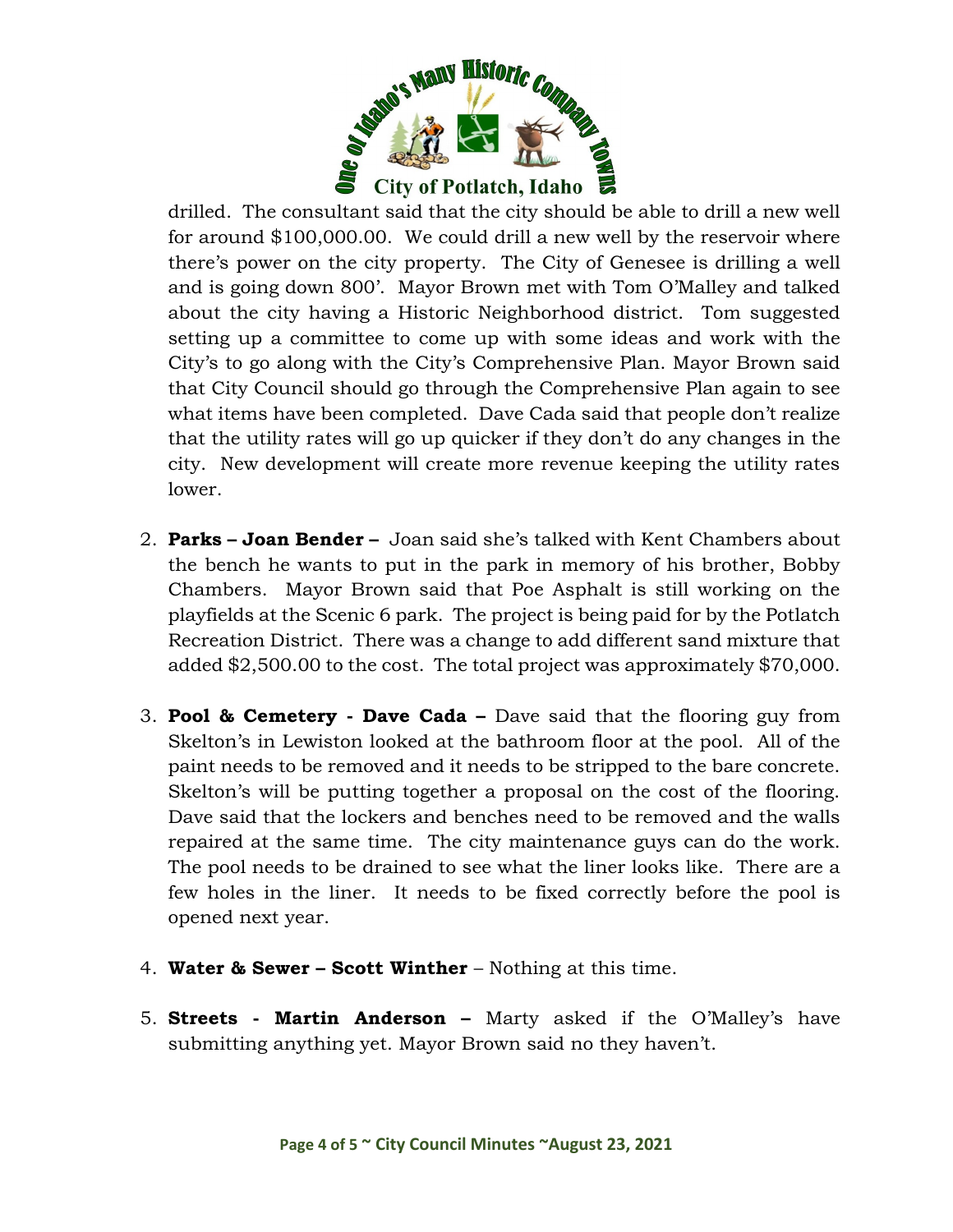drilled. The consultant said that the city should be able to drill a new well for around $100,000.00. We could drill a new well by the reservoir where there's power on the city property. The City of Genesee is drilling a well and is going down 800'. Mayor Brown met with Tom O'Malley and talked about the city having a Historic Neighborhood district. Tom suggested setting up a committee to come up with some ideas and work with the City's to go along with the City's Comprehensive Plan. Mayor Brown said that City Council should go through the Comprehensive Plan again to see what items have been completed. Dave Cada said that people don't realize that the utility rates will go up quicker if they don't do any changes in the city. New development will create more revenue keeping the utility rates lower.

2. **Parks – Joan Bender –** Joan said she's talked with Kent Chambers about the bench he wants to put in the park in memory of his brother, Bobby Chambers. Mayor Brown said that Poe Asphalt is still working on the playfields at the Scenic 6 park. The project is being paid for by the Potlatch Recreation District. There was a change to add different sand mixture that added $2,500.00 to the cost. The total project was approximately $70,000.

3. **Pool & Cemetery - Dave Cada –** Dave said that the flooring guy from Skelton's in Lewiston looked at the bathroom floor at the pool. All of the paint needs to be removed and it needs to be stripped to the bare concrete. Skelton's will be putting together a proposal on the cost of the flooring. Dave said that the lockers and benches need to be removed and the walls repaired at the same time. The city maintenance guys can do the work. The pool needs to be drained to see what the liner looks like. There are a few holes in the liner. It needs to be fixed correctly before the pool is opened next year.

4. **Water & Sewer – Scott Winther** – Nothing at this time.

5. **Streets - Martin Anderson –** Marty asked if the O'Malley's have submitting anything yet. Mayor Brown said no they haven't.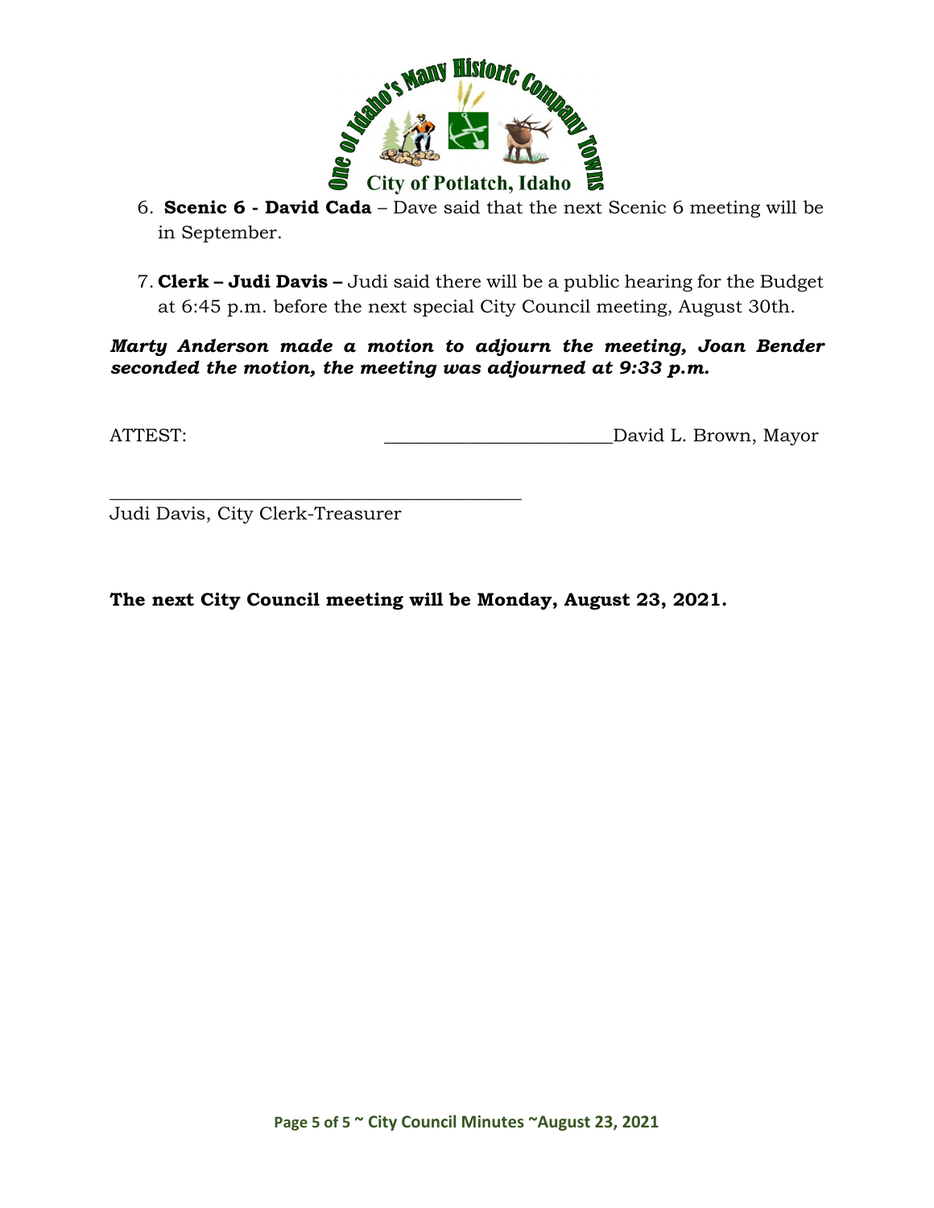6. **Scenic 6 - David Cada** – Dave said that the next Scenic 6 meeting will be in September.

7. **Clerk – Judi Davis –** Judi said there will be a public hearing for the Budget at 6:45 p.m. before the next special City Council meeting, August 30th.

***Marty Anderson made a motion to adjourn the meeting, Joan Bender seconded the motion, the meeting was adjourned at 9:33 p.m.***

ATTEST: ________________________David L. Brown, Mayor

____________________________________________
Judi Davis, City Clerk-Treasurer

**The next City Council meeting will be Monday, August 23, 2021.**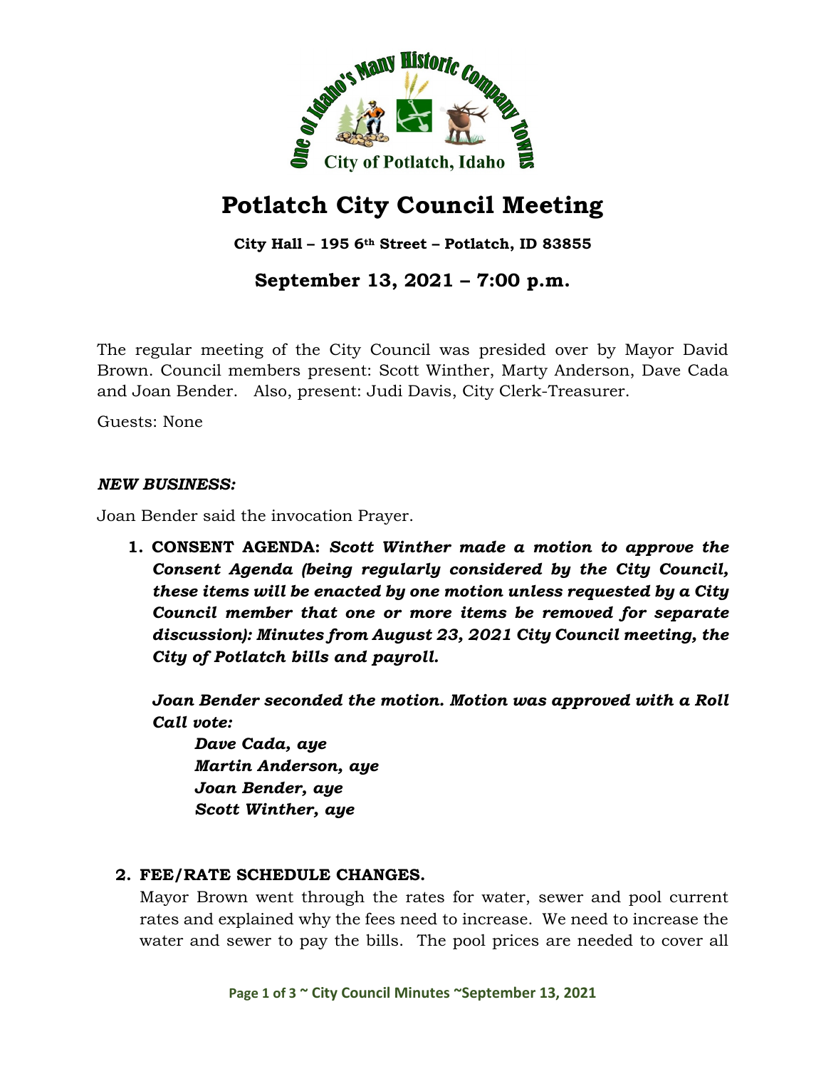# Potlatch City Council Meeting

**City Hall – 195 6th Street – Potlatch, ID 83855**

## September 13, 2021 – 7:00 p.m.

The regular meeting of the City Council was presided over by Mayor David Brown. Council members present: Scott Winther, Marty Anderson, Dave Cada and Joan Bender. Also, present: Judi Davis, City Clerk-Treasurer.

Guests: None

***NEW BUSINESS:***

Joan Bender said the invocation Prayer.

1. **CONSENT AGENDA:** ***Scott Winther made a motion to approve the Consent Agenda (being regularly considered by the City Council, these items will be enacted by one motion unless requested by a City Council member that one or more items be removed for separate discussion): Minutes from August 23, 2021 City Council meeting, the City of Potlatch bills and payroll.***

   ***Joan Bender seconded the motion. Motion was approved with a Roll Call vote:***

   ***Dave Cada, aye***
   ***Martin Anderson, aye***
   ***Joan Bender, aye***
   ***Scott Winther, aye***

2. **FEE/RATE SCHEDULE CHANGES.**

   Mayor Brown went through the rates for water, sewer and pool current rates and explained why the fees need to increase. We need to increase the water and sewer to pay the bills. The pool prices are needed to cover all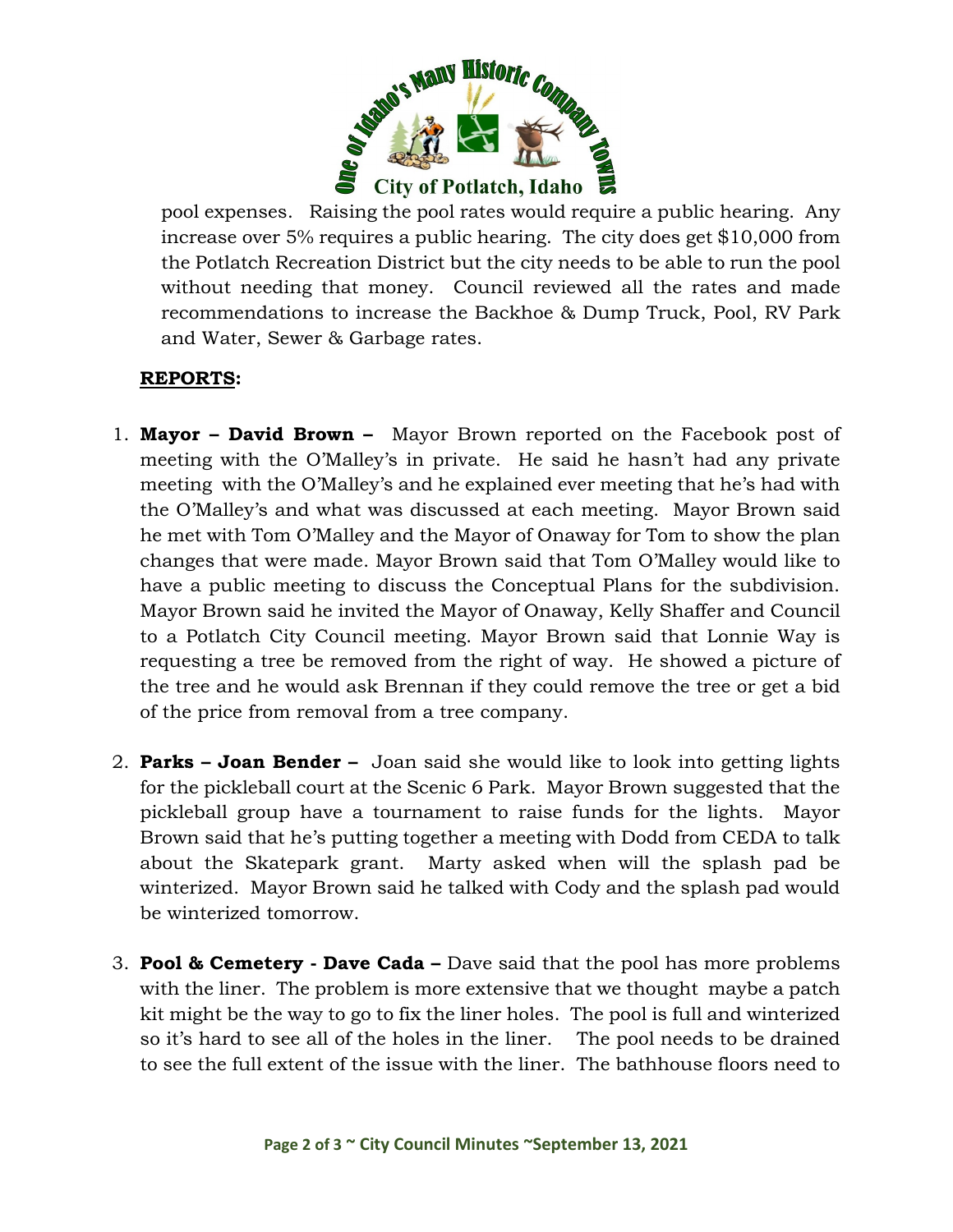pool expenses. Raising the pool rates would require a public hearing. Any increase over 5% requires a public hearing. The city does get $10,000 from the Potlatch Recreation District but the city needs to be able to run the pool without needing that money. Council reviewed all the rates and made recommendations to increase the Backhoe & Dump Truck, Pool, RV Park and Water, Sewer & Garbage rates.

**REPORTS:**

1. **Mayor – David Brown –** Mayor Brown reported on the Facebook post of meeting with the O'Malley's in private. He said he hasn't had any private meeting with the O'Malley's and he explained ever meeting that he's had with the O'Malley's and what was discussed at each meeting. Mayor Brown said he met with Tom O'Malley and the Mayor of Onaway for Tom to show the plan changes that were made. Mayor Brown said that Tom O'Malley would like to have a public meeting to discuss the Conceptual Plans for the subdivision. Mayor Brown said he invited the Mayor of Onaway, Kelly Shaffer and Council to a Potlatch City Council meeting. Mayor Brown said that Lonnie Way is requesting a tree be removed from the right of way. He showed a picture of the tree and he would ask Brennan if they could remove the tree or get a bid of the price from removal from a tree company.

2. **Parks – Joan Bender –** Joan said she would like to look into getting lights for the pickleball court at the Scenic 6 Park. Mayor Brown suggested that the pickleball group have a tournament to raise funds for the lights. Mayor Brown said that he's putting together a meeting with Dodd from CEDA to talk about the Skatepark grant. Marty asked when will the splash pad be winterized. Mayor Brown said he talked with Cody and the splash pad would be winterized tomorrow.

3. **Pool & Cemetery - Dave Cada –** Dave said that the pool has more problems with the liner. The problem is more extensive that we thought maybe a patch kit might be the way to go to fix the liner holes. The pool is full and winterized so it's hard to see all of the holes in the liner. The pool needs to be drained to see the full extent of the issue with the liner. The bathhouse floors need to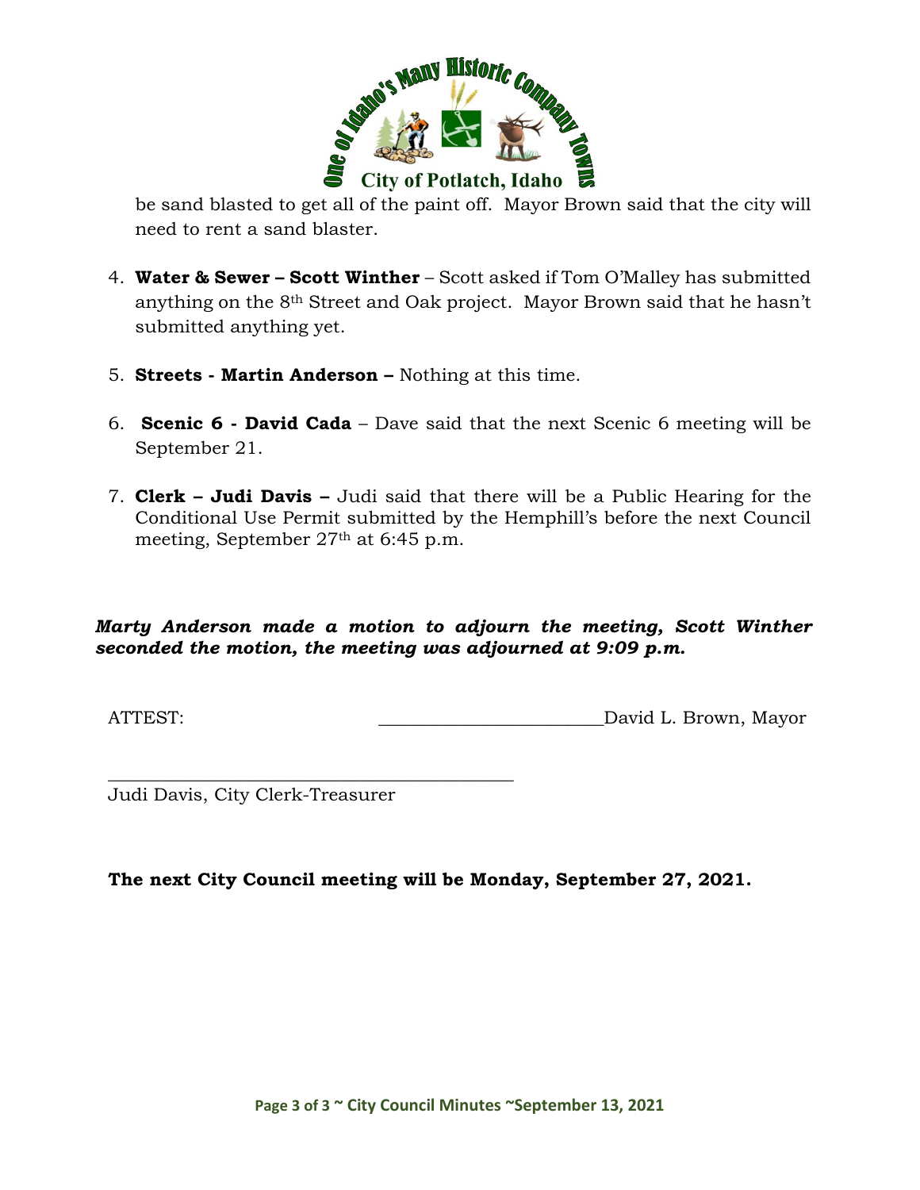be sand blasted to get all of the paint off. Mayor Brown said that the city will need to rent a sand blaster.

4. **Water & Sewer – Scott Winther** – Scott asked if Tom O'Malley has submitted anything on the 8th Street and Oak project. Mayor Brown said that he hasn't submitted anything yet.

5. **Streets - Martin Anderson –** Nothing at this time.

6. **Scenic 6 - David Cada** – Dave said that the next Scenic 6 meeting will be September 21.

7. **Clerk – Judi Davis –** Judi said that there will be a Public Hearing for the Conditional Use Permit submitted by the Hemphill's before the next Council meeting, September 27th at 6:45 p.m.

***Marty Anderson made a motion to adjourn the meeting, Scott Winther seconded the motion, the meeting was adjourned at 9:09 p.m.***

ATTEST: \_\_\_\_\_\_\_\_\_\_\_\_\_\_\_\_\_\_\_\_\_\_\_\_David L. Brown, Mayor

\_\_\_\_\_\_\_\_\_\_\_\_\_\_\_\_\_\_\_\_\_\_\_\_\_\_\_\_\_\_\_\_\_\_\_\_\_\_\_\_
Judi Davis, City Clerk-Treasurer

**The next City Council meeting will be Monday, September 27, 2021.**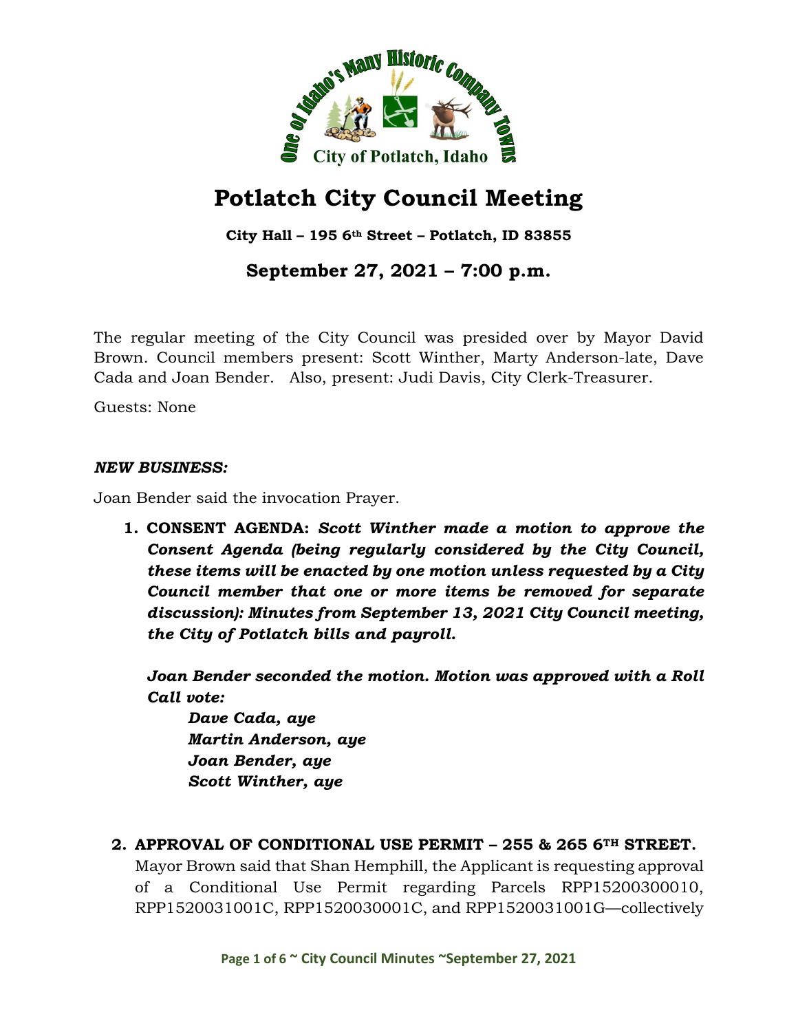# Potlatch City Council Meeting

**City Hall – 195 6th Street – Potlatch, ID 83855**

## September 27, 2021 – 7:00 p.m.

The regular meeting of the City Council was presided over by Mayor David Brown. Council members present: Scott Winther, Marty Anderson-late, Dave Cada and Joan Bender. Also, present: Judi Davis, City Clerk-Treasurer.

Guests: None

***NEW BUSINESS:***

Joan Bender said the invocation Prayer.

1. **CONSENT AGENDA:** ***Scott Winther made a motion to approve the Consent Agenda (being regularly considered by the City Council, these items will be enacted by one motion unless requested by a City Council member that one or more items be removed for separate discussion): Minutes from September 13, 2021 City Council meeting, the City of Potlatch bills and payroll.***

   ***Joan Bender seconded the motion. Motion was approved with a Roll Call vote:***

   ***Dave Cada, aye***
   ***Martin Anderson, aye***
   ***Joan Bender, aye***
   ***Scott Winther, aye***

2. **APPROVAL OF CONDITIONAL USE PERMIT – 255 & 265 6TH STREET.** Mayor Brown said that Shan Hemphill, the Applicant is requesting approval of a Conditional Use Permit regarding Parcels RPP15200300010, RPP1520031001C, RPP1520030001C, and RPP1520031001G—collectively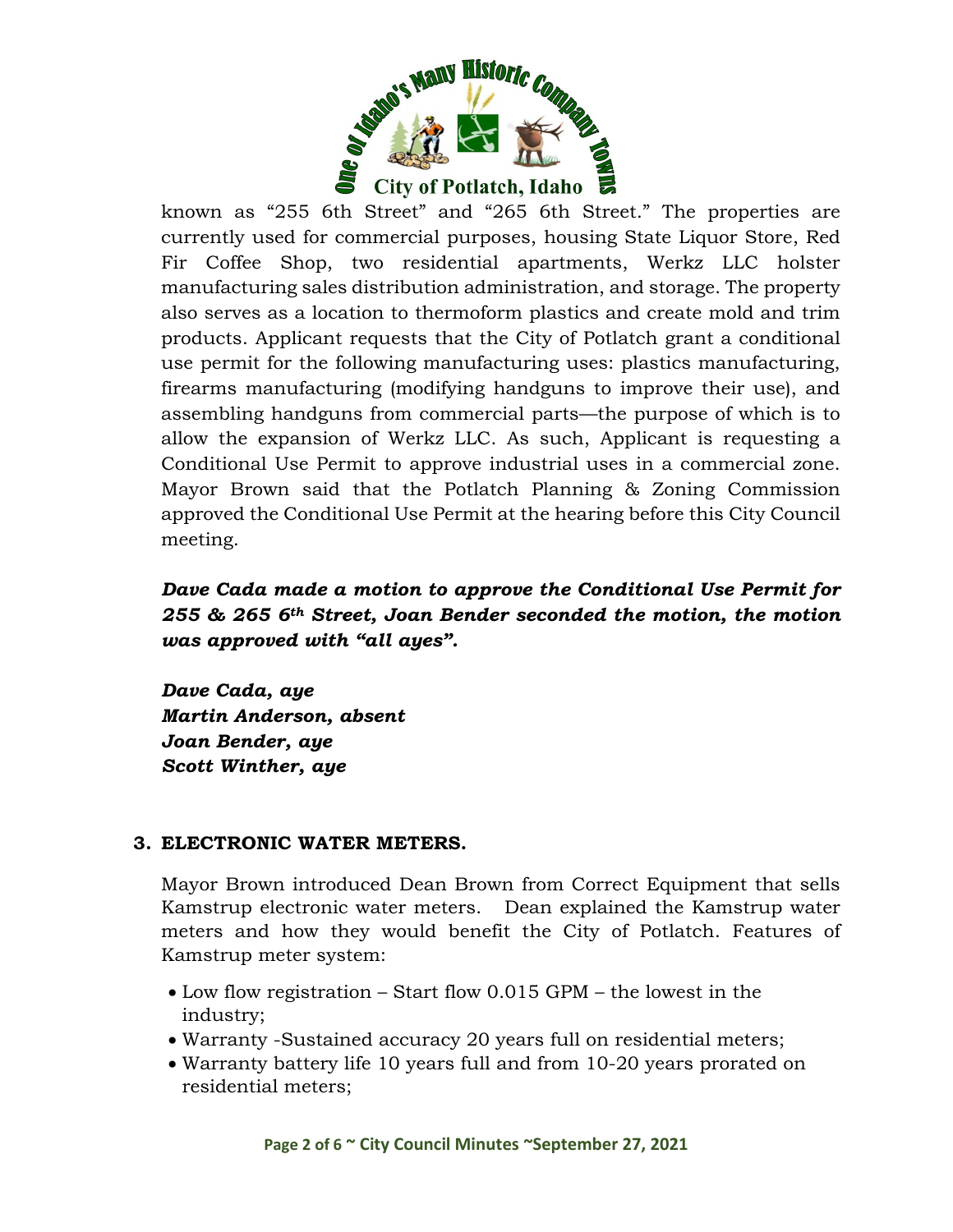known as "255 6th Street" and "265 6th Street." The properties are currently used for commercial purposes, housing State Liquor Store, Red Fir Coffee Shop, two residential apartments, Werkz LLC holster manufacturing sales distribution administration, and storage. The property also serves as a location to thermoform plastics and create mold and trim products. Applicant requests that the City of Potlatch grant a conditional use permit for the following manufacturing uses: plastics manufacturing, firearms manufacturing (modifying handguns to improve their use), and assembling handguns from commercial parts—the purpose of which is to allow the expansion of Werkz LLC. As such, Applicant is requesting a Conditional Use Permit to approve industrial uses in a commercial zone. Mayor Brown said that the Potlatch Planning & Zoning Commission approved the Conditional Use Permit at the hearing before this City Council meeting.

***Dave Cada made a motion to approve the Conditional Use Permit for 255 & 265 6th Street, Joan Bender seconded the motion, the motion was approved with "all ayes".***

***Dave Cada, aye***
***Martin Anderson, absent***
***Joan Bender, aye***
***Scott Winther, aye***

**3. ELECTRONIC WATER METERS.**

Mayor Brown introduced Dean Brown from Correct Equipment that sells Kamstrup electronic water meters. Dean explained the Kamstrup water meters and how they would benefit the City of Potlatch. Features of Kamstrup meter system:

- Low flow registration – Start flow 0.015 GPM – the lowest in the industry;
- Warranty -Sustained accuracy 20 years full on residential meters;
- Warranty battery life 10 years full and from 10-20 years prorated on residential meters;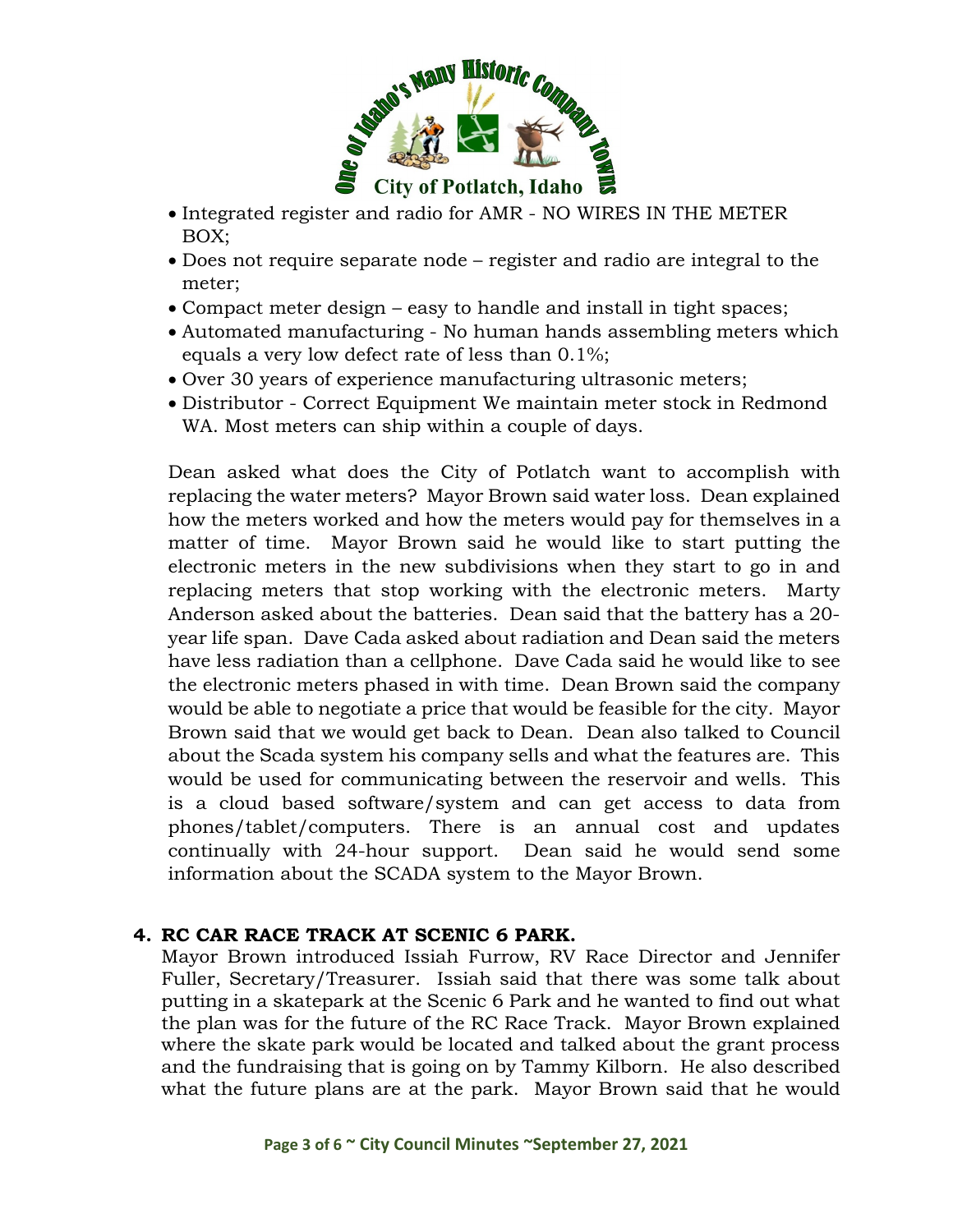- Integrated register and radio for AMR - NO WIRES IN THE METER BOX;
- Does not require separate node – register and radio are integral to the meter;
- Compact meter design – easy to handle and install in tight spaces;
- Automated manufacturing - No human hands assembling meters which equals a very low defect rate of less than 0.1%;
- Over 30 years of experience manufacturing ultrasonic meters;
- Distributor - Correct Equipment We maintain meter stock in Redmond WA. Most meters can ship within a couple of days.

Dean asked what does the City of Potlatch want to accomplish with replacing the water meters? Mayor Brown said water loss. Dean explained how the meters worked and how the meters would pay for themselves in a matter of time. Mayor Brown said he would like to start putting the electronic meters in the new subdivisions when they start to go in and replacing meters that stop working with the electronic meters. Marty Anderson asked about the batteries. Dean said that the battery has a 20-year life span. Dave Cada asked about radiation and Dean said the meters have less radiation than a cellphone. Dave Cada said he would like to see the electronic meters phased in with time. Dean Brown said the company would be able to negotiate a price that would be feasible for the city. Mayor Brown said that we would get back to Dean. Dean also talked to Council about the Scada system his company sells and what the features are. This would be used for communicating between the reservoir and wells. This is a cloud based software/system and can get access to data from phones/tablet/computers. There is an annual cost and updates continually with 24-hour support. Dean said he would send some information about the SCADA system to the Mayor Brown.

**4. RC CAR RACE TRACK AT SCENIC 6 PARK.**

Mayor Brown introduced Issiah Furrow, RV Race Director and Jennifer Fuller, Secretary/Treasurer. Issiah said that there was some talk about putting in a skatepark at the Scenic 6 Park and he wanted to find out what the plan was for the future of the RC Race Track. Mayor Brown explained where the skate park would be located and talked about the grant process and the fundraising that is going on by Tammy Kilborn. He also described what the future plans are at the park. Mayor Brown said that he would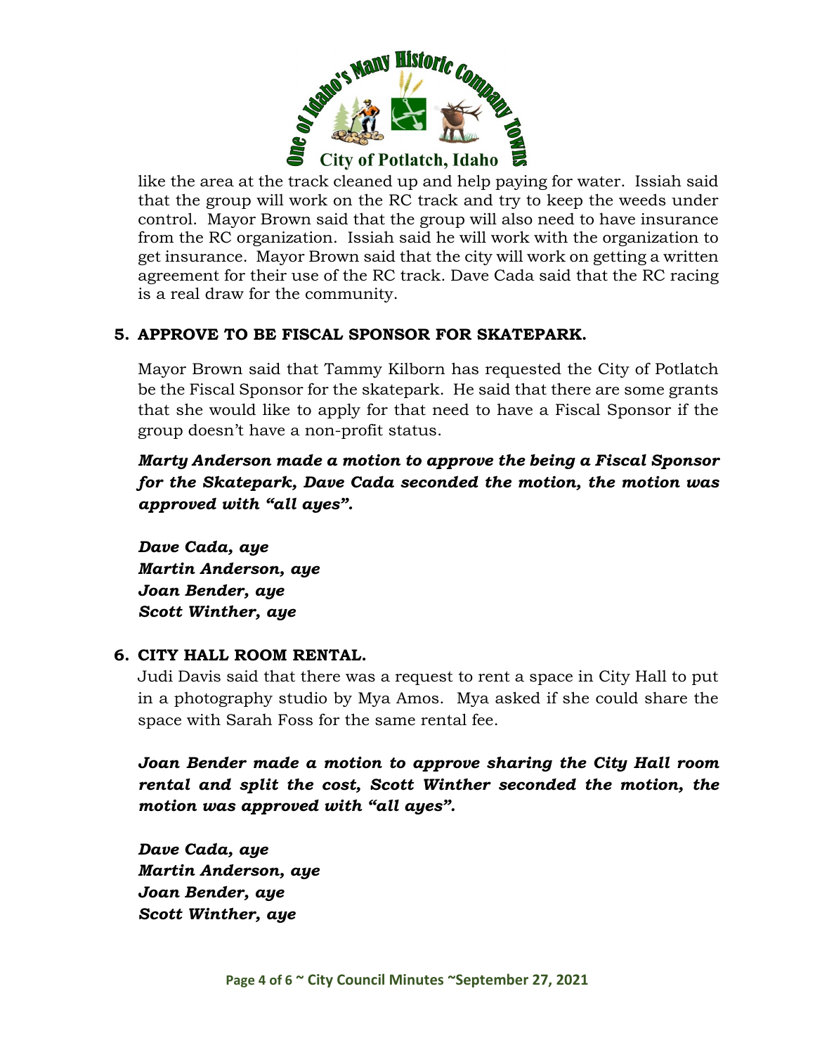like the area at the track cleaned up and help paying for water. Issiah said that the group will work on the RC track and try to keep the weeds under control. Mayor Brown said that the group will also need to have insurance from the RC organization. Issiah said he will work with the organization to get insurance. Mayor Brown said that the city will work on getting a written agreement for their use of the RC track. Dave Cada said that the RC racing is a real draw for the community.

**5. APPROVE TO BE FISCAL SPONSOR FOR SKATEPARK.**

Mayor Brown said that Tammy Kilborn has requested the City of Potlatch be the Fiscal Sponsor for the skatepark. He said that there are some grants that she would like to apply for that need to have a Fiscal Sponsor if the group doesn't have a non-profit status.

***Marty Anderson made a motion to approve the being a Fiscal Sponsor for the Skatepark, Dave Cada seconded the motion, the motion was approved with "all ayes".***

***Dave Cada, aye***
***Martin Anderson, aye***
***Joan Bender, aye***
***Scott Winther, aye***

**6. CITY HALL ROOM RENTAL.**

Judi Davis said that there was a request to rent a space in City Hall to put in a photography studio by Mya Amos. Mya asked if she could share the space with Sarah Foss for the same rental fee.

***Joan Bender made a motion to approve sharing the City Hall room rental and split the cost, Scott Winther seconded the motion, the motion was approved with "all ayes".***

***Dave Cada, aye***
***Martin Anderson, aye***
***Joan Bender, aye***
***Scott Winther, aye***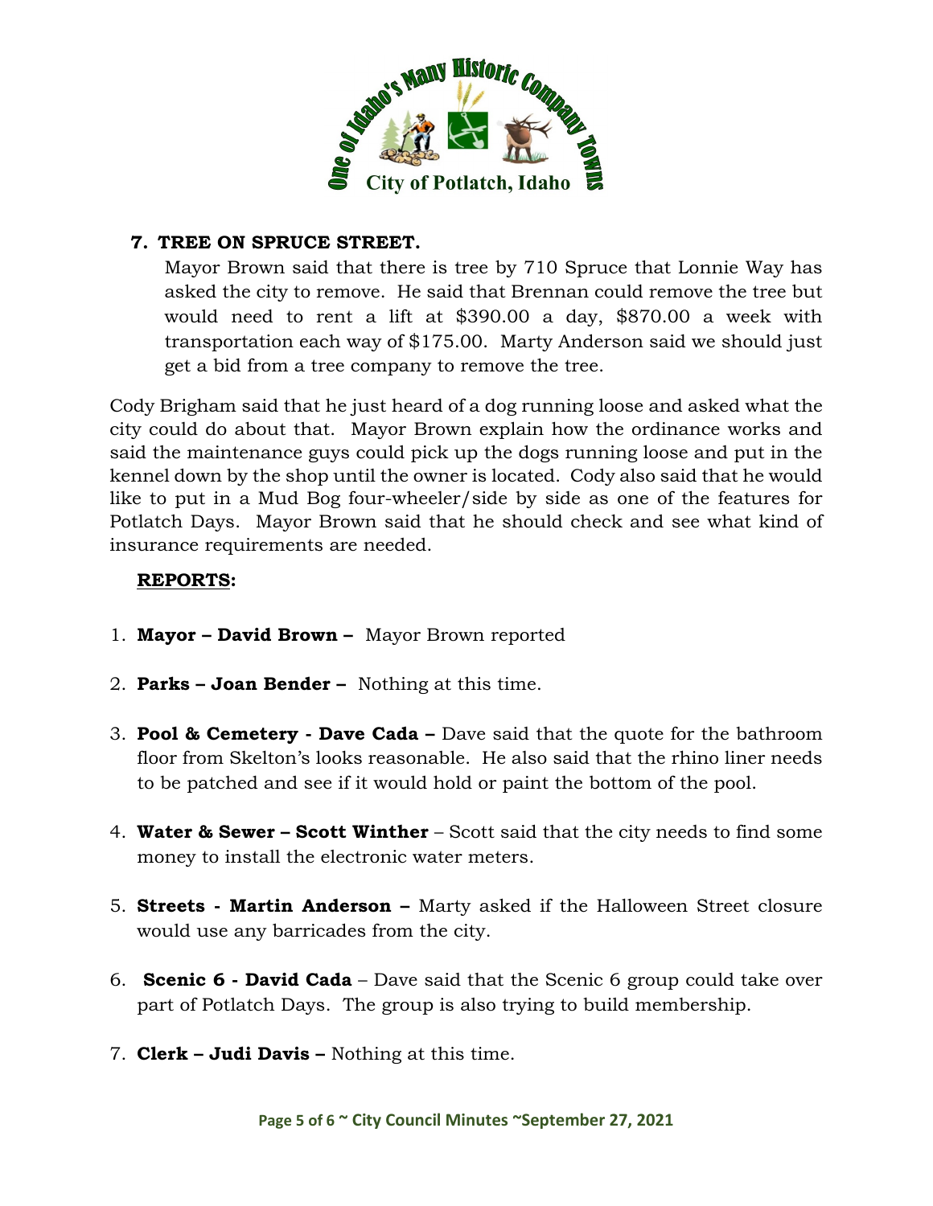7. **TREE ON SPRUCE STREET.**

   Mayor Brown said that there is tree by 710 Spruce that Lonnie Way has asked the city to remove. He said that Brennan could remove the tree but would need to rent a lift at $390.00 a day, $870.00 a week with transportation each way of $175.00. Marty Anderson said we should just get a bid from a tree company to remove the tree.

Cody Brigham said that he just heard of a dog running loose and asked what the city could do about that. Mayor Brown explain how the ordinance works and said the maintenance guys could pick up the dogs running loose and put in the kennel down by the shop until the owner is located. Cody also said that he would like to put in a Mud Bog four-wheeler/side by side as one of the features for Potlatch Days. Mayor Brown said that he should check and see what kind of insurance requirements are needed.

**REPORTS:**

1. **Mayor – David Brown –** Mayor Brown reported
2. **Parks – Joan Bender –** Nothing at this time.
3. **Pool & Cemetery - Dave Cada –** Dave said that the quote for the bathroom floor from Skelton's looks reasonable. He also said that the rhino liner needs to be patched and see if it would hold or paint the bottom of the pool.
4. **Water & Sewer – Scott Winther** – Scott said that the city needs to find some money to install the electronic water meters.
5. **Streets - Martin Anderson –** Marty asked if the Halloween Street closure would use any barricades from the city.
6. **Scenic 6 - David Cada** – Dave said that the Scenic 6 group could take over part of Potlatch Days. The group is also trying to build membership.
7. **Clerk – Judi Davis –** Nothing at this time.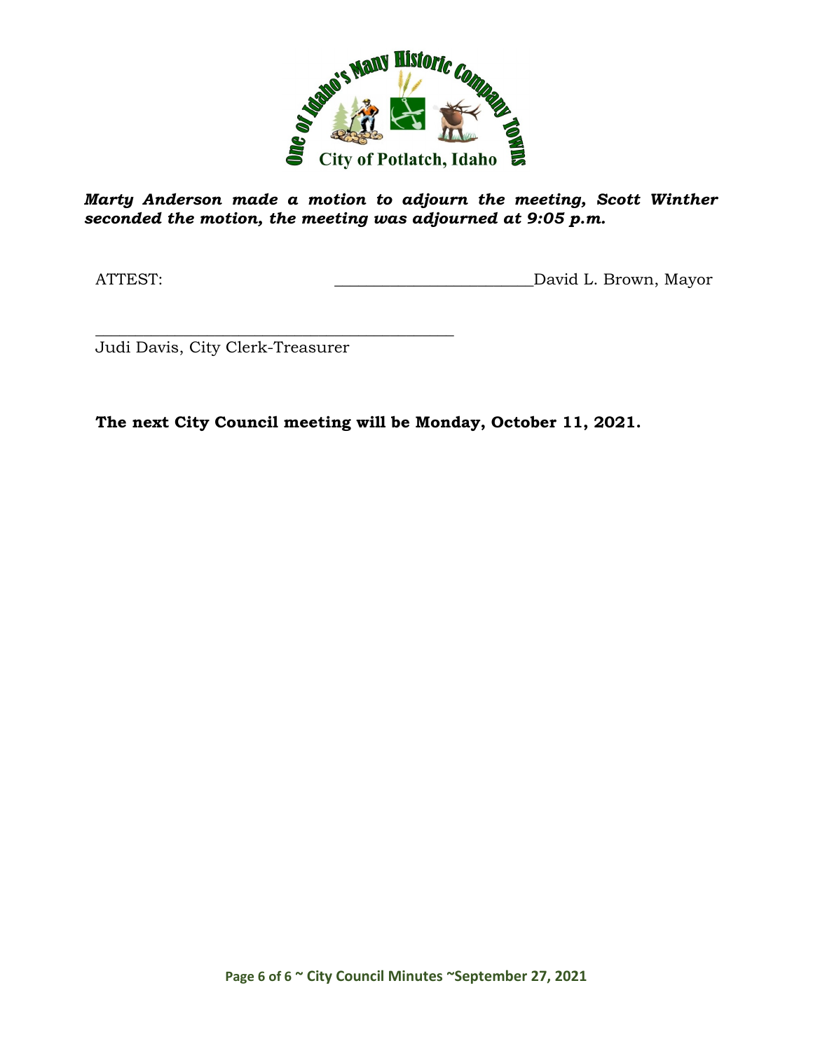***Marty Anderson made a motion to adjourn the meeting, Scott Winther seconded the motion, the meeting was adjourned at 9:05 p.m.***

ATTEST: \_\_\_\_\_\_\_\_\_\_\_\_\_\_\_\_\_\_\_\_\_\_\_\_ David L. Brown, Mayor

\_\_\_\_\_\_\_\_\_\_\_\_\_\_\_\_\_\_\_\_\_\_\_\_\_\_\_\_\_\_\_\_\_\_\_\_\_\_\_\_\_\_\_\_

Judi Davis, City Clerk-Treasurer

**The next City Council meeting will be Monday, October 11, 2021.**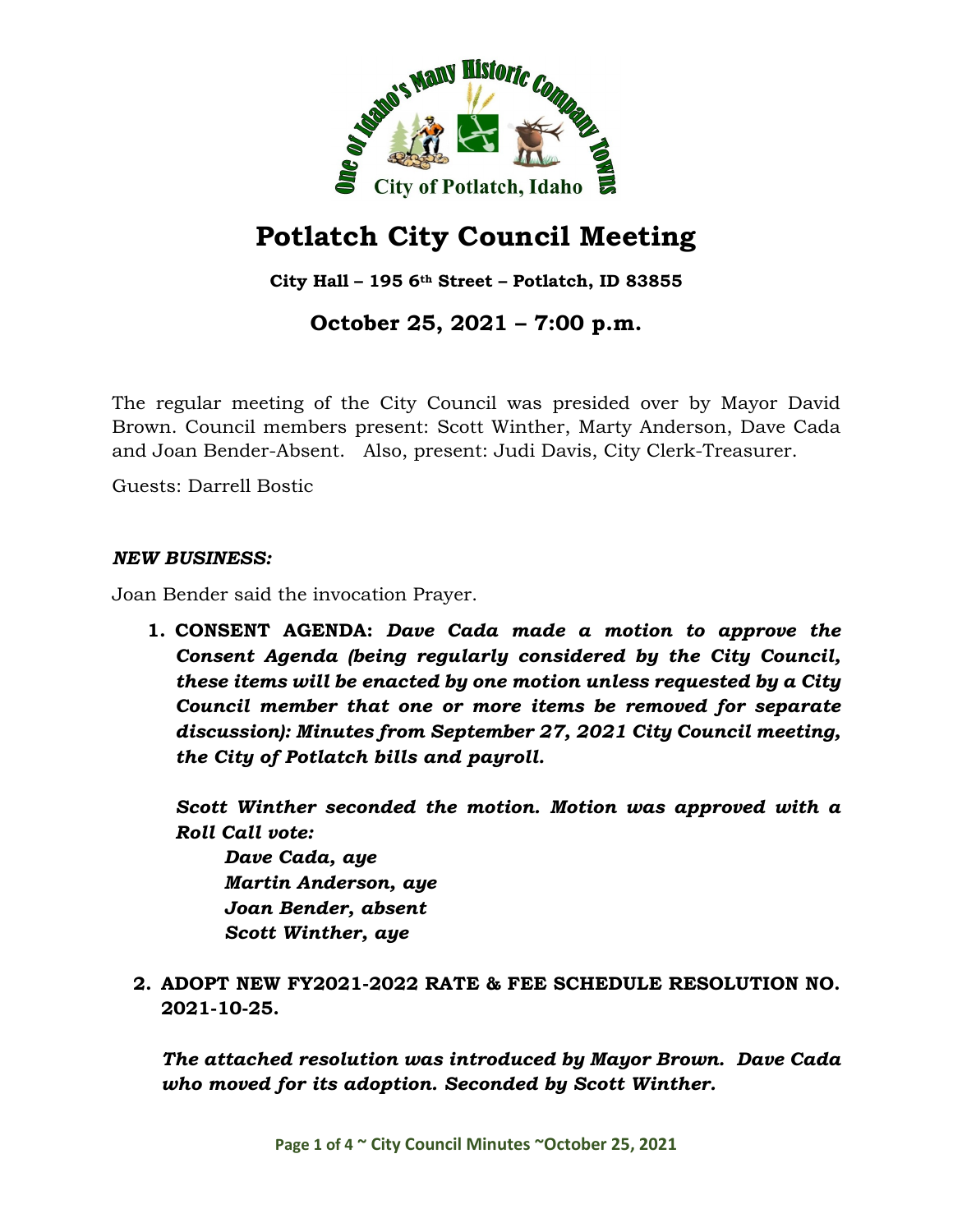# Potlatch City Council Meeting

**City Hall – 195 6th Street – Potlatch, ID 83855**

## October 25, 2021 – 7:00 p.m.

The regular meeting of the City Council was presided over by Mayor David Brown. Council members present: Scott Winther, Marty Anderson, Dave Cada and Joan Bender-Absent. Also, present: Judi Davis, City Clerk-Treasurer.

Guests: Darrell Bostic

***NEW BUSINESS:***

Joan Bender said the invocation Prayer.

1. **CONSENT AGENDA:** ***Dave Cada made a motion to approve the Consent Agenda (being regularly considered by the City Council, these items will be enacted by one motion unless requested by a City Council member that one or more items be removed for separate discussion): Minutes from September 27, 2021 City Council meeting, the City of Potlatch bills and payroll.***

   ***Scott Winther seconded the motion. Motion was approved with a Roll Call vote:***

   ***Dave Cada, aye***
   ***Martin Anderson, aye***
   ***Joan Bender, absent***
   ***Scott Winther, aye***

2. **ADOPT NEW FY2021-2022 RATE & FEE SCHEDULE RESOLUTION NO. 2021-10-25.**

   ***The attached resolution was introduced by Mayor Brown. Dave Cada who moved for its adoption. Seconded by Scott Winther.***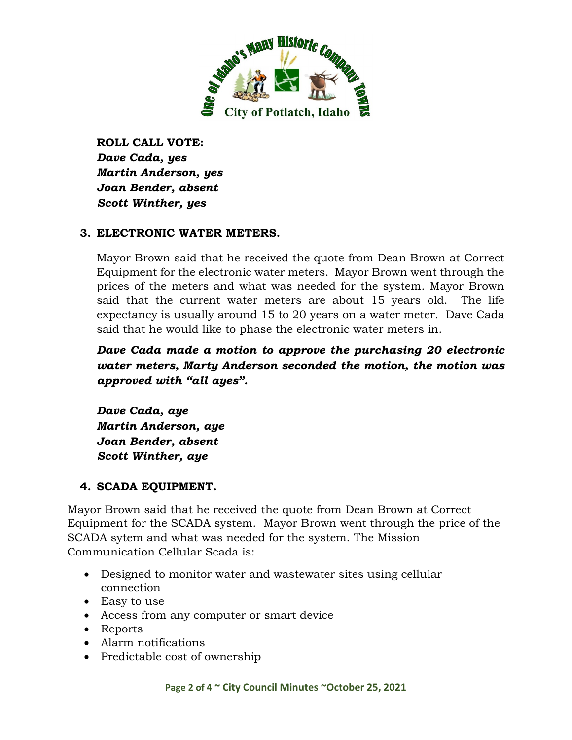**ROLL CALL VOTE:**
***Dave Cada, yes***
***Martin Anderson, yes***
***Joan Bender, absent***
***Scott Winther, yes***

## 3. ELECTRONIC WATER METERS.

Mayor Brown said that he received the quote from Dean Brown at Correct Equipment for the electronic water meters. Mayor Brown went through the prices of the meters and what was needed for the system. Mayor Brown said that the current water meters are about 15 years old. The life expectancy is usually around 15 to 20 years on a water meter. Dave Cada said that he would like to phase the electronic water meters in.

***Dave Cada made a motion to approve the purchasing 20 electronic water meters, Marty Anderson seconded the motion, the motion was approved with "all ayes".***

***Dave Cada, aye***
***Martin Anderson, aye***
***Joan Bender, absent***
***Scott Winther, aye***

## 4. SCADA EQUIPMENT.

Mayor Brown said that he received the quote from Dean Brown at Correct Equipment for the SCADA system. Mayor Brown went through the price of the SCADA sytem and what was needed for the system. The Mission Communication Cellular Scada is:

- Designed to monitor water and wastewater sites using cellular connection
- Easy to use
- Access from any computer or smart device
- Reports
- Alarm notifications
- Predictable cost of ownership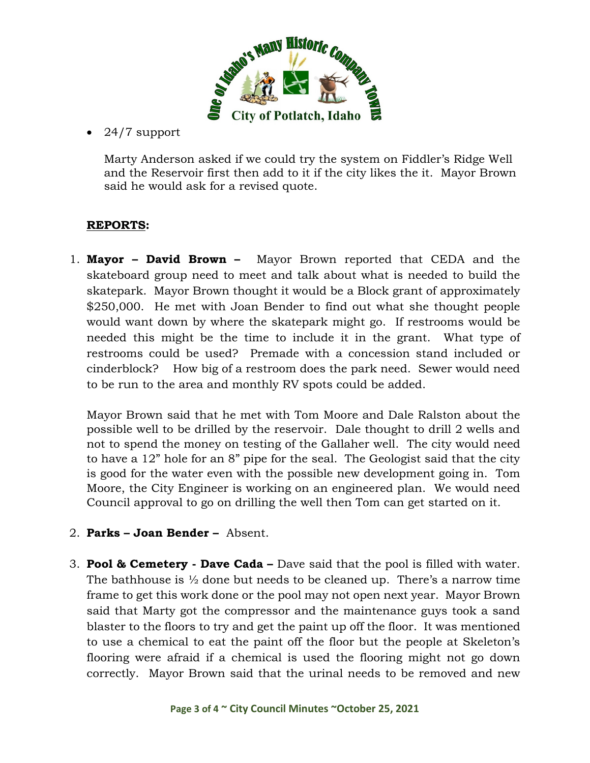- 24/7 support

 Marty Anderson asked if we could try the system on Fiddler's Ridge Well and the Reservoir first then add to it if the city likes the it. Mayor Brown said he would ask for a revised quote.

## **REPORTS:**

1. **Mayor – David Brown –** Mayor Brown reported that CEDA and the skateboard group need to meet and talk about what is needed to build the skatepark. Mayor Brown thought it would be a Block grant of approximately $250,000. He met with Joan Bender to find out what she thought people would want down by where the skatepark might go. If restrooms would be needed this might be the time to include it in the grant. What type of restrooms could be used? Premade with a concession stand included or cinderblock? How big of a restroom does the park need. Sewer would need to be run to the area and monthly RV spots could be added.

   Mayor Brown said that he met with Tom Moore and Dale Ralston about the possible well to be drilled by the reservoir. Dale thought to drill 2 wells and not to spend the money on testing of the Gallaher well. The city would need to have a 12" hole for an 8" pipe for the seal. The Geologist said that the city is good for the water even with the possible new development going in. Tom Moore, the City Engineer is working on an engineered plan. We would need Council approval to go on drilling the well then Tom can get started on it.

2. **Parks – Joan Bender –** Absent.

3. **Pool & Cemetery - Dave Cada –** Dave said that the pool is filled with water. The bathhouse is ½ done but needs to be cleaned up. There's a narrow time frame to get this work done or the pool may not open next year. Mayor Brown said that Marty got the compressor and the maintenance guys took a sand blaster to the floors to try and get the paint up off the floor. It was mentioned to use a chemical to eat the paint off the floor but the people at Skeleton's flooring were afraid if a chemical is used the flooring might not go down correctly. Mayor Brown said that the urinal needs to be removed and new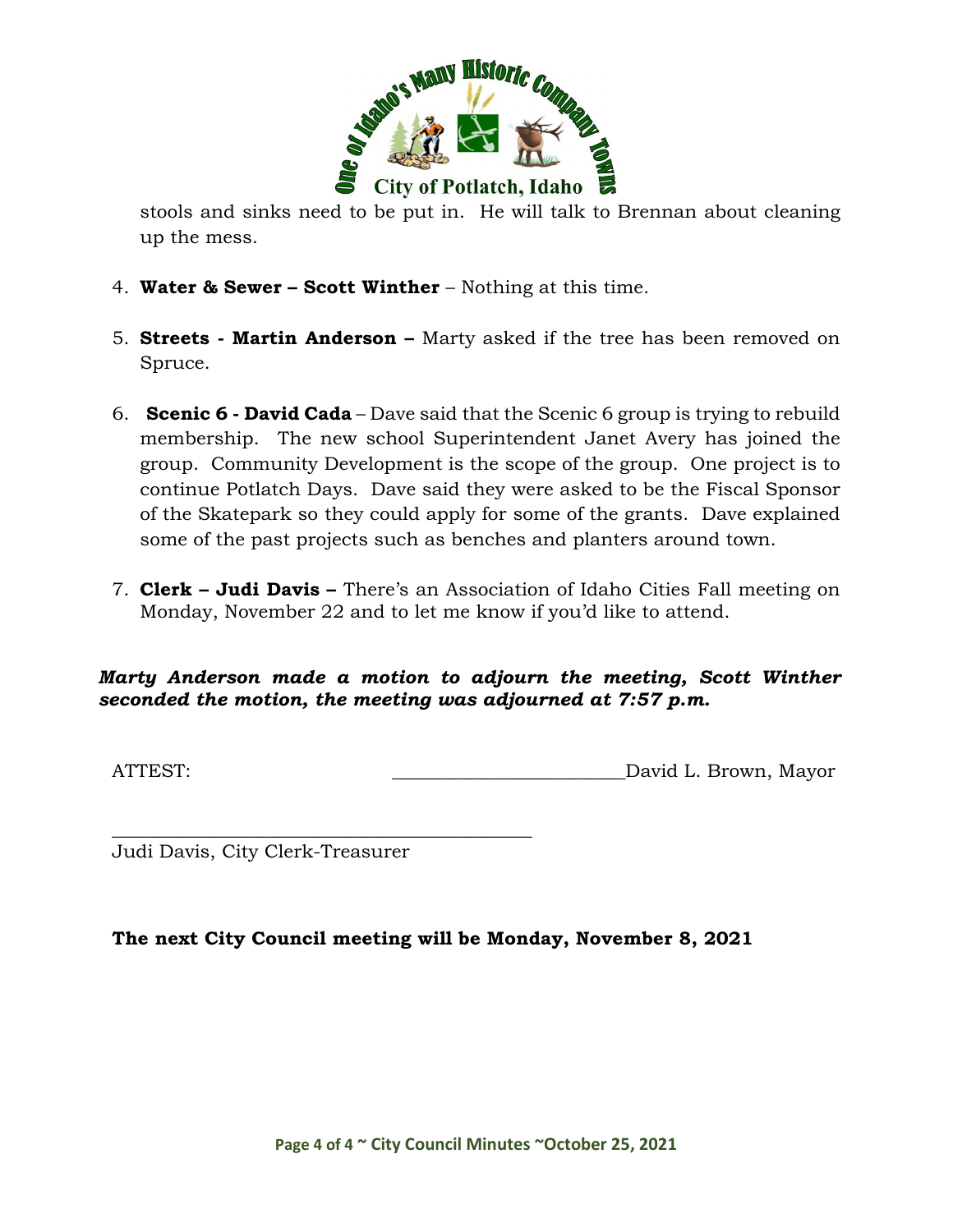stools and sinks need to be put in. He will talk to Brennan about cleaning up the mess.

4. **Water & Sewer – Scott Winther** – Nothing at this time.

5. **Streets - Martin Anderson –** Marty asked if the tree has been removed on Spruce.

6. **Scenic 6 - David Cada** – Dave said that the Scenic 6 group is trying to rebuild membership. The new school Superintendent Janet Avery has joined the group. Community Development is the scope of the group. One project is to continue Potlatch Days. Dave said they were asked to be the Fiscal Sponsor of the Skatepark so they could apply for some of the grants. Dave explained some of the past projects such as benches and planters around town.

7. **Clerk – Judi Davis –** There's an Association of Idaho Cities Fall meeting on Monday, November 22 and to let me know if you'd like to attend.

***Marty Anderson made a motion to adjourn the meeting, Scott Winther seconded the motion, the meeting was adjourned at 7:57 p.m.***

ATTEST: ________________________David L. Brown, Mayor

____________________________________________
Judi Davis, City Clerk-Treasurer

**The next City Council meeting will be Monday, November 8, 2021**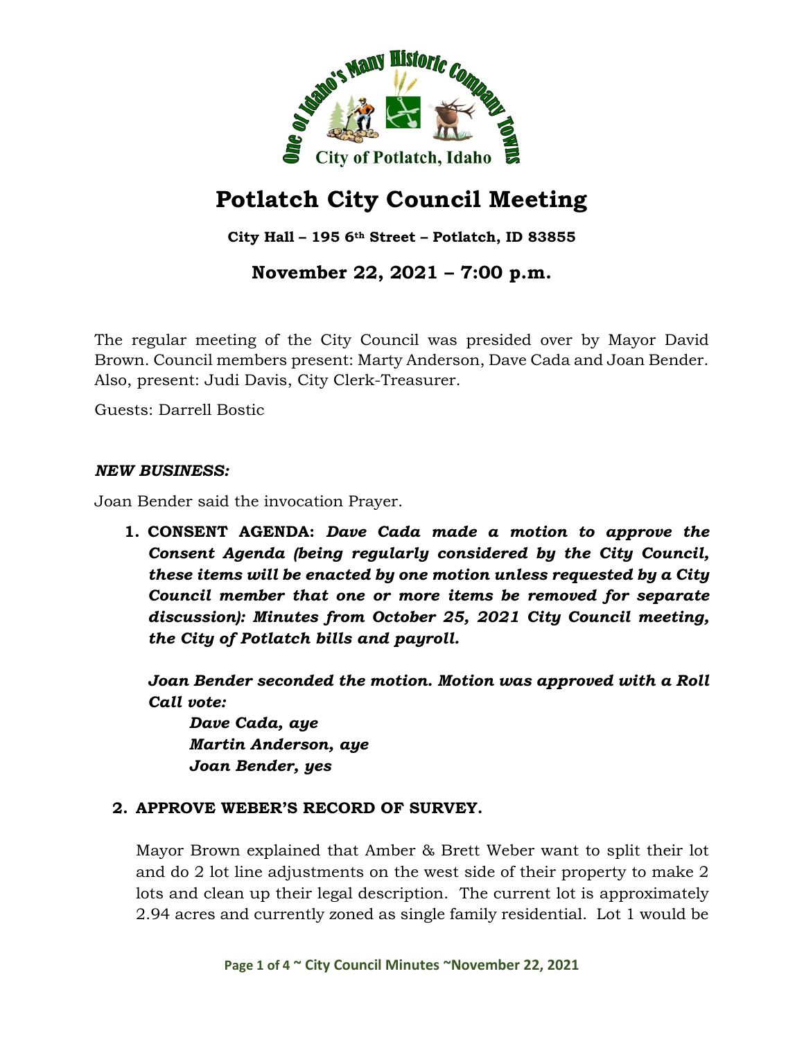# Potlatch City Council Meeting

**City Hall – 195 6th Street – Potlatch, ID 83855**

## November 22, 2021 – 7:00 p.m.

The regular meeting of the City Council was presided over by Mayor David Brown. Council members present: Marty Anderson, Dave Cada and Joan Bender. Also, present: Judi Davis, City Clerk-Treasurer.

Guests: Darrell Bostic

***NEW BUSINESS:***

Joan Bender said the invocation Prayer.

1. **CONSENT AGENDA:** ***Dave Cada made a motion to approve the Consent Agenda (being regularly considered by the City Council, these items will be enacted by one motion unless requested by a City Council member that one or more items be removed for separate discussion): Minutes from October 25, 2021 City Council meeting, the City of Potlatch bills and payroll.***

   ***Joan Bender seconded the motion. Motion was approved with a Roll Call vote:***

   ***Dave Cada, aye***
   ***Martin Anderson, aye***
   ***Joan Bender, yes***

2. **APPROVE WEBER'S RECORD OF SURVEY.**

   Mayor Brown explained that Amber & Brett Weber want to split their lot and do 2 lot line adjustments on the west side of their property to make 2 lots and clean up their legal description. The current lot is approximately 2.94 acres and currently zoned as single family residential. Lot 1 would be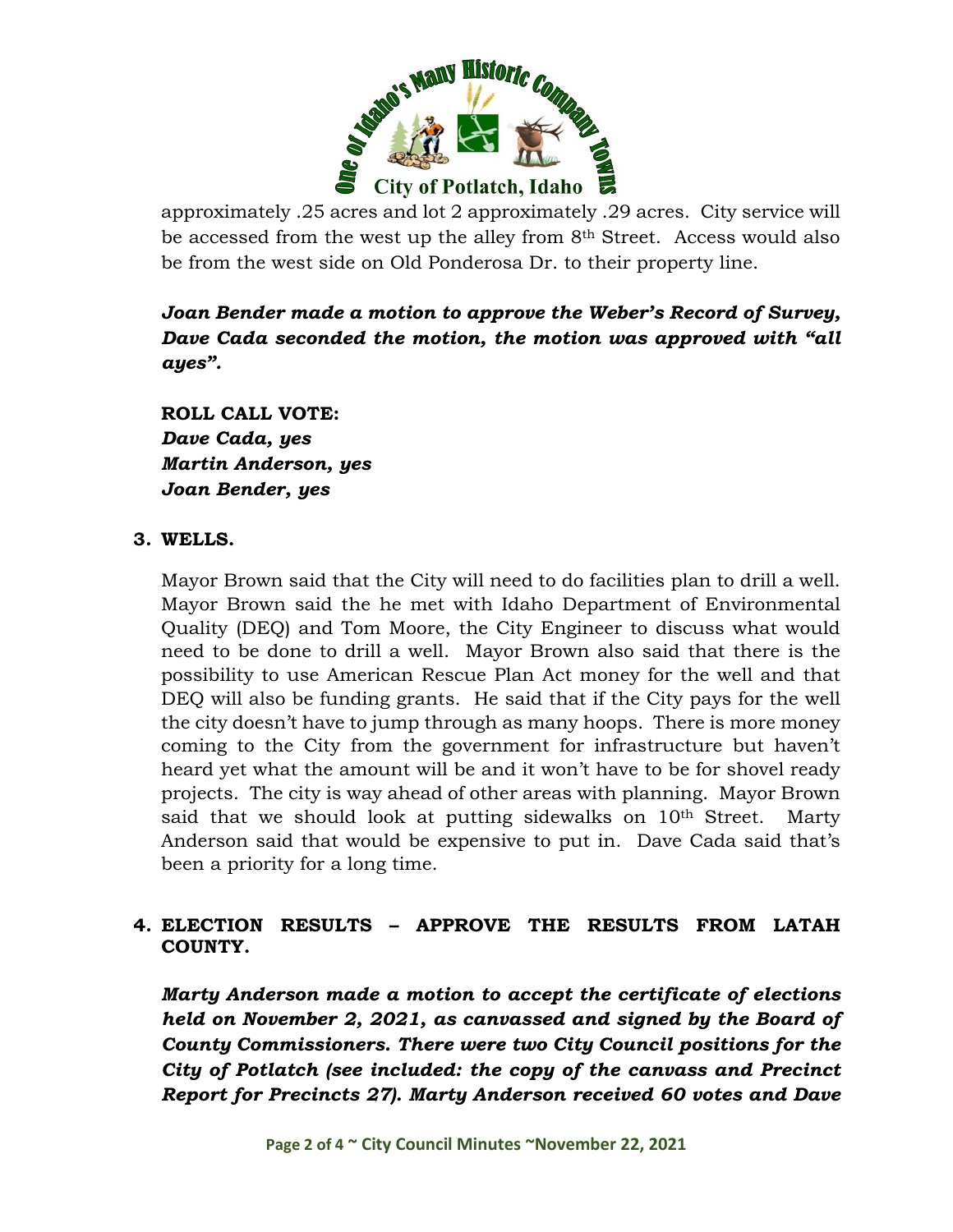approximately .25 acres and lot 2 approximately .29 acres. City service will be accessed from the west up the alley from 8th Street. Access would also be from the west side on Old Ponderosa Dr. to their property line.

***Joan Bender made a motion to approve the Weber's Record of Survey, Dave Cada seconded the motion, the motion was approved with "all ayes".***

**ROLL CALL VOTE:**
***Dave Cada, yes***
***Martin Anderson, yes***
***Joan Bender, yes***

**3. WELLS.**

Mayor Brown said that the City will need to do facilities plan to drill a well. Mayor Brown said the he met with Idaho Department of Environmental Quality (DEQ) and Tom Moore, the City Engineer to discuss what would need to be done to drill a well. Mayor Brown also said that there is the possibility to use American Rescue Plan Act money for the well and that DEQ will also be funding grants. He said that if the City pays for the well the city doesn't have to jump through as many hoops. There is more money coming to the City from the government for infrastructure but haven't heard yet what the amount will be and it won't have to be for shovel ready projects. The city is way ahead of other areas with planning. Mayor Brown said that we should look at putting sidewalks on 10th Street. Marty Anderson said that would be expensive to put in. Dave Cada said that's been a priority for a long time.

**4. ELECTION RESULTS – APPROVE THE RESULTS FROM LATAH COUNTY.**

***Marty Anderson made a motion to accept the certificate of elections held on November 2, 2021, as canvassed and signed by the Board of County Commissioners. There were two City Council positions for the City of Potlatch (see included: the copy of the canvass and Precinct Report for Precincts 27). Marty Anderson received 60 votes and Dave***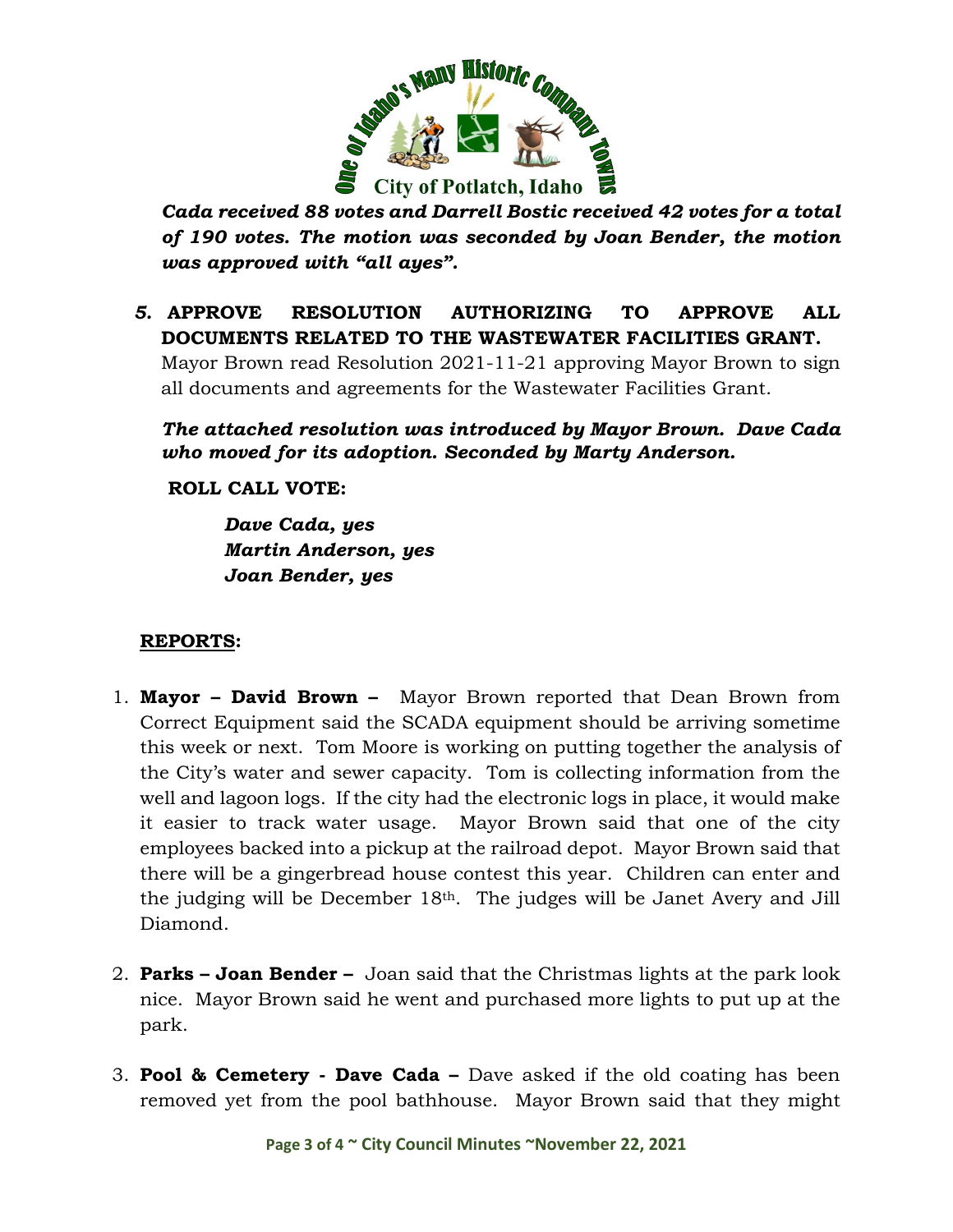***Cada received 88 votes and Darrell Bostic received 42 votes for a total of 190 votes. The motion was seconded by Joan Bender, the motion was approved with "all ayes".***

5. **APPROVE RESOLUTION AUTHORIZING TO APPROVE ALL DOCUMENTS RELATED TO THE WASTEWATER FACILITIES GRANT.**
   Mayor Brown read Resolution 2021-11-21 approving Mayor Brown to sign all documents and agreements for the Wastewater Facilities Grant.

   ***The attached resolution was introduced by Mayor Brown. Dave Cada who moved for its adoption. Seconded by Marty Anderson.***

   **ROLL CALL VOTE:**

   ***Dave Cada, yes***
   ***Martin Anderson, yes***
   ***Joan Bender, yes***

## REPORTS:

1. **Mayor – David Brown –** Mayor Brown reported that Dean Brown from Correct Equipment said the SCADA equipment should be arriving sometime this week or next. Tom Moore is working on putting together the analysis of the City's water and sewer capacity. Tom is collecting information from the well and lagoon logs. If the city had the electronic logs in place, it would make it easier to track water usage. Mayor Brown said that one of the city employees backed into a pickup at the railroad depot. Mayor Brown said that there will be a gingerbread house contest this year. Children can enter and the judging will be December 18th. The judges will be Janet Avery and Jill Diamond.

2. **Parks – Joan Bender –** Joan said that the Christmas lights at the park look nice. Mayor Brown said he went and purchased more lights to put up at the park.

3. **Pool & Cemetery - Dave Cada –** Dave asked if the old coating has been removed yet from the pool bathhouse. Mayor Brown said that they might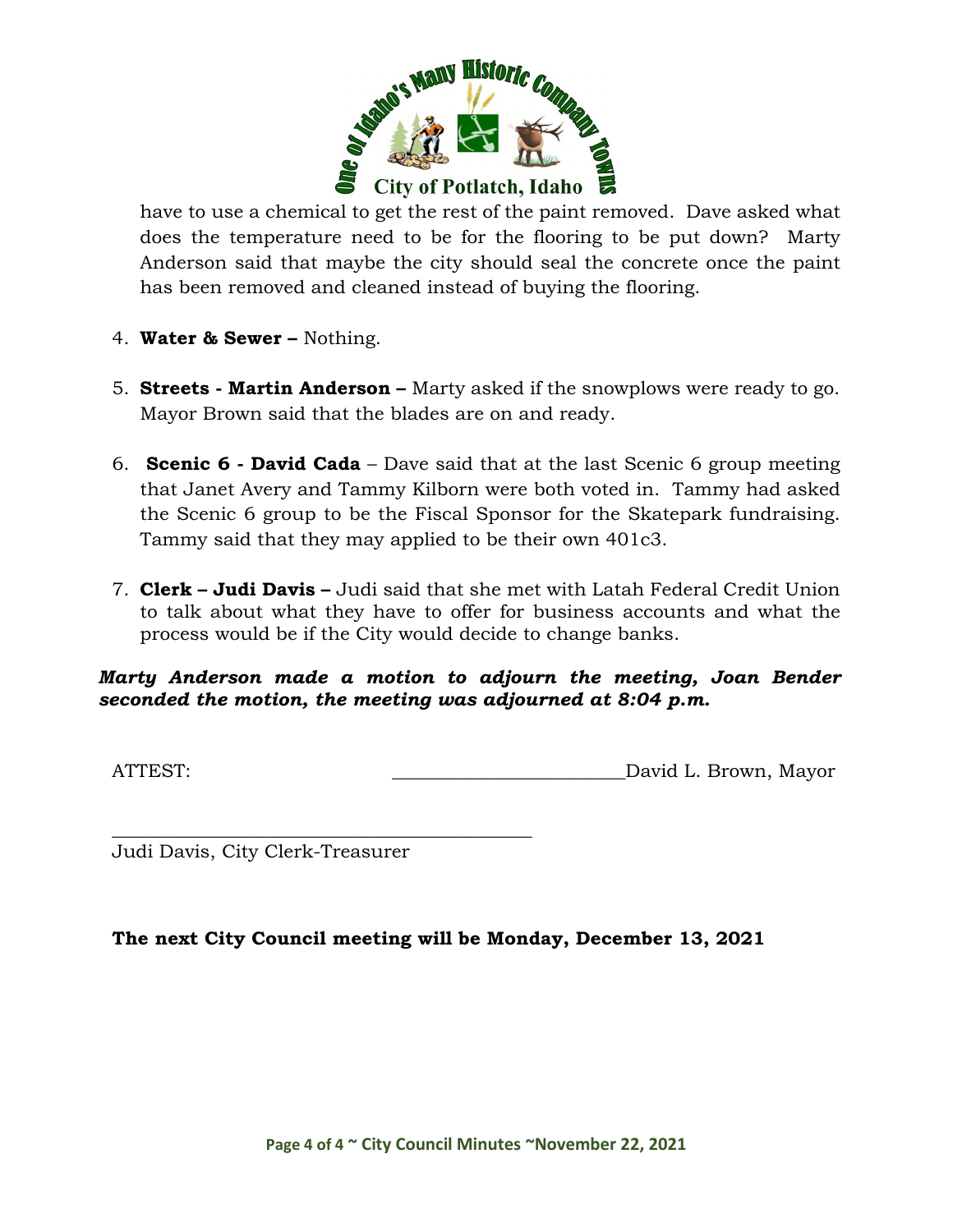have to use a chemical to get the rest of the paint removed. Dave asked what does the temperature need to be for the flooring to be put down? Marty Anderson said that maybe the city should seal the concrete once the paint has been removed and cleaned instead of buying the flooring.

4. **Water & Sewer –** Nothing.

5. **Streets - Martin Anderson –** Marty asked if the snowplows were ready to go. Mayor Brown said that the blades are on and ready.

6. **Scenic 6 - David Cada** – Dave said that at the last Scenic 6 group meeting that Janet Avery and Tammy Kilborn were both voted in. Tammy had asked the Scenic 6 group to be the Fiscal Sponsor for the Skatepark fundraising. Tammy said that they may applied to be their own 401c3.

7. **Clerk – Judi Davis –** Judi said that she met with Latah Federal Credit Union to talk about what they have to offer for business accounts and what the process would be if the City would decide to change banks.

***Marty Anderson made a motion to adjourn the meeting, Joan Bender seconded the motion, the meeting was adjourned at 8:04 p.m.***

ATTEST: \_\_\_\_\_\_\_\_\_\_\_\_\_\_\_\_\_\_\_\_\_\_\_\_David L. Brown, Mayor

\_\_\_\_\_\_\_\_\_\_\_\_\_\_\_\_\_\_\_\_\_\_\_\_\_\_\_\_\_\_\_\_\_\_\_\_\_\_\_\_\_\_\_\_
Judi Davis, City Clerk-Treasurer

**The next City Council meeting will be Monday, December 13, 2021**